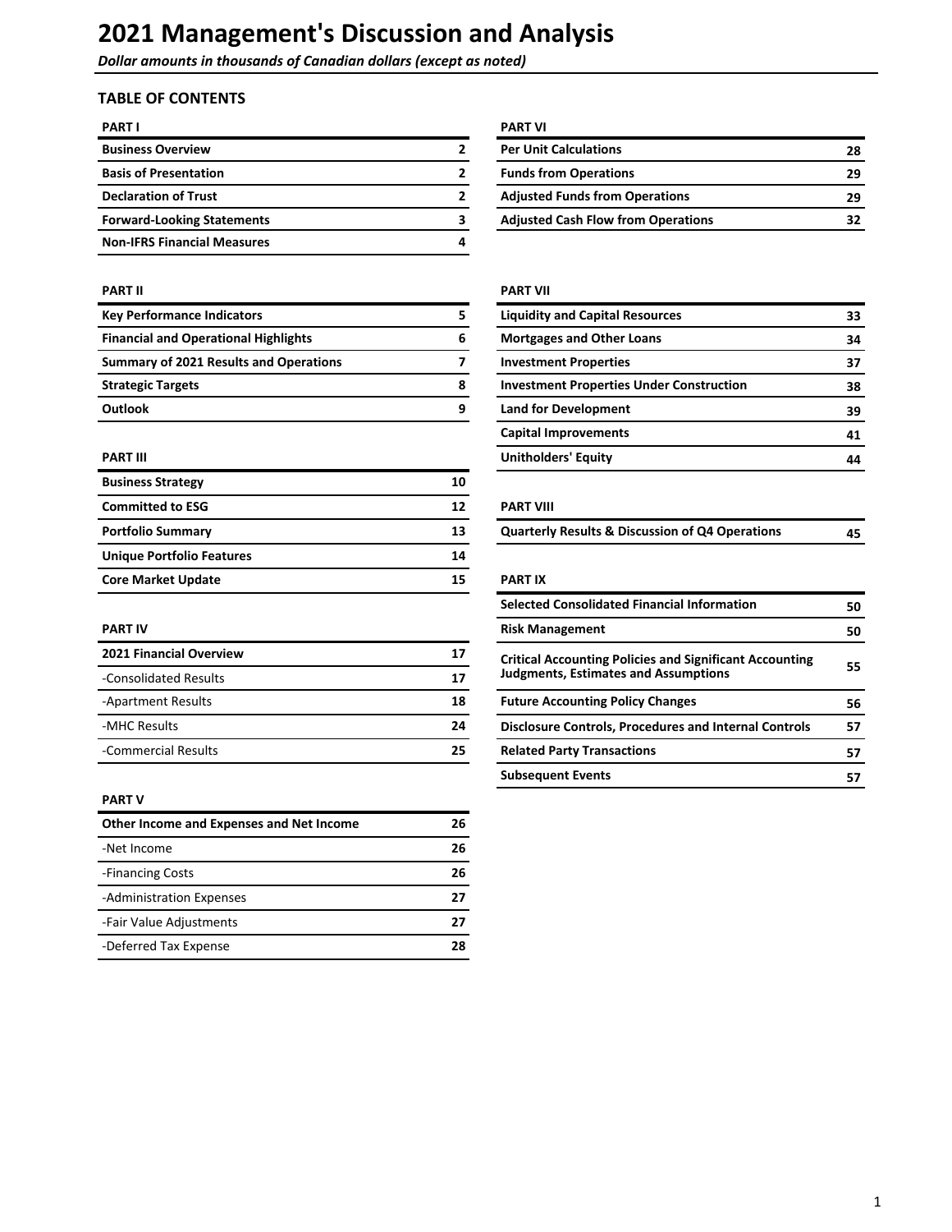# 2021 Management's Discussion and Analysis

*Dollar amounts in thousands of Canadian dollars (except as noted)*

## TABLE OF CONTENTS

| PART I | |
|---|---|
| **Business Overview** | 2 |
| **Basis of Presentation** | 2 |
| **Declaration of Trust** | 2 |
| **Forward-Looking Statements** | 3 |
| **Non-IFRS Financial Measures** | 4 |

| PART II | |
|---|---|
| **Key Performance Indicators** | 5 |
| **Financial and Operational Highlights** | 6 |
| **Summary of 2021 Results and Operations** | 7 |
| **Strategic Targets** | 8 |
| **Outlook** | 9 |

| PART III | |
|---|---|
| **Business Strategy** | 10 |
| **Committed to ESG** | 12 |
| **Portfolio Summary** | 13 |
| **Unique Portfolio Features** | 14 |
| **Core Market Update** | 15 |

| PART IV | |
|---|---|
| **2021 Financial Overview** | 17 |
| -Consolidated Results | 17 |
| -Apartment Results | 18 |
| -MHC Results | 24 |
| -Commercial Results | 25 |

| PART V | |
|---|---|
| **Other Income and Expenses and Net Income** | 26 |
| -Net Income | 26 |
| -Financing Costs | 26 |
| -Administration Expenses | 27 |
| -Fair Value Adjustments | 27 |
| -Deferred Tax Expense | 28 |

| PART VI | |
|---|---|
| **Per Unit Calculations** | 28 |
| **Funds from Operations** | 29 |
| **Adjusted Funds from Operations** | 29 |
| **Adjusted Cash Flow from Operations** | 32 |

| PART VII | |
|---|---|
| **Liquidity and Capital Resources** | 33 |
| **Mortgages and Other Loans** | 34 |
| **Investment Properties** | 37 |
| **Investment Properties Under Construction** | 38 |
| **Land for Development** | 39 |
| **Capital Improvements** | 41 |
| **Unitholders' Equity** | 44 |

| PART VIII | |
|---|---|
| **Quarterly Results & Discussion of Q4 Operations** | 45 |

| PART IX | |
|---|---|
| **Selected Consolidated Financial Information** | 50 |
| **Risk Management** | 50 |
| **Critical Accounting Policies and Significant Accounting Judgments, Estimates and Assumptions** | 55 |
| **Future Accounting Policy Changes** | 56 |
| **Disclosure Controls, Procedures and Internal Controls** | 57 |
| **Related Party Transactions** | 57 |
| **Subsequent Events** | 57 |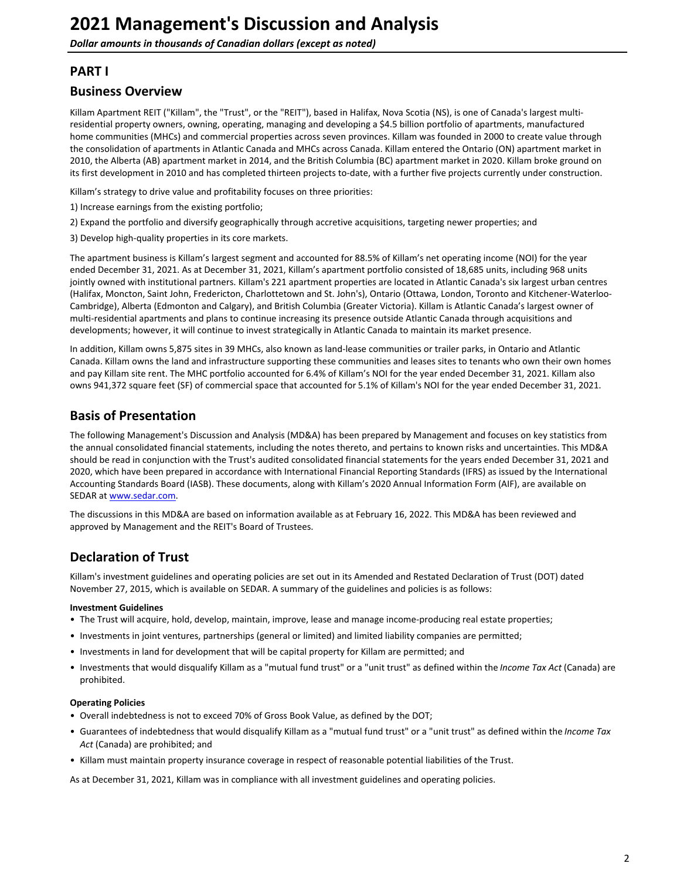# 2021 Management's Discussion and Analysis

*Dollar amounts in thousands of Canadian dollars (except as noted)*

## PART I

## Business Overview

Killam Apartment REIT ("Killam", the "Trust", or the "REIT"), based in Halifax, Nova Scotia (NS), is one of Canada's largest multi-residential property owners, owning, operating, managing and developing a $4.5 billion portfolio of apartments, manufactured home communities (MHCs) and commercial properties across seven provinces. Killam was founded in 2000 to create value through the consolidation of apartments in Atlantic Canada and MHCs across Canada. Killam entered the Ontario (ON) apartment market in 2010, the Alberta (AB) apartment market in 2014, and the British Columbia (BC) apartment market in 2020. Killam broke ground on its first development in 2010 and has completed thirteen projects to-date, with a further five projects currently under construction.

Killam's strategy to drive value and profitability focuses on three priorities:

1) Increase earnings from the existing portfolio;

2) Expand the portfolio and diversify geographically through accretive acquisitions, targeting newer properties; and

3) Develop high-quality properties in its core markets.

The apartment business is Killam's largest segment and accounted for 88.5% of Killam's net operating income (NOI) for the year ended December 31, 2021. As at December 31, 2021, Killam's apartment portfolio consisted of 18,685 units, including 968 units jointly owned with institutional partners. Killam's 221 apartment properties are located in Atlantic Canada's six largest urban centres (Halifax, Moncton, Saint John, Fredericton, Charlottetown and St. John's), Ontario (Ottawa, London, Toronto and Kitchener-Waterloo-Cambridge), Alberta (Edmonton and Calgary), and British Columbia (Greater Victoria). Killam is Atlantic Canada's largest owner of multi-residential apartments and plans to continue increasing its presence outside Atlantic Canada through acquisitions and developments; however, it will continue to invest strategically in Atlantic Canada to maintain its market presence.

In addition, Killam owns 5,875 sites in 39 MHCs, also known as land-lease communities or trailer parks, in Ontario and Atlantic Canada. Killam owns the land and infrastructure supporting these communities and leases sites to tenants who own their own homes and pay Killam site rent. The MHC portfolio accounted for 6.4% of Killam's NOI for the year ended December 31, 2021. Killam also owns 941,372 square feet (SF) of commercial space that accounted for 5.1% of Killam's NOI for the year ended December 31, 2021.

## Basis of Presentation

The following Management's Discussion and Analysis (MD&A) has been prepared by Management and focuses on key statistics from the annual consolidated financial statements, including the notes thereto, and pertains to known risks and uncertainties. This MD&A should be read in conjunction with the Trust's audited consolidated financial statements for the years ended December 31, 2021 and 2020, which have been prepared in accordance with International Financial Reporting Standards (IFRS) as issued by the International Accounting Standards Board (IASB). These documents, along with Killam's 2020 Annual Information Form (AIF), are available on SEDAR at www.sedar.com.

The discussions in this MD&A are based on information available as at February 16, 2022. This MD&A has been reviewed and approved by Management and the REIT's Board of Trustees.

## Declaration of Trust

Killam's investment guidelines and operating policies are set out in its Amended and Restated Declaration of Trust (DOT) dated November 27, 2015, which is available on SEDAR. A summary of the guidelines and policies is as follows:

**Investment Guidelines**

- The Trust will acquire, hold, develop, maintain, improve, lease and manage income-producing real estate properties;
- Investments in joint ventures, partnerships (general or limited) and limited liability companies are permitted;
- Investments in land for development that will be capital property for Killam are permitted; and
- Investments that would disqualify Killam as a "mutual fund trust" or a "unit trust" as defined within the *Income Tax Act* (Canada) are prohibited.

**Operating Policies**

- Overall indebtedness is not to exceed 70% of Gross Book Value, as defined by the DOT;
- Guarantees of indebtedness that would disqualify Killam as a "mutual fund trust" or a "unit trust" as defined within the *Income Tax Act* (Canada) are prohibited; and
- Killam must maintain property insurance coverage in respect of reasonable potential liabilities of the Trust.

As at December 31, 2021, Killam was in compliance with all investment guidelines and operating policies.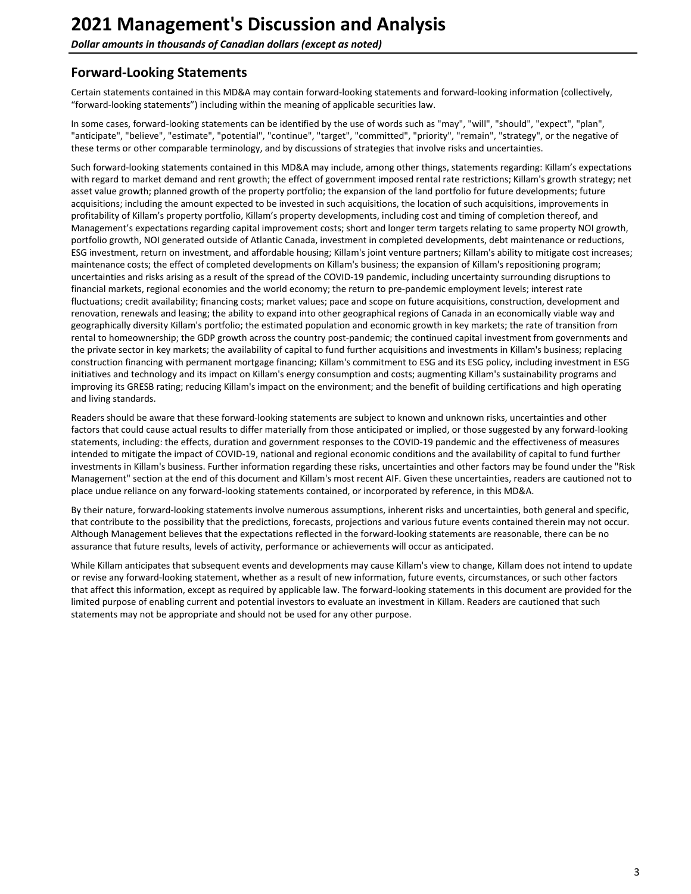# 2021 Management's Discussion and Analysis

***Dollar amounts in thousands of Canadian dollars (except as noted)***

## Forward-Looking Statements

Certain statements contained in this MD&A may contain forward-looking statements and forward-looking information (collectively, "forward-looking statements") including within the meaning of applicable securities law.

In some cases, forward-looking statements can be identified by the use of words such as "may", "will", "should", "expect", "plan", "anticipate", "believe", "estimate", "potential", "continue", "target", "committed", "priority", "remain", "strategy", or the negative of these terms or other comparable terminology, and by discussions of strategies that involve risks and uncertainties.

Such forward-looking statements contained in this MD&A may include, among other things, statements regarding: Killam's expectations with regard to market demand and rent growth; the effect of government imposed rental rate restrictions; Killam's growth strategy; net asset value growth; planned growth of the property portfolio; the expansion of the land portfolio for future developments; future acquisitions; including the amount expected to be invested in such acquisitions, the location of such acquisitions, improvements in profitability of Killam's property portfolio, Killam's property developments, including cost and timing of completion thereof, and Management's expectations regarding capital improvement costs; short and longer term targets relating to same property NOI growth, portfolio growth, NOI generated outside of Atlantic Canada, investment in completed developments, debt maintenance or reductions, ESG investment, return on investment, and affordable housing; Killam's joint venture partners; Killam's ability to mitigate cost increases; maintenance costs; the effect of completed developments on Killam's business; the expansion of Killam's repositioning program; uncertainties and risks arising as a result of the spread of the COVID-19 pandemic, including uncertainty surrounding disruptions to financial markets, regional economies and the world economy; the return to pre-pandemic employment levels; interest rate fluctuations; credit availability; financing costs; market values; pace and scope on future acquisitions, construction, development and renovation, renewals and leasing; the ability to expand into other geographical regions of Canada in an economically viable way and geographically diversity Killam's portfolio; the estimated population and economic growth in key markets; the rate of transition from rental to homeownership; the GDP growth across the country post-pandemic; the continued capital investment from governments and the private sector in key markets; the availability of capital to fund further acquisitions and investments in Killam's business; replacing construction financing with permanent mortgage financing; Killam's commitment to ESG and its ESG policy, including investment in ESG initiatives and technology and its impact on Killam's energy consumption and costs; augmenting Killam's sustainability programs and improving its GRESB rating; reducing Killam's impact on the environment; and the benefit of building certifications and high operating and living standards.

Readers should be aware that these forward-looking statements are subject to known and unknown risks, uncertainties and other factors that could cause actual results to differ materially from those anticipated or implied, or those suggested by any forward-looking statements, including: the effects, duration and government responses to the COVID-19 pandemic and the effectiveness of measures intended to mitigate the impact of COVID-19, national and regional economic conditions and the availability of capital to fund further investments in Killam's business. Further information regarding these risks, uncertainties and other factors may be found under the "Risk Management" section at the end of this document and Killam's most recent AIF. Given these uncertainties, readers are cautioned not to place undue reliance on any forward-looking statements contained, or incorporated by reference, in this MD&A.

By their nature, forward-looking statements involve numerous assumptions, inherent risks and uncertainties, both general and specific, that contribute to the possibility that the predictions, forecasts, projections and various future events contained therein may not occur. Although Management believes that the expectations reflected in the forward-looking statements are reasonable, there can be no assurance that future results, levels of activity, performance or achievements will occur as anticipated.

While Killam anticipates that subsequent events and developments may cause Killam's view to change, Killam does not intend to update or revise any forward-looking statement, whether as a result of new information, future events, circumstances, or such other factors that affect this information, except as required by applicable law. The forward-looking statements in this document are provided for the limited purpose of enabling current and potential investors to evaluate an investment in Killam. Readers are cautioned that such statements may not be appropriate and should not be used for any other purpose.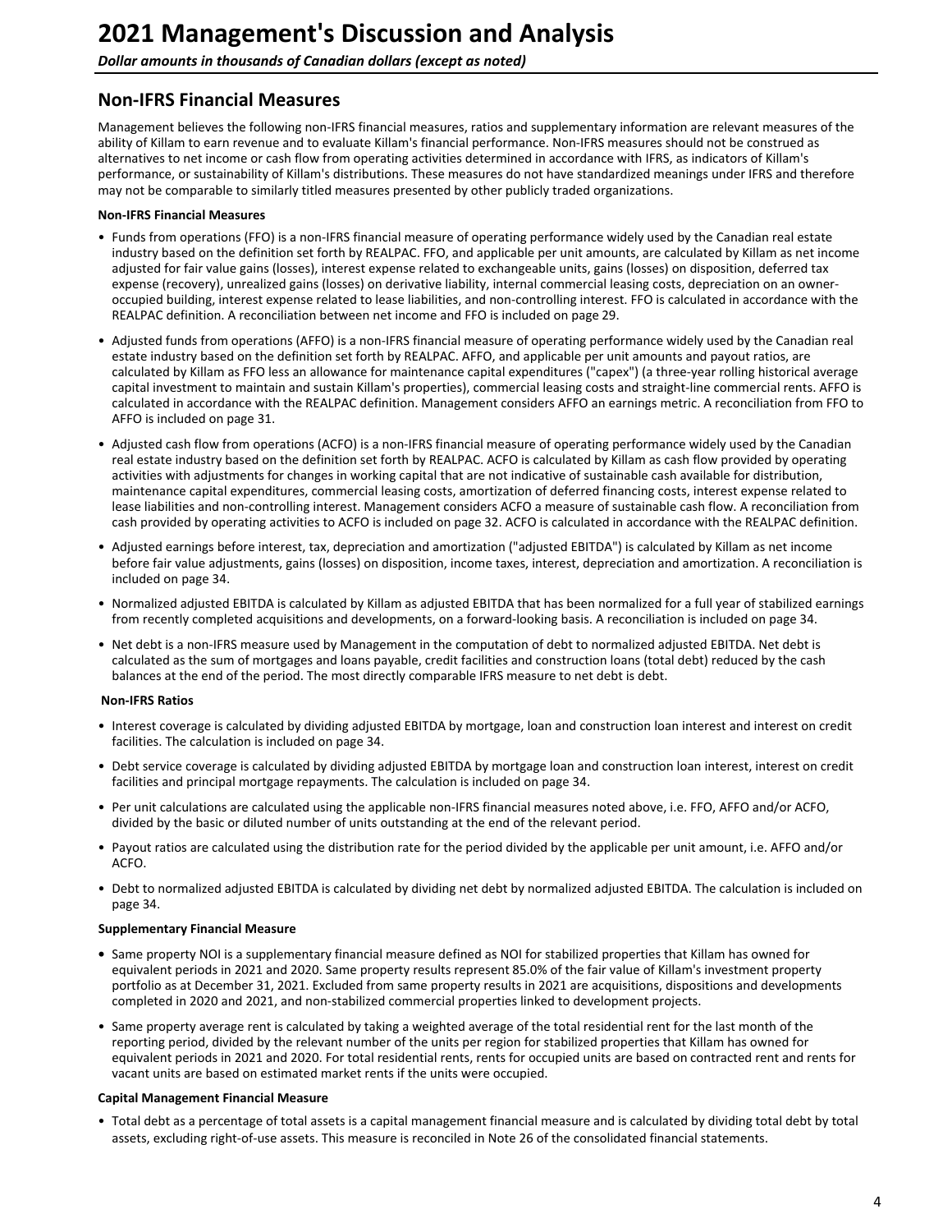# 2021 Management's Discussion and Analysis

*Dollar amounts in thousands of Canadian dollars (except as noted)*

## Non-IFRS Financial Measures

Management believes the following non-IFRS financial measures, ratios and supplementary information are relevant measures of the ability of Killam to earn revenue and to evaluate Killam's financial performance. Non-IFRS measures should not be construed as alternatives to net income or cash flow from operating activities determined in accordance with IFRS, as indicators of Killam's performance, or sustainability of Killam's distributions. These measures do not have standardized meanings under IFRS and therefore may not be comparable to similarly titled measures presented by other publicly traded organizations.

**Non-IFRS Financial Measures**

- Funds from operations (FFO) is a non-IFRS financial measure of operating performance widely used by the Canadian real estate industry based on the definition set forth by REALPAC. FFO, and applicable per unit amounts, are calculated by Killam as net income adjusted for fair value gains (losses), interest expense related to exchangeable units, gains (losses) on disposition, deferred tax expense (recovery), unrealized gains (losses) on derivative liability, internal commercial leasing costs, depreciation on an owner-occupied building, interest expense related to lease liabilities, and non-controlling interest. FFO is calculated in accordance with the REALPAC definition. A reconciliation between net income and FFO is included on page 29.
- Adjusted funds from operations (AFFO) is a non-IFRS financial measure of operating performance widely used by the Canadian real estate industry based on the definition set forth by REALPAC. AFFO, and applicable per unit amounts and payout ratios, are calculated by Killam as FFO less an allowance for maintenance capital expenditures ("capex") (a three-year rolling historical average capital investment to maintain and sustain Killam's properties), commercial leasing costs and straight-line commercial rents. AFFO is calculated in accordance with the REALPAC definition. Management considers AFFO an earnings metric. A reconciliation from FFO to AFFO is included on page 31.
- Adjusted cash flow from operations (ACFO) is a non-IFRS financial measure of operating performance widely used by the Canadian real estate industry based on the definition set forth by REALPAC. ACFO is calculated by Killam as cash flow provided by operating activities with adjustments for changes in working capital that are not indicative of sustainable cash available for distribution, maintenance capital expenditures, commercial leasing costs, amortization of deferred financing costs, interest expense related to lease liabilities and non-controlling interest. Management considers ACFO a measure of sustainable cash flow. A reconciliation from cash provided by operating activities to ACFO is included on page 32. ACFO is calculated in accordance with the REALPAC definition.
- Adjusted earnings before interest, tax, depreciation and amortization ("adjusted EBITDA") is calculated by Killam as net income before fair value adjustments, gains (losses) on disposition, income taxes, interest, depreciation and amortization. A reconciliation is included on page 34.
- Normalized adjusted EBITDA is calculated by Killam as adjusted EBITDA that has been normalized for a full year of stabilized earnings from recently completed acquisitions and developments, on a forward-looking basis. A reconciliation is included on page 34.
- Net debt is a non-IFRS measure used by Management in the computation of debt to normalized adjusted EBITDA. Net debt is calculated as the sum of mortgages and loans payable, credit facilities and construction loans (total debt) reduced by the cash balances at the end of the period. The most directly comparable IFRS measure to net debt is debt.

**Non-IFRS Ratios**

- Interest coverage is calculated by dividing adjusted EBITDA by mortgage, loan and construction loan interest and interest on credit facilities. The calculation is included on page 34.
- Debt service coverage is calculated by dividing adjusted EBITDA by mortgage loan and construction loan interest, interest on credit facilities and principal mortgage repayments. The calculation is included on page 34.
- Per unit calculations are calculated using the applicable non-IFRS financial measures noted above, i.e. FFO, AFFO and/or ACFO, divided by the basic or diluted number of units outstanding at the end of the relevant period.
- Payout ratios are calculated using the distribution rate for the period divided by the applicable per unit amount, i.e. AFFO and/or ACFO.
- Debt to normalized adjusted EBITDA is calculated by dividing net debt by normalized adjusted EBITDA. The calculation is included on page 34.

**Supplementary Financial Measure**

- Same property NOI is a supplementary financial measure defined as NOI for stabilized properties that Killam has owned for equivalent periods in 2021 and 2020. Same property results represent 85.0% of the fair value of Killam's investment property portfolio as at December 31, 2021. Excluded from same property results in 2021 are acquisitions, dispositions and developments completed in 2020 and 2021, and non-stabilized commercial properties linked to development projects.
- Same property average rent is calculated by taking a weighted average of the total residential rent for the last month of the reporting period, divided by the relevant number of the units per region for stabilized properties that Killam has owned for equivalent periods in 2021 and 2020. For total residential rents, rents for occupied units are based on contracted rent and rents for vacant units are based on estimated market rents if the units were occupied.

**Capital Management Financial Measure**

- Total debt as a percentage of total assets is a capital management financial measure and is calculated by dividing total debt by total assets, excluding right-of-use assets. This measure is reconciled in Note 26 of the consolidated financial statements.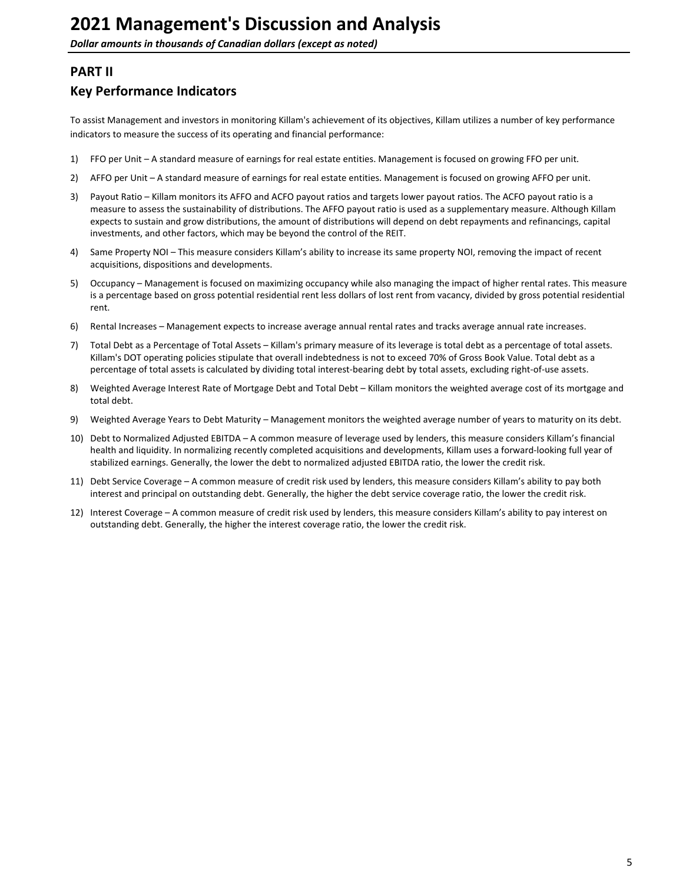## PART II

## Key Performance Indicators

To assist Management and investors in monitoring Killam's achievement of its objectives, Killam utilizes a number of key performance indicators to measure the success of its operating and financial performance:

1) FFO per Unit – A standard measure of earnings for real estate entities. Management is focused on growing FFO per unit.
2) AFFO per Unit – A standard measure of earnings for real estate entities. Management is focused on growing AFFO per unit.
3) Payout Ratio – Killam monitors its AFFO and ACFO payout ratios and targets lower payout ratios. The ACFO payout ratio is a measure to assess the sustainability of distributions. The AFFO payout ratio is used as a supplementary measure. Although Killam expects to sustain and grow distributions, the amount of distributions will depend on debt repayments and refinancings, capital investments, and other factors, which may be beyond the control of the REIT.
4) Same Property NOI – This measure considers Killam's ability to increase its same property NOI, removing the impact of recent acquisitions, dispositions and developments.
5) Occupancy – Management is focused on maximizing occupancy while also managing the impact of higher rental rates. This measure is a percentage based on gross potential residential rent less dollars of lost rent from vacancy, divided by gross potential residential rent.
6) Rental Increases – Management expects to increase average annual rental rates and tracks average annual rate increases.
7) Total Debt as a Percentage of Total Assets – Killam's primary measure of its leverage is total debt as a percentage of total assets. Killam's DOT operating policies stipulate that overall indebtedness is not to exceed 70% of Gross Book Value. Total debt as a percentage of total assets is calculated by dividing total interest-bearing debt by total assets, excluding right-of-use assets.
8) Weighted Average Interest Rate of Mortgage Debt and Total Debt – Killam monitors the weighted average cost of its mortgage and total debt.
9) Weighted Average Years to Debt Maturity – Management monitors the weighted average number of years to maturity on its debt.
10) Debt to Normalized Adjusted EBITDA – A common measure of leverage used by lenders, this measure considers Killam's financial health and liquidity. In normalizing recently completed acquisitions and developments, Killam uses a forward-looking full year of stabilized earnings. Generally, the lower the debt to normalized adjusted EBITDA ratio, the lower the credit risk.
11) Debt Service Coverage – A common measure of credit risk used by lenders, this measure considers Killam's ability to pay both interest and principal on outstanding debt. Generally, the higher the debt service coverage ratio, the lower the credit risk.
12) Interest Coverage – A common measure of credit risk used by lenders, this measure considers Killam's ability to pay interest on outstanding debt. Generally, the higher the interest coverage ratio, the lower the credit risk.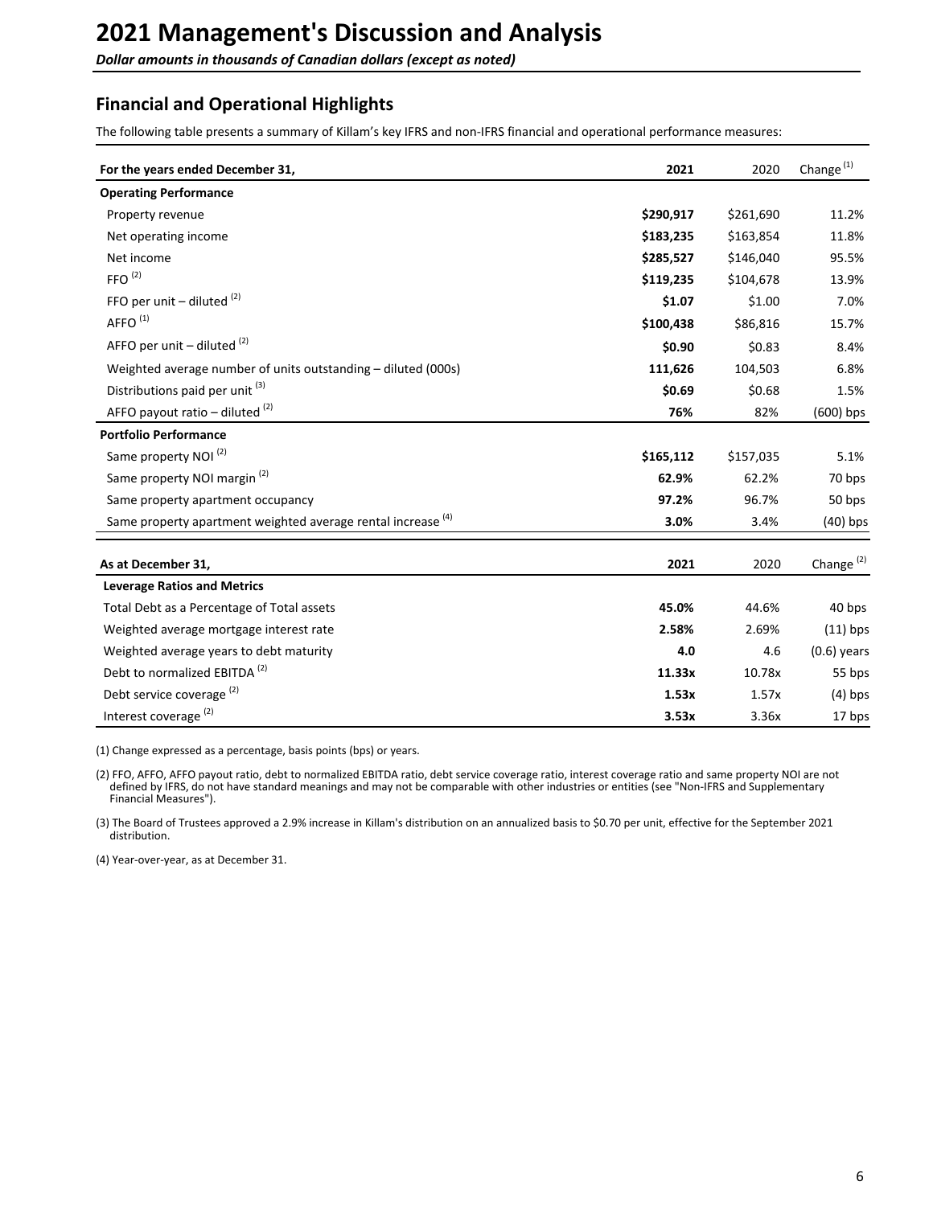# 2021 Management's Discussion and Analysis

***Dollar amounts in thousands of Canadian dollars (except as noted)***

## Financial and Operational Highlights

The following table presents a summary of Killam's key IFRS and non-IFRS financial and operational performance measures:

| For the years ended December 31, | 2021 | 2020 | Change [1] |
|---|---|---|---|
| **Operating Performance** | | | |
| Property revenue | **$290,917** | $261,690 | 11.2% |
| Net operating income | **$183,235** | $163,854 | 11.8% |
| Net income | **$285,527** | $146,040 | 95.5% |
| FFO [2] | **$119,235** | $104,678 | 13.9% |
| FFO per unit – diluted [2] | **$1.07** | $1.00 | 7.0% |
| AFFO [1] | **$100,438** | $86,816 | 15.7% |
| AFFO per unit – diluted [2] | **$0.90** | $0.83 | 8.4% |
| Weighted average number of units outstanding – diluted (000s) | **111,626** | 104,503 | 6.8% |
| Distributions paid per unit [3] | **$0.69** | $0.68 | 1.5% |
| AFFO payout ratio – diluted [2] | **76%** | 82% | (600) bps |
| **Portfolio Performance** | | | |
| Same property NOI [2] | **$165,112** | $157,035 | 5.1% |
| Same property NOI margin [2] | **62.9%** | 62.2% | 70 bps |
| Same property apartment occupancy | **97.2%** | 96.7% | 50 bps |
| Same property apartment weighted average rental increase [4] | **3.0%** | 3.4% | (40) bps |

| As at December 31, | 2021 | 2020 | Change [2] |
|---|---|---|---|
| **Leverage Ratios and Metrics** | | | |
| Total Debt as a Percentage of Total assets | **45.0%** | 44.6% | 40 bps |
| Weighted average mortgage interest rate | **2.58%** | 2.69% | (11) bps |
| Weighted average years to debt maturity | **4.0** | 4.6 | (0.6) years |
| Debt to normalized EBITDA [2] | **11.33x** | 10.78x | 55 bps |
| Debt service coverage [2] | **1.53x** | 1.57x | (4) bps |
| Interest coverage [2] | **3.53x** | 3.36x | 17 bps |

(1) Change expressed as a percentage, basis points (bps) or years.

(2) FFO, AFFO, AFFO payout ratio, debt to normalized EBITDA ratio, debt service coverage ratio, interest coverage ratio and same property NOI are not defined by IFRS, do not have standard meanings and may not be comparable with other industries or entities (see "Non-IFRS and Supplementary Financial Measures").

(3) The Board of Trustees approved a 2.9% increase in Killam's distribution on an annualized basis to $0.70 per unit, effective for the September 2021 distribution.

(4) Year-over-year, as at December 31.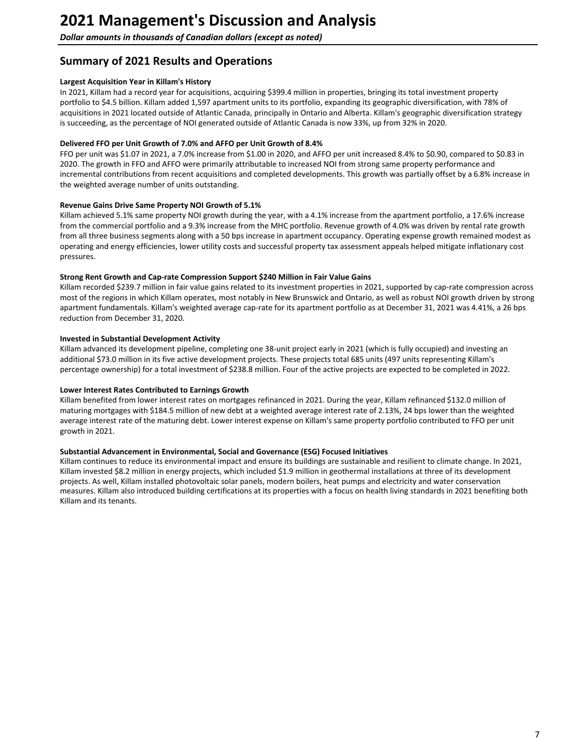# 2021 Management's Discussion and Analysis

*Dollar amounts in thousands of Canadian dollars (except as noted)*

## Summary of 2021 Results and Operations

**Largest Acquisition Year in Killam's History**

In 2021, Killam had a record year for acquisitions, acquiring $399.4 million in properties, bringing its total investment property portfolio to $4.5 billion. Killam added 1,597 apartment units to its portfolio, expanding its geographic diversification, with 78% of acquisitions in 2021 located outside of Atlantic Canada, principally in Ontario and Alberta. Killam's geographic diversification strategy is succeeding, as the percentage of NOI generated outside of Atlantic Canada is now 33%, up from 32% in 2020.

**Delivered FFO per Unit Growth of 7.0% and AFFO per Unit Growth of 8.4%**

FFO per unit was $1.07 in 2021, a 7.0% increase from $1.00 in 2020, and AFFO per unit increased 8.4% to $0.90, compared to $0.83 in 2020. The growth in FFO and AFFO were primarily attributable to increased NOI from strong same property performance and incremental contributions from recent acquisitions and completed developments. This growth was partially offset by a 6.8% increase in the weighted average number of units outstanding.

**Revenue Gains Drive Same Property NOI Growth of 5.1%**

Killam achieved 5.1% same property NOI growth during the year, with a 4.1% increase from the apartment portfolio, a 17.6% increase from the commercial portfolio and a 9.3% increase from the MHC portfolio. Revenue growth of 4.0% was driven by rental rate growth from all three business segments along with a 50 bps increase in apartment occupancy. Operating expense growth remained modest as operating and energy efficiencies, lower utility costs and successful property tax assessment appeals helped mitigate inflationary cost pressures.

**Strong Rent Growth and Cap-rate Compression Support $240 Million in Fair Value Gains**

Killam recorded $239.7 million in fair value gains related to its investment properties in 2021, supported by cap-rate compression across most of the regions in which Killam operates, most notably in New Brunswick and Ontario, as well as robust NOI growth driven by strong apartment fundamentals. Killam's weighted average cap-rate for its apartment portfolio as at December 31, 2021 was 4.41%, a 26 bps reduction from December 31, 2020.

**Invested in Substantial Development Activity**

Killam advanced its development pipeline, completing one 38-unit project early in 2021 (which is fully occupied) and investing an additional $73.0 million in its five active development projects. These projects total 685 units (497 units representing Killam's percentage ownership) for a total investment of $238.8 million. Four of the active projects are expected to be completed in 2022.

**Lower Interest Rates Contributed to Earnings Growth**

Killam benefited from lower interest rates on mortgages refinanced in 2021. During the year, Killam refinanced $132.0 million of maturing mortgages with $184.5 million of new debt at a weighted average interest rate of 2.13%, 24 bps lower than the weighted average interest rate of the maturing debt. Lower interest expense on Killam's same property portfolio contributed to FFO per unit growth in 2021.

**Substantial Advancement in Environmental, Social and Governance (ESG) Focused Initiatives**

Killam continues to reduce its environmental impact and ensure its buildings are sustainable and resilient to climate change. In 2021, Killam invested $8.2 million in energy projects, which included $1.9 million in geothermal installations at three of its development projects. As well, Killam installed photovoltaic solar panels, modern boilers, heat pumps and electricity and water conservation measures. Killam also introduced building certifications at its properties with a focus on health living standards in 2021 benefiting both Killam and its tenants.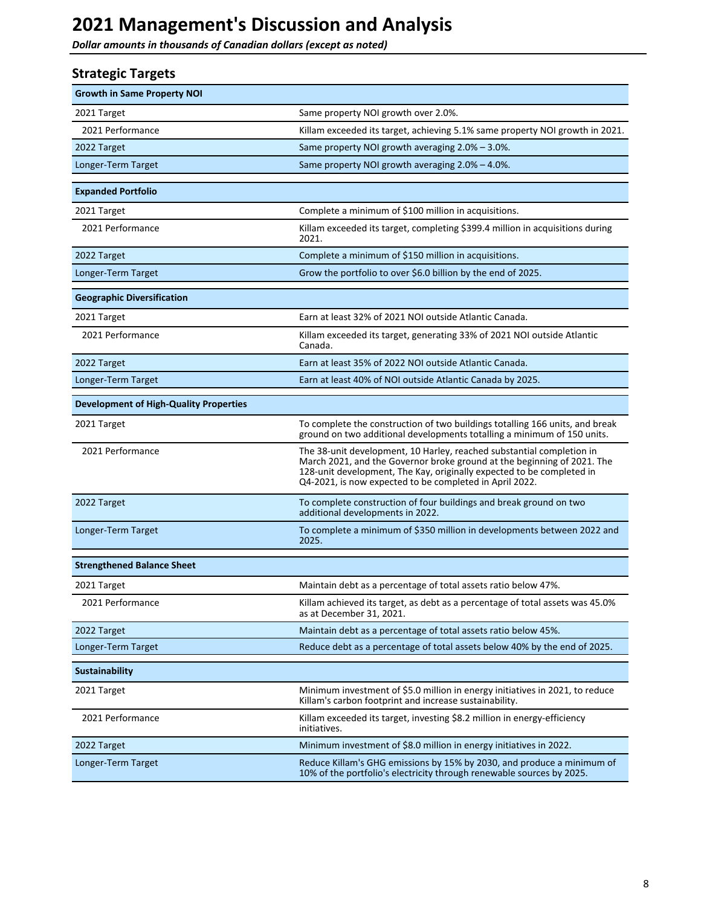# 2021 Management's Discussion and Analysis

*Dollar amounts in thousands of Canadian dollars (except as noted)*

## Strategic Targets

| **Growth in Same Property NOI** | |
|---|---|
| 2021 Target | Same property NOI growth over 2.0%. |
| 2021 Performance | Killam exceeded its target, achieving 5.1% same property NOI growth in 2021. |
| 2022 Target | Same property NOI growth averaging 2.0% – 3.0%. |
| Longer-Term Target | Same property NOI growth averaging 2.0% – 4.0%. |

| **Expanded Portfolio** | |
|---|---|
| 2021 Target | Complete a minimum of $100 million in acquisitions. |
| 2021 Performance | Killam exceeded its target, completing $399.4 million in acquisitions during 2021. |
| 2022 Target | Complete a minimum of $150 million in acquisitions. |
| Longer-Term Target | Grow the portfolio to over $6.0 billion by the end of 2025. |

| **Geographic Diversification** | |
|---|---|
| 2021 Target | Earn at least 32% of 2021 NOI outside Atlantic Canada. |
| 2021 Performance | Killam exceeded its target, generating 33% of 2021 NOI outside Atlantic Canada. |
| 2022 Target | Earn at least 35% of 2022 NOI outside Atlantic Canada. |
| Longer-Term Target | Earn at least 40% of NOI outside Atlantic Canada by 2025. |

| **Development of High-Quality Properties** | |
|---|---|
| 2021 Target | To complete the construction of two buildings totalling 166 units, and break ground on two additional developments totalling a minimum of 150 units. |
| 2021 Performance | The 38-unit development, 10 Harley, reached substantial completion in March 2021, and the Governor broke ground at the beginning of 2021. The 128-unit development, The Kay, originally expected to be completed in Q4-2021, is now expected to be completed in April 2022. |
| 2022 Target | To complete construction of four buildings and break ground on two additional developments in 2022. |
| Longer-Term Target | To complete a minimum of $350 million in developments between 2022 and 2025. |

| **Strengthened Balance Sheet** | |
|---|---|
| 2021 Target | Maintain debt as a percentage of total assets ratio below 47%. |
| 2021 Performance | Killam achieved its target, as debt as a percentage of total assets was 45.0% as at December 31, 2021. |
| 2022 Target | Maintain debt as a percentage of total assets ratio below 45%. |
| Longer-Term Target | Reduce debt as a percentage of total assets below 40% by the end of 2025. |

| **Sustainability** | |
|---|---|
| 2021 Target | Minimum investment of $5.0 million in energy initiatives in 2021, to reduce Killam's carbon footprint and increase sustainability. |
| 2021 Performance | Killam exceeded its target, investing $8.2 million in energy-efficiency initiatives. |
| 2022 Target | Minimum investment of $8.0 million in energy initiatives in 2022. |
| Longer-Term Target | Reduce Killam's GHG emissions by 15% by 2030, and produce a minimum of 10% of the portfolio's electricity through renewable sources by 2025. |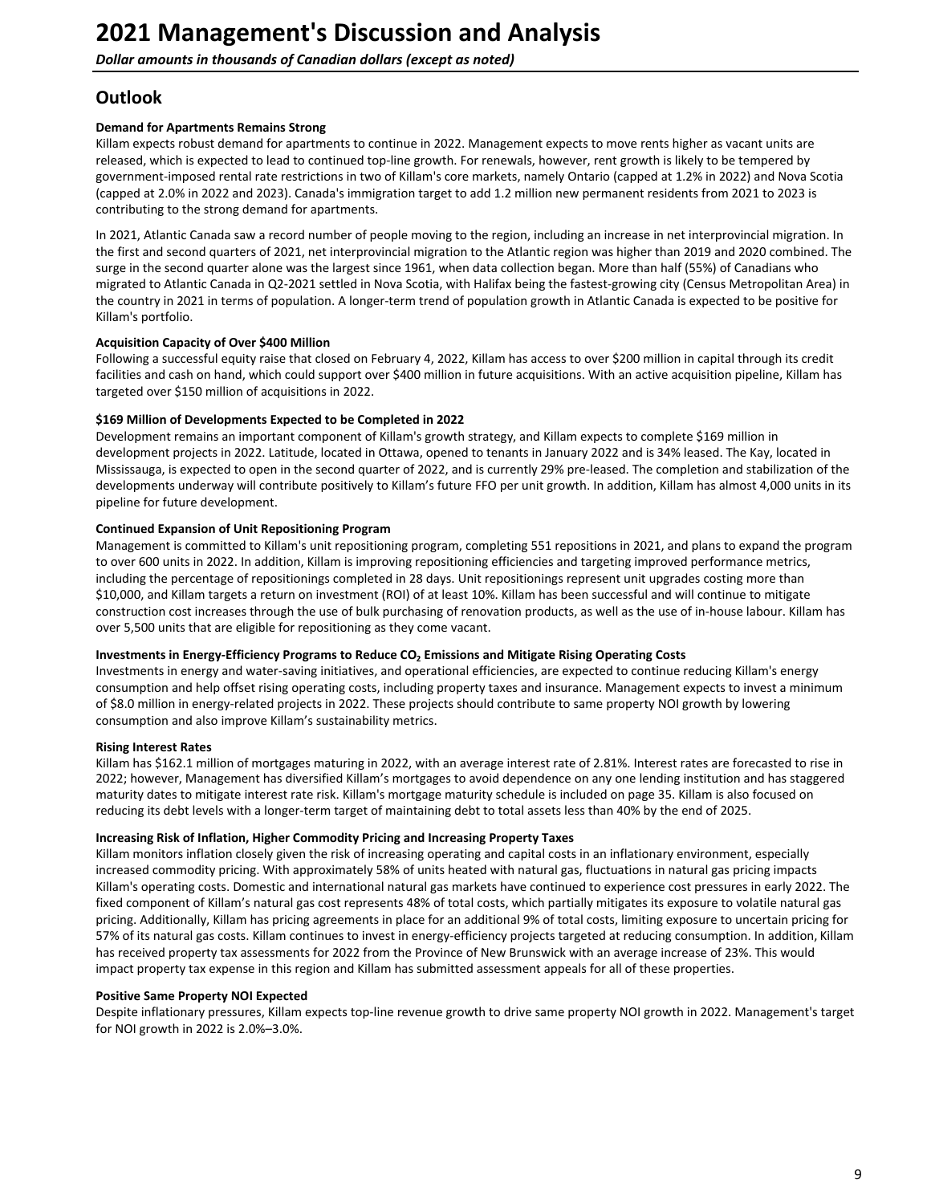# 2021 Management's Discussion and Analysis

*Dollar amounts in thousands of Canadian dollars (except as noted)*

## Outlook

**Demand for Apartments Remains Strong**

Killam expects robust demand for apartments to continue in 2022. Management expects to move rents higher as vacant units are released, which is expected to lead to continued top-line growth. For renewals, however, rent growth is likely to be tempered by government-imposed rental rate restrictions in two of Killam's core markets, namely Ontario (capped at 1.2% in 2022) and Nova Scotia (capped at 2.0% in 2022 and 2023). Canada's immigration target to add 1.2 million new permanent residents from 2021 to 2023 is contributing to the strong demand for apartments.

In 2021, Atlantic Canada saw a record number of people moving to the region, including an increase in net interprovincial migration. In the first and second quarters of 2021, net interprovincial migration to the Atlantic region was higher than 2019 and 2020 combined. The surge in the second quarter alone was the largest since 1961, when data collection began. More than half (55%) of Canadians who migrated to Atlantic Canada in Q2-2021 settled in Nova Scotia, with Halifax being the fastest-growing city (Census Metropolitan Area) in the country in 2021 in terms of population. A longer-term trend of population growth in Atlantic Canada is expected to be positive for Killam's portfolio.

**Acquisition Capacity of Over $400 Million**

Following a successful equity raise that closed on February 4, 2022, Killam has access to over $200 million in capital through its credit facilities and cash on hand, which could support over $400 million in future acquisitions. With an active acquisition pipeline, Killam has targeted over $150 million of acquisitions in 2022.

**$169 Million of Developments Expected to be Completed in 2022**

Development remains an important component of Killam's growth strategy, and Killam expects to complete $169 million in development projects in 2022. Latitude, located in Ottawa, opened to tenants in January 2022 and is 34% leased. The Kay, located in Mississauga, is expected to open in the second quarter of 2022, and is currently 29% pre-leased. The completion and stabilization of the developments underway will contribute positively to Killam's future FFO per unit growth. In addition, Killam has almost 4,000 units in its pipeline for future development.

**Continued Expansion of Unit Repositioning Program**

Management is committed to Killam's unit repositioning program, completing 551 repositions in 2021, and plans to expand the program to over 600 units in 2022. In addition, Killam is improving repositioning efficiencies and targeting improved performance metrics, including the percentage of repositionings completed in 28 days. Unit repositionings represent unit upgrades costing more than $10,000, and Killam targets a return on investment (ROI) of at least 10%. Killam has been successful and will continue to mitigate construction cost increases through the use of bulk purchasing of renovation products, as well as the use of in-house labour. Killam has over 5,500 units that are eligible for repositioning as they come vacant.

**Investments in Energy-Efficiency Programs to Reduce $CO_2$ Emissions and Mitigate Rising Operating Costs**

Investments in energy and water-saving initiatives, and operational efficiencies, are expected to continue reducing Killam's energy consumption and help offset rising operating costs, including property taxes and insurance. Management expects to invest a minimum of $8.0 million in energy-related projects in 2022. These projects should contribute to same property NOI growth by lowering consumption and also improve Killam's sustainability metrics.

**Rising Interest Rates**

Killam has $162.1 million of mortgages maturing in 2022, with an average interest rate of 2.81%. Interest rates are forecasted to rise in 2022; however, Management has diversified Killam's mortgages to avoid dependence on any one lending institution and has staggered maturity dates to mitigate interest rate risk. Killam's mortgage maturity schedule is included on page 35. Killam is also focused on reducing its debt levels with a longer-term target of maintaining debt to total assets less than 40% by the end of 2025.

**Increasing Risk of Inflation, Higher Commodity Pricing and Increasing Property Taxes**

Killam monitors inflation closely given the risk of increasing operating and capital costs in an inflationary environment, especially increased commodity pricing. With approximately 58% of units heated with natural gas, fluctuations in natural gas pricing impacts Killam's operating costs. Domestic and international natural gas markets have continued to experience cost pressures in early 2022. The fixed component of Killam's natural gas cost represents 48% of total costs, which partially mitigates its exposure to volatile natural gas pricing. Additionally, Killam has pricing agreements in place for an additional 9% of total costs, limiting exposure to uncertain pricing for 57% of its natural gas costs. Killam continues to invest in energy-efficiency projects targeted at reducing consumption. In addition, Killam has received property tax assessments for 2022 from the Province of New Brunswick with an average increase of 23%. This would impact property tax expense in this region and Killam has submitted assessment appeals for all of these properties.

**Positive Same Property NOI Expected**

Despite inflationary pressures, Killam expects top-line revenue growth to drive same property NOI growth in 2022. Management's target for NOI growth in 2022 is 2.0%–3.0%.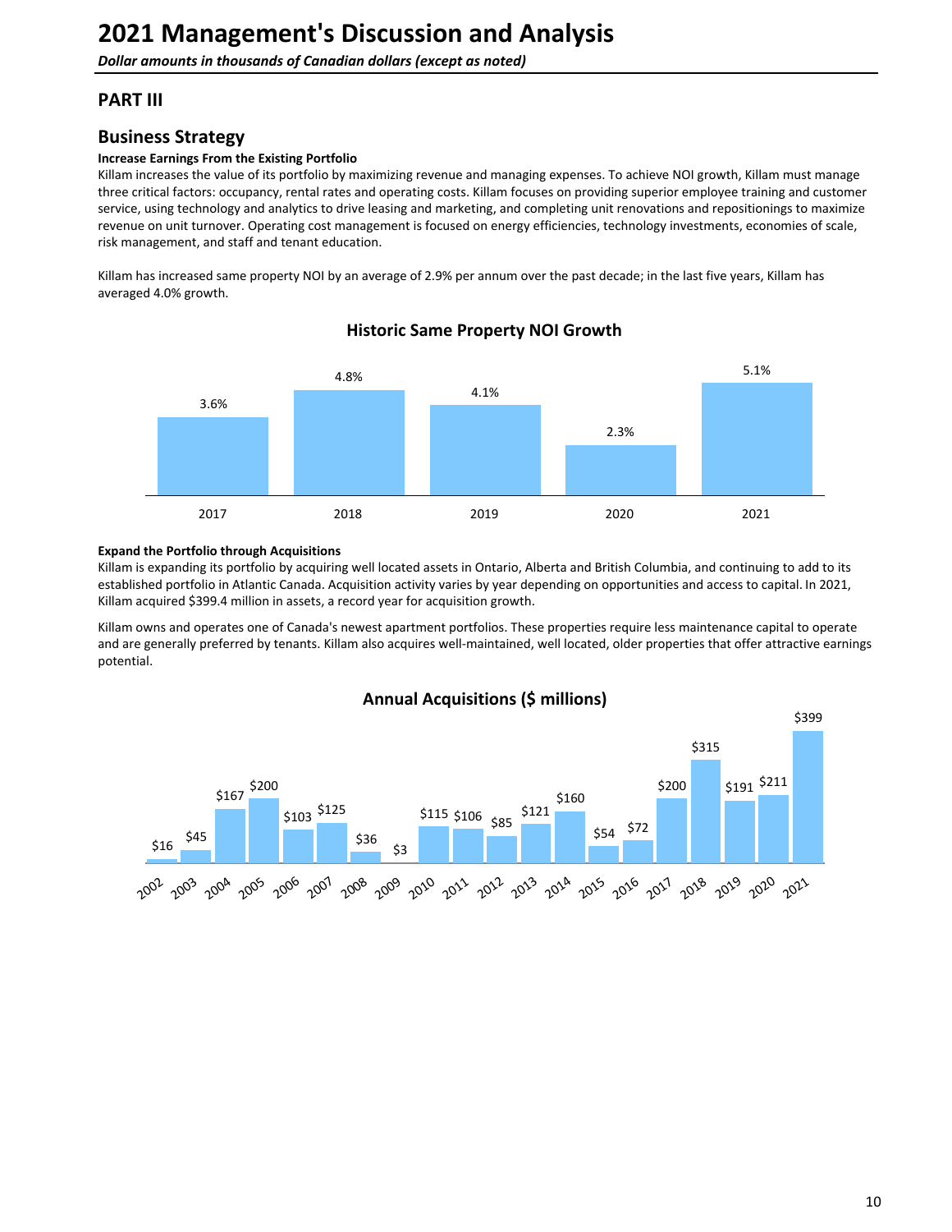# 2021 Management's Discussion and Analysis

*Dollar amounts in thousands of Canadian dollars (except as noted)*

## PART III

## Business Strategy

**Increase Earnings From the Existing Portfolio**

Killam increases the value of its portfolio by maximizing revenue and managing expenses. To achieve NOI growth, Killam must manage three critical factors: occupancy, rental rates and operating costs. Killam focuses on providing superior employee training and customer service, using technology and analytics to drive leasing and marketing, and completing unit renovations and repositionings to maximize revenue on unit turnover. Operating cost management is focused on energy efficiencies, technology investments, economies of scale, risk management, and staff and tenant education.

Killam has increased same property NOI by an average of 2.9% per annum over the past decade; in the last five years, Killam has averaged 4.0% growth.

**Historic Same Property NOI Growth**

| Year | Growth |
|---|---|
| 2017 | 3.6% |
| 2018 | 4.8% |
| 2019 | 4.1% |
| 2020 | 2.3% |
| 2021 | 5.1% |

**Expand the Portfolio through Acquisitions**

Killam is expanding its portfolio by acquiring well located assets in Ontario, Alberta and British Columbia, and continuing to add to its established portfolio in Atlantic Canada. Acquisition activity varies by year depending on opportunities and access to capital. In 2021, Killam acquired $399.4 million in assets, a record year for acquisition growth.

Killam owns and operates one of Canada's newest apartment portfolios. These properties require less maintenance capital to operate and are generally preferred by tenants. Killam also acquires well-maintained, well located, older properties that offer attractive earnings potential.

**Annual Acquisitions ($ millions)**

| Year | Acquisitions |
|---|---|
| 2002 | $16 |
| 2003 | $45 |
| 2004 | $167 |
| 2005 | $200 |
| 2006 | $103 |
| 2007 | $125 |
| 2008 | $36 |
| 2009 | $3 |
| 2010 | $115 |
| 2011 | $106 |
| 2012 | $85 |
| 2013 | $121 |
| 2014 | $160 |
| 2015 | $54 |
| 2016 | $72 |
| 2017 | $200 |
| 2018 | $315 |
| 2019 | $191 |
| 2020 | $211 |
| 2021 | $399 |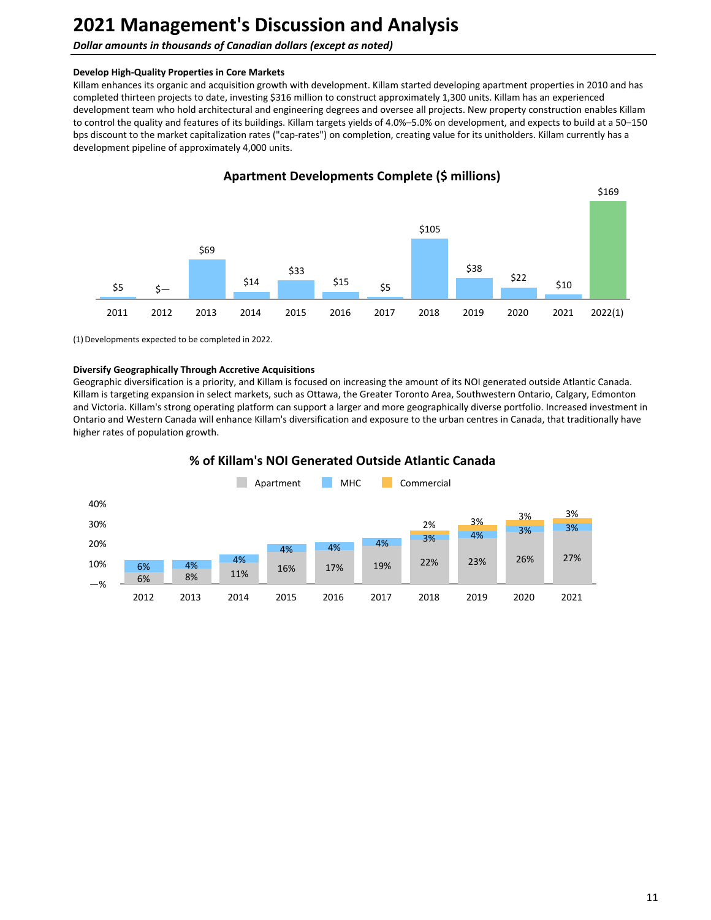# 2021 Management's Discussion and Analysis

*Dollar amounts in thousands of Canadian dollars (except as noted)*

**Develop High-Quality Properties in Core Markets**

Killam enhances its organic and acquisition growth with development. Killam started developing apartment properties in 2010 and has completed thirteen projects to date, investing $316 million to construct approximately 1,300 units. Killam has an experienced development team who hold architectural and engineering degrees and oversee all projects. New property construction enables Killam to control the quality and features of its buildings. Killam targets yields of 4.0%–5.0% on development, and expects to build at a 50–150 bps discount to the market capitalization rates ("cap-rates") on completion, creating value for its unitholders. Killam currently has a development pipeline of approximately 4,000 units.

**Apartment Developments Complete ($ millions)**

| 2011 | 2012 | 2013 | 2014 | 2015 | 2016 | 2017 | 2018 | 2019 | 2020 | 2021 | 2022(1) |
|---|---|---|---|---|---|---|---|---|---|---|---|
| $5 | $— | $69 | $14 | $33 | $15 | $5 | $105 | $38 | $22 | $10 | $169 |

(1) Developments expected to be completed in 2022.

**Diversify Geographically Through Accretive Acquisitions**

Geographic diversification is a priority, and Killam is focused on increasing the amount of its NOI generated outside Atlantic Canada. Killam is targeting expansion in select markets, such as Ottawa, the Greater Toronto Area, Southwestern Ontario, Calgary, Edmonton and Victoria. Killam's strong operating platform can support a larger and more geographically diverse portfolio. Increased investment in Ontario and Western Canada will enhance Killam's diversification and exposure to the urban centres in Canada, that traditionally have higher rates of population growth.

**% of Killam's NOI Generated Outside Atlantic Canada**

| | 2012 | 2013 | 2014 | 2015 | 2016 | 2017 | 2018 | 2019 | 2020 | 2021 |
|---|---|---|---|---|---|---|---|---|---|---|
| Apartment | 6% | 8% | 11% | 16% | 17% | 19% | 22% | 23% | 26% | 27% |
| MHC | 6% | 4% | 4% | 4% | 4% | 4% | 3% | 4% | 3% | 3% |
| Commercial | | | | | | | 2% | 3% | 3% | 3% |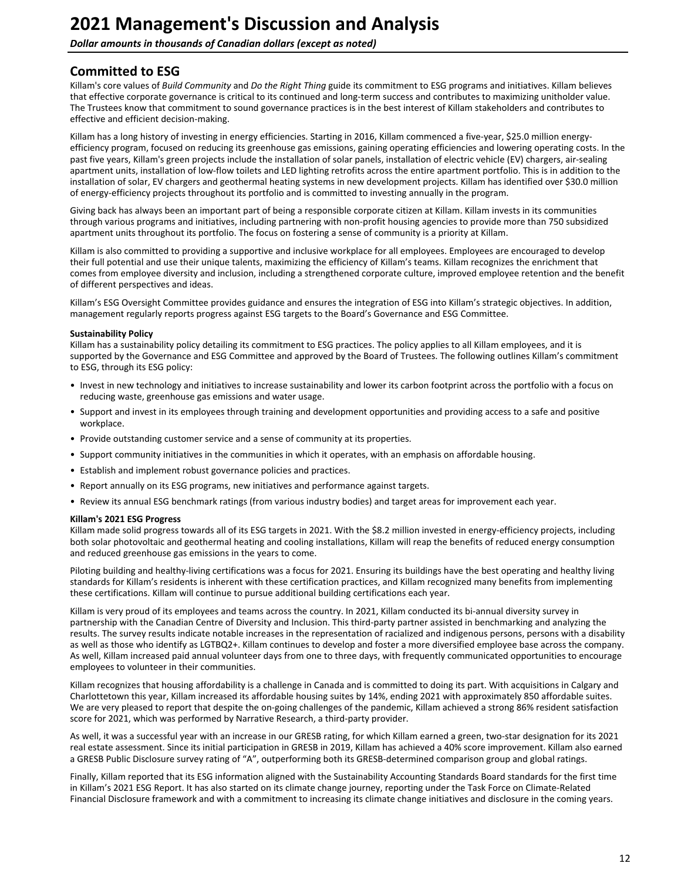## Committed to ESG

Killam's core values of *Build Community* and *Do the Right Thing* guide its commitment to ESG programs and initiatives. Killam believes that effective corporate governance is critical to its continued and long-term success and contributes to maximizing unitholder value. The Trustees know that commitment to sound governance practices is in the best interest of Killam stakeholders and contributes to effective and efficient decision-making.

Killam has a long history of investing in energy efficiencies. Starting in 2016, Killam commenced a five-year, $25.0 million energy-efficiency program, focused on reducing its greenhouse gas emissions, gaining operating efficiencies and lowering operating costs. In the past five years, Killam's green projects include the installation of solar panels, installation of electric vehicle (EV) chargers, air-sealing apartment units, installation of low-flow toilets and LED lighting retrofits across the entire apartment portfolio. This is in addition to the installation of solar, EV chargers and geothermal heating systems in new development projects. Killam has identified over $30.0 million of energy-efficiency projects throughout its portfolio and is committed to investing annually in the program.

Giving back has always been an important part of being a responsible corporate citizen at Killam. Killam invests in its communities through various programs and initiatives, including partnering with non-profit housing agencies to provide more than 750 subsidized apartment units throughout its portfolio. The focus on fostering a sense of community is a priority at Killam.

Killam is also committed to providing a supportive and inclusive workplace for all employees. Employees are encouraged to develop their full potential and use their unique talents, maximizing the efficiency of Killam's teams. Killam recognizes the enrichment that comes from employee diversity and inclusion, including a strengthened corporate culture, improved employee retention and the benefit of different perspectives and ideas.

Killam's ESG Oversight Committee provides guidance and ensures the integration of ESG into Killam's strategic objectives. In addition, management regularly reports progress against ESG targets to the Board's Governance and ESG Committee.

**Sustainability Policy**

Killam has a sustainability policy detailing its commitment to ESG practices. The policy applies to all Killam employees, and it is supported by the Governance and ESG Committee and approved by the Board of Trustees. The following outlines Killam's commitment to ESG, through its ESG policy:

- Invest in new technology and initiatives to increase sustainability and lower its carbon footprint across the portfolio with a focus on reducing waste, greenhouse gas emissions and water usage.
- Support and invest in its employees through training and development opportunities and providing access to a safe and positive workplace.
- Provide outstanding customer service and a sense of community at its properties.
- Support community initiatives in the communities in which it operates, with an emphasis on affordable housing.
- Establish and implement robust governance policies and practices.
- Report annually on its ESG programs, new initiatives and performance against targets.
- Review its annual ESG benchmark ratings (from various industry bodies) and target areas for improvement each year.

**Killam's 2021 ESG Progress**

Killam made solid progress towards all of its ESG targets in 2021. With the $8.2 million invested in energy-efficiency projects, including both solar photovoltaic and geothermal heating and cooling installations, Killam will reap the benefits of reduced energy consumption and reduced greenhouse gas emissions in the years to come.

Piloting building and healthy-living certifications was a focus for 2021. Ensuring its buildings have the best operating and healthy living standards for Killam's residents is inherent with these certification practices, and Killam recognized many benefits from implementing these certifications. Killam will continue to pursue additional building certifications each year.

Killam is very proud of its employees and teams across the country. In 2021, Killam conducted its bi-annual diversity survey in partnership with the Canadian Centre of Diversity and Inclusion. This third-party partner assisted in benchmarking and analyzing the results. The survey results indicate notable increases in the representation of racialized and indigenous persons, persons with a disability as well as those who identify as LGTBQ2+. Killam continues to develop and foster a more diversified employee base across the company. As well, Killam increased paid annual volunteer days from one to three days, with frequently communicated opportunities to encourage employees to volunteer in their communities.

Killam recognizes that housing affordability is a challenge in Canada and is committed to doing its part. With acquisitions in Calgary and Charlottetown this year, Killam increased its affordable housing suites by 14%, ending 2021 with approximately 850 affordable suites. We are very pleased to report that despite the on-going challenges of the pandemic, Killam achieved a strong 86% resident satisfaction score for 2021, which was performed by Narrative Research, a third-party provider.

As well, it was a successful year with an increase in our GRESB rating, for which Killam earned a green, two-star designation for its 2021 real estate assessment. Since its initial participation in GRESB in 2019, Killam has achieved a 40% score improvement. Killam also earned a GRESB Public Disclosure survey rating of "A", outperforming both its GRESB-determined comparison group and global ratings.

Finally, Killam reported that its ESG information aligned with the Sustainability Accounting Standards Board standards for the first time in Killam's 2021 ESG Report. It has also started on its climate change journey, reporting under the Task Force on Climate-Related Financial Disclosure framework and with a commitment to increasing its climate change initiatives and disclosure in the coming years.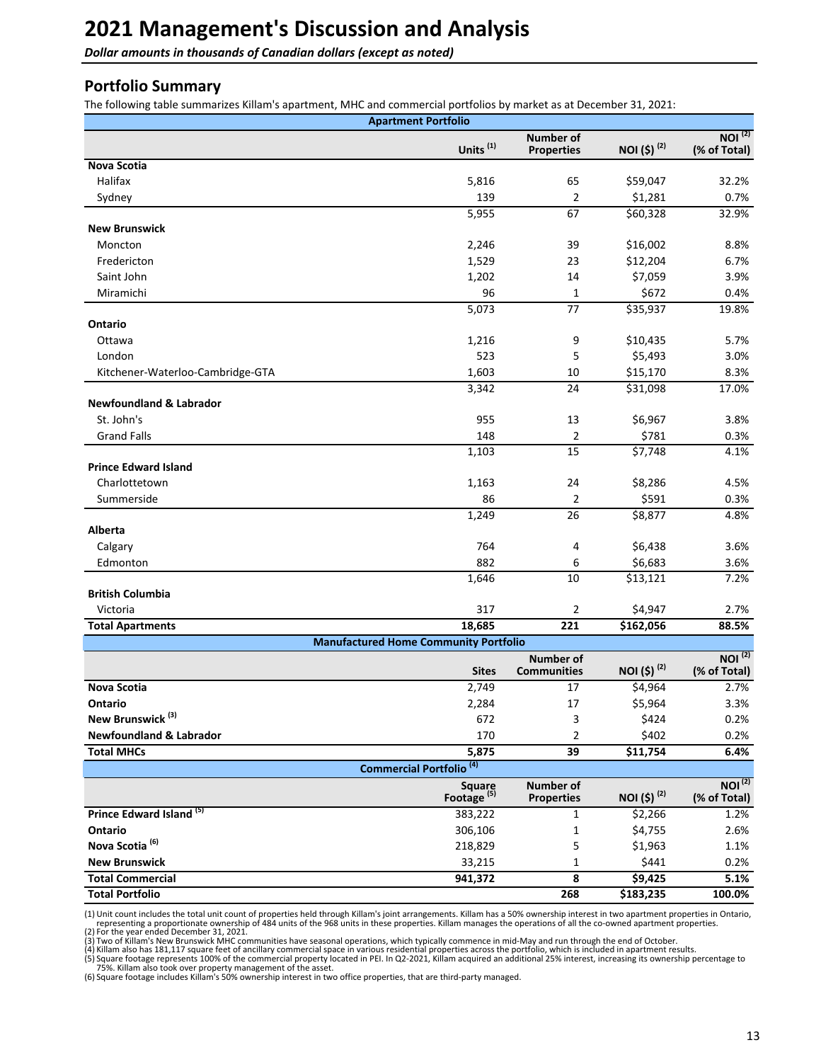# 2021 Management's Discussion and Analysis

*Dollar amounts in thousands of Canadian dollars (except as noted)*

## Portfolio Summary

The following table summarizes Killam's apartment, MHC and commercial portfolios by market as at December 31, 2021:

| Apartment Portfolio | | | | |
|---|---|---|---|---|
| | Units [1] | Number of Properties | NOI ($) [2] | NOI [2] (% of Total) |
| **Nova Scotia** | | | | |
| Halifax | 5,816 | 65 | $59,047 | 32.2% |
| Sydney | 139 | 2 | $1,281 | 0.7% |
| | 5,955 | 67 | $60,328 | 32.9% |
| **New Brunswick** | | | | |
| Moncton | 2,246 | 39 | $16,002 | 8.8% |
| Fredericton | 1,529 | 23 | $12,204 | 6.7% |
| Saint John | 1,202 | 14 | $7,059 | 3.9% |
| Miramichi | 96 | 1 | $672 | 0.4% |
| | 5,073 | 77 | $35,937 | 19.8% |
| **Ontario** | | | | |
| Ottawa | 1,216 | 9 | $10,435 | 5.7% |
| London | 523 | 5 | $5,493 | 3.0% |
| Kitchener-Waterloo-Cambridge-GTA | 1,603 | 10 | $15,170 | 8.3% |
| | 3,342 | 24 | $31,098 | 17.0% |
| **Newfoundland & Labrador** | | | | |
| St. John's | 955 | 13 | $6,967 | 3.8% |
| Grand Falls | 148 | 2 | $781 | 0.3% |
| | 1,103 | 15 | $7,748 | 4.1% |
| **Prince Edward Island** | | | | |
| Charlottetown | 1,163 | 24 | $8,286 | 4.5% |
| Summerside | 86 | 2 | $591 | 0.3% |
| | 1,249 | 26 | $8,877 | 4.8% |
| **Alberta** | | | | |
| Calgary | 764 | 4 | $6,438 | 3.6% |
| Edmonton | 882 | 6 | $6,683 | 3.6% |
| | 1,646 | 10 | $13,121 | 7.2% |
| **British Columbia** | | | | |
| Victoria | 317 | 2 | $4,947 | 2.7% |
| **Total Apartments** | **18,685** | **221** | **$162,056** | **88.5%** |

| Manufactured Home Community Portfolio | | | | |
|---|---|---|---|---|
| | Sites | Number of Communities | NOI ($) [2] | NOI [2] (% of Total) |
| **Nova Scotia** | 2,749 | 17 | $4,964 | 2.7% |
| **Ontario** | 2,284 | 17 | $5,964 | 3.3% |
| **New Brunswick** [3] | 672 | 3 | $424 | 0.2% |
| **Newfoundland & Labrador** | 170 | 2 | $402 | 0.2% |
| **Total MHCs** | **5,875** | **39** | **$11,754** | **6.4%** |

| Commercial Portfolio [4] | | | | |
|---|---|---|---|---|
| | Square Footage [5] | Number of Properties | NOI ($) [2] | NOI [2] (% of Total) |
| **Prince Edward Island** [5] | 383,222 | 1 | $2,266 | 1.2% |
| **Ontario** | 306,106 | 1 | $4,755 | 2.6% |
| **Nova Scotia** [6] | 218,829 | 5 | $1,963 | 1.1% |
| **New Brunswick** | 33,215 | 1 | $441 | 0.2% |
| **Total Commercial** | **941,372** | **8** | **$9,425** | **5.1%** |
| **Total Portfolio** | | **268** | **$183,235** | **100.0%** |

(1) Unit count includes the total unit count of properties held through Killam's joint arrangements. Killam has a 50% ownership interest in two apartment properties in Ontario, representing a proportionate ownership of 484 units of the 968 units in these properties. Killam manages the operations of all the co-owned apartment properties.
(2) For the year ended December 31, 2021.
(3) Two of Killam's New Brunswick MHC communities have seasonal operations, which typically commence in mid-May and run through the end of October.
(4) Killam also has 181,117 square feet of ancillary commercial space in various residential properties across the portfolio, which is included in apartment results.
(5) Square footage represents 100% of the commercial property located in PEI. In Q2-2021, Killam acquired an additional 25% interest, increasing its ownership percentage to 75%. Killam also took over property management of the asset.
(6) Square footage includes Killam's 50% ownership interest in two office properties, that are third-party managed.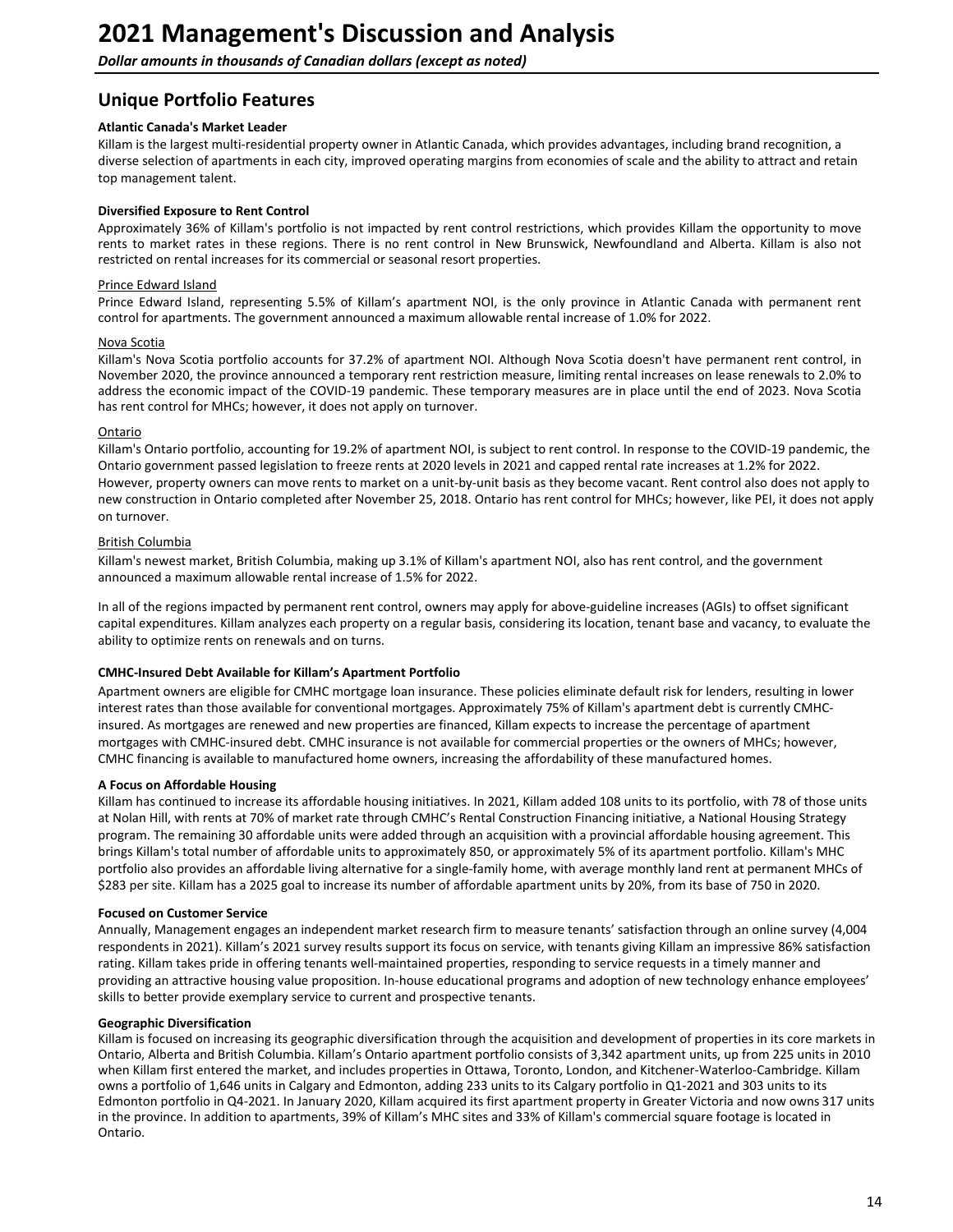# 2021 Management's Discussion and Analysis

*Dollar amounts in thousands of Canadian dollars (except as noted)*

## Unique Portfolio Features

**Atlantic Canada's Market Leader**

Killam is the largest multi-residential property owner in Atlantic Canada, which provides advantages, including brand recognition, a diverse selection of apartments in each city, improved operating margins from economies of scale and the ability to attract and retain top management talent.

**Diversified Exposure to Rent Control**

Approximately 36% of Killam's portfolio is not impacted by rent control restrictions, which provides Killam the opportunity to move rents to market rates in these regions. There is no rent control in New Brunswick, Newfoundland and Alberta. Killam is also not restricted on rental increases for its commercial or seasonal resort properties.

Prince Edward Island

Prince Edward Island, representing 5.5% of Killam's apartment NOI, is the only province in Atlantic Canada with permanent rent control for apartments. The government announced a maximum allowable rental increase of 1.0% for 2022.

Nova Scotia

Killam's Nova Scotia portfolio accounts for 37.2% of apartment NOI. Although Nova Scotia doesn't have permanent rent control, in November 2020, the province announced a temporary rent restriction measure, limiting rental increases on lease renewals to 2.0% to address the economic impact of the COVID-19 pandemic. These temporary measures are in place until the end of 2023. Nova Scotia has rent control for MHCs; however, it does not apply on turnover.

Ontario

Killam's Ontario portfolio, accounting for 19.2% of apartment NOI, is subject to rent control. In response to the COVID-19 pandemic, the Ontario government passed legislation to freeze rents at 2020 levels in 2021 and capped rental rate increases at 1.2% for 2022. However, property owners can move rents to market on a unit-by-unit basis as they become vacant. Rent control also does not apply to new construction in Ontario completed after November 25, 2018. Ontario has rent control for MHCs; however, like PEI, it does not apply on turnover.

British Columbia

Killam's newest market, British Columbia, making up 3.1% of Killam's apartment NOI, also has rent control, and the government announced a maximum allowable rental increase of 1.5% for 2022.

In all of the regions impacted by permanent rent control, owners may apply for above-guideline increases (AGIs) to offset significant capital expenditures. Killam analyzes each property on a regular basis, considering its location, tenant base and vacancy, to evaluate the ability to optimize rents on renewals and on turns.

**CMHC-Insured Debt Available for Killam's Apartment Portfolio**

Apartment owners are eligible for CMHC mortgage loan insurance. These policies eliminate default risk for lenders, resulting in lower interest rates than those available for conventional mortgages. Approximately 75% of Killam's apartment debt is currently CMHC-insured. As mortgages are renewed and new properties are financed, Killam expects to increase the percentage of apartment mortgages with CMHC-insured debt. CMHC insurance is not available for commercial properties or the owners of MHCs; however, CMHC financing is available to manufactured home owners, increasing the affordability of these manufactured homes.

**A Focus on Affordable Housing**

Killam has continued to increase its affordable housing initiatives. In 2021, Killam added 108 units to its portfolio, with 78 of those units at Nolan Hill, with rents at 70% of market rate through CMHC's Rental Construction Financing initiative, a National Housing Strategy program. The remaining 30 affordable units were added through an acquisition with a provincial affordable housing agreement. This brings Killam's total number of affordable units to approximately 850, or approximately 5% of its apartment portfolio. Killam's MHC portfolio also provides an affordable living alternative for a single-family home, with average monthly land rent at permanent MHCs of $283 per site. Killam has a 2025 goal to increase its number of affordable apartment units by 20%, from its base of 750 in 2020.

**Focused on Customer Service**

Annually, Management engages an independent market research firm to measure tenants' satisfaction through an online survey (4,004 respondents in 2021). Killam's 2021 survey results support its focus on service, with tenants giving Killam an impressive 86% satisfaction rating. Killam takes pride in offering tenants well-maintained properties, responding to service requests in a timely manner and providing an attractive housing value proposition. In-house educational programs and adoption of new technology enhance employees' skills to better provide exemplary service to current and prospective tenants.

**Geographic Diversification**

Killam is focused on increasing its geographic diversification through the acquisition and development of properties in its core markets in Ontario, Alberta and British Columbia. Killam's Ontario apartment portfolio consists of 3,342 apartment units, up from 225 units in 2010 when Killam first entered the market, and includes properties in Ottawa, Toronto, London, and Kitchener-Waterloo-Cambridge. Killam owns a portfolio of 1,646 units in Calgary and Edmonton, adding 233 units to its Calgary portfolio in Q1-2021 and 303 units to its Edmonton portfolio in Q4-2021. In January 2020, Killam acquired its first apartment property in Greater Victoria and now owns 317 units in the province. In addition to apartments, 39% of Killam's MHC sites and 33% of Killam's commercial square footage is located in Ontario.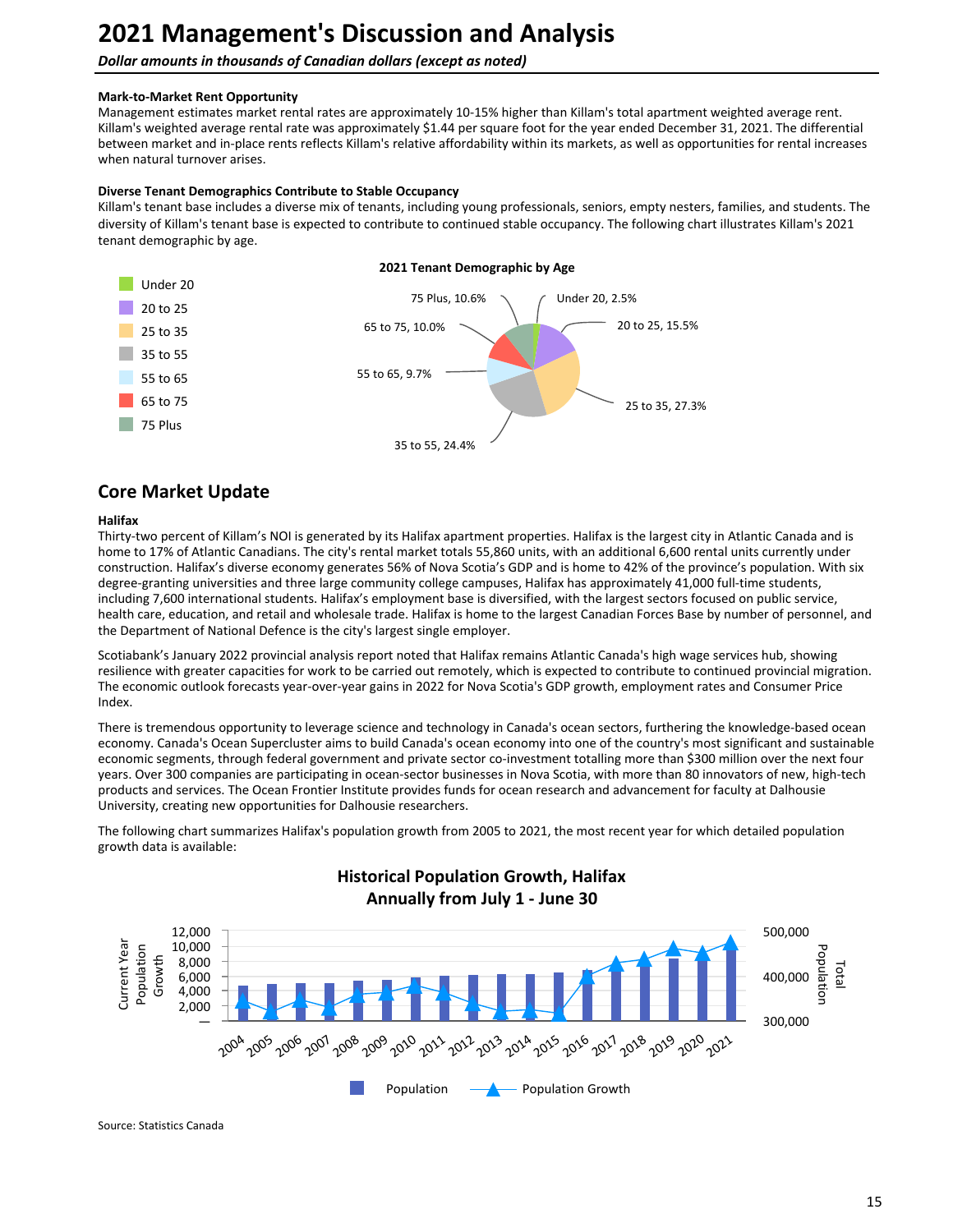# 2021 Management's Discussion and Analysis

*Dollar amounts in thousands of Canadian dollars (except as noted)*

**Mark-to-Market Rent Opportunity**

Management estimates market rental rates are approximately 10-15% higher than Killam's total apartment weighted average rent. Killam's weighted average rental rate was approximately $1.44 per square foot for the year ended December 31, 2021. The differential between market and in-place rents reflects Killam's relative affordability within its markets, as well as opportunities for rental increases when natural turnover arises.

**Diverse Tenant Demographics Contribute to Stable Occupancy**

Killam's tenant base includes a diverse mix of tenants, including young professionals, seniors, empty nesters, families, and students. The diversity of Killam's tenant base is expected to contribute to continued stable occupancy. The following chart illustrates Killam's 2021 tenant demographic by age.

**2021 Tenant Demographic by Age**

| Age | Percentage |
|---|---|
| Under 20 | 2.5% |
| 20 to 25 | 15.5% |
| 25 to 35 | 27.3% |
| 35 to 55 | 24.4% |
| 55 to 65 | 9.7% |
| 65 to 75 | 10.0% |
| 75 Plus | 10.6% |

## Core Market Update

**Halifax**

Thirty-two percent of Killam's NOI is generated by its Halifax apartment properties. Halifax is the largest city in Atlantic Canada and is home to 17% of Atlantic Canadians. The city's rental market totals 55,860 units, with an additional 6,600 rental units currently under construction. Halifax's diverse economy generates 56% of Nova Scotia's GDP and is home to 42% of the province's population. With six degree-granting universities and three large community college campuses, Halifax has approximately 41,000 full-time students, including 7,600 international students. Halifax's employment base is diversified, with the largest sectors focused on public service, health care, education, and retail and wholesale trade. Halifax is home to the largest Canadian Forces Base by number of personnel, and the Department of National Defence is the city's largest single employer.

Scotiabank's January 2022 provincial analysis report noted that Halifax remains Atlantic Canada's high wage services hub, showing resilience with greater capacities for work to be carried out remotely, which is expected to contribute to continued provincial migration. The economic outlook forecasts year-over-year gains in 2022 for Nova Scotia's GDP growth, employment rates and Consumer Price Index.

There is tremendous opportunity to leverage science and technology in Canada's ocean sectors, furthering the knowledge-based ocean economy. Canada's Ocean Supercluster aims to build Canada's ocean economy into one of the country's most significant and sustainable economic segments, through federal government and private sector co-investment totalling more than $300 million over the next four years. Over 300 companies are participating in ocean-sector businesses in Nova Scotia, with more than 80 innovators of new, high-tech products and services. The Ocean Frontier Institute provides funds for ocean research and advancement for faculty at Dalhousie University, creating new opportunities for Dalhousie researchers.

The following chart summarizes Halifax's population growth from 2005 to 2021, the most recent year for which detailed population growth data is available:

**Historical Population Growth, Halifax**
**Annually from July 1 - June 30**

(Chart: Population (bars, right axis "Total Population", 300,000–500,000) and Population Growth (line, left axis "Current Year Population Growth", — to 12,000), 2004–2021.)

Source: Statistics Canada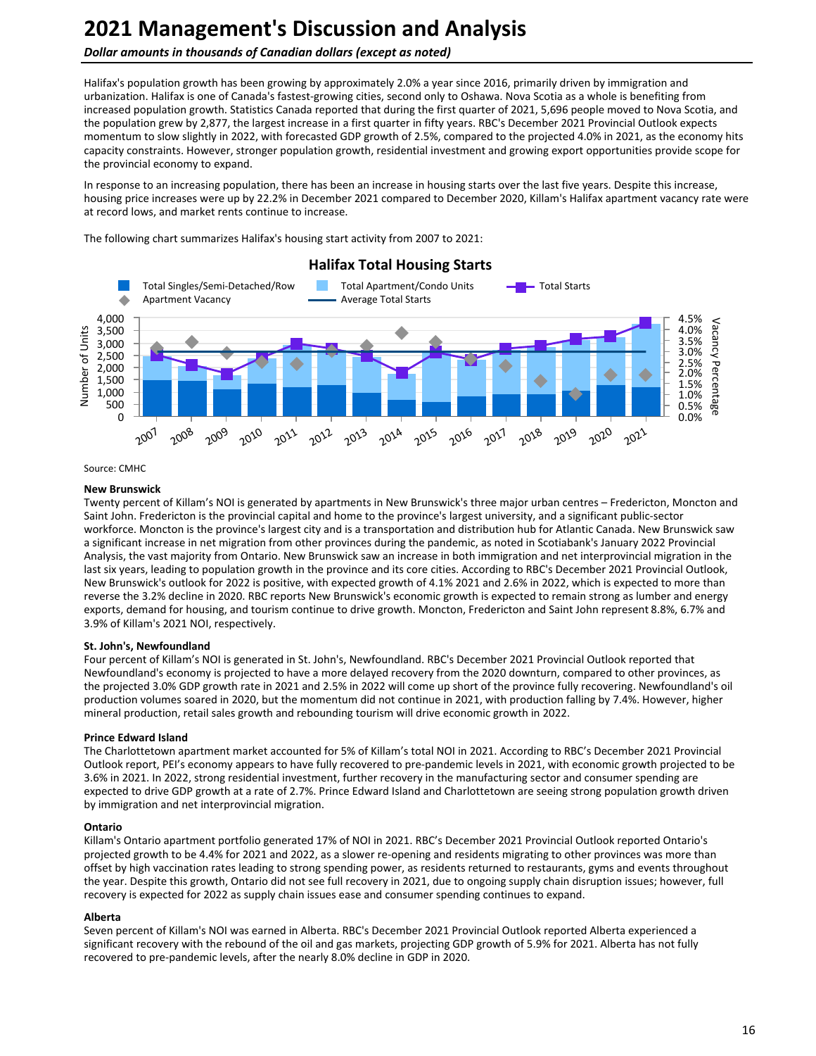# 2021 Management's Discussion and Analysis

*Dollar amounts in thousands of Canadian dollars (except as noted)*

Halifax's population growth has been growing by approximately 2.0% a year since 2016, primarily driven by immigration and urbanization. Halifax is one of Canada's fastest-growing cities, second only to Oshawa. Nova Scotia as a whole is benefiting from increased population growth. Statistics Canada reported that during the first quarter of 2021, 5,696 people moved to Nova Scotia, and the population grew by 2,877, the largest increase in a first quarter in fifty years. RBC's December 2021 Provincial Outlook expects momentum to slow slightly in 2022, with forecasted GDP growth of 2.5%, compared to the projected 4.0% in 2021, as the economy hits capacity constraints. However, stronger population growth, residential investment and growing export opportunities provide scope for the provincial economy to expand.

In response to an increasing population, there has been an increase in housing starts over the last five years. Despite this increase, housing price increases were up by 22.2% in December 2021 compared to December 2020, Killam's Halifax apartment vacancy rate were at record lows, and market rents continue to increase.

The following chart summarizes Halifax's housing start activity from 2007 to 2021:

**Halifax Total Housing Starts**

Legend: Total Singles/Semi-Detached/Row; Total Apartment/Condo Units; Total Starts; Apartment Vacancy; Average Total Starts

Source: CMHC

### New Brunswick

Twenty percent of Killam's NOI is generated by apartments in New Brunswick's three major urban centres – Fredericton, Moncton and Saint John. Fredericton is the provincial capital and home to the province's largest university, and a significant public-sector workforce. Moncton is the province's largest city and is a transportation and distribution hub for Atlantic Canada. New Brunswick saw a significant increase in net migration from other provinces during the pandemic, as noted in Scotiabank's January 2022 Provincial Analysis, the vast majority from Ontario. New Brunswick saw an increase in both immigration and net interprovincial migration in the last six years, leading to population growth in the province and its core cities. According to RBC's December 2021 Provincial Outlook, New Brunswick's outlook for 2022 is positive, with expected growth of 4.1% 2021 and 2.6% in 2022, which is expected to more than reverse the 3.2% decline in 2020. RBC reports New Brunswick's economic growth is expected to remain strong as lumber and energy exports, demand for housing, and tourism continue to drive growth. Moncton, Fredericton and Saint John represent 8.8%, 6.7% and 3.9% of Killam's 2021 NOI, respectively.

### St. John's, Newfoundland

Four percent of Killam's NOI is generated in St. John's, Newfoundland. RBC's December 2021 Provincial Outlook reported that Newfoundland's economy is projected to have a more delayed recovery from the 2020 downturn, compared to other provinces, as the projected 3.0% GDP growth rate in 2021 and 2.5% in 2022 will come up short of the province fully recovering. Newfoundland's oil production volumes soared in 2020, but the momentum did not continue in 2021, with production falling by 7.4%. However, higher mineral production, retail sales growth and rebounding tourism will drive economic growth in 2022.

### Prince Edward Island

The Charlottetown apartment market accounted for 5% of Killam's total NOI in 2021. According to RBC's December 2021 Provincial Outlook report, PEI's economy appears to have fully recovered to pre-pandemic levels in 2021, with economic growth projected to be 3.6% in 2021. In 2022, strong residential investment, further recovery in the manufacturing sector and consumer spending are expected to drive GDP growth at a rate of 2.7%. Prince Edward Island and Charlottetown are seeing strong population growth driven by immigration and net interprovincial migration.

### Ontario

Killam's Ontario apartment portfolio generated 17% of NOI in 2021. RBC's December 2021 Provincial Outlook reported Ontario's projected growth to be 4.4% for 2021 and 2022, as a slower re-opening and residents migrating to other provinces was more than offset by high vaccination rates leading to strong spending power, as residents returned to restaurants, gyms and events throughout the year. Despite this growth, Ontario did not see full recovery in 2021, due to ongoing supply chain disruption issues; however, full recovery is expected for 2022 as supply chain issues ease and consumer spending continues to expand.

### Alberta

Seven percent of Killam's NOI was earned in Alberta. RBC's December 2021 Provincial Outlook reported Alberta experienced a significant recovery with the rebound of the oil and gas markets, projecting GDP growth of 5.9% for 2021. Alberta has not fully recovered to pre-pandemic levels, after the nearly 8.0% decline in GDP in 2020.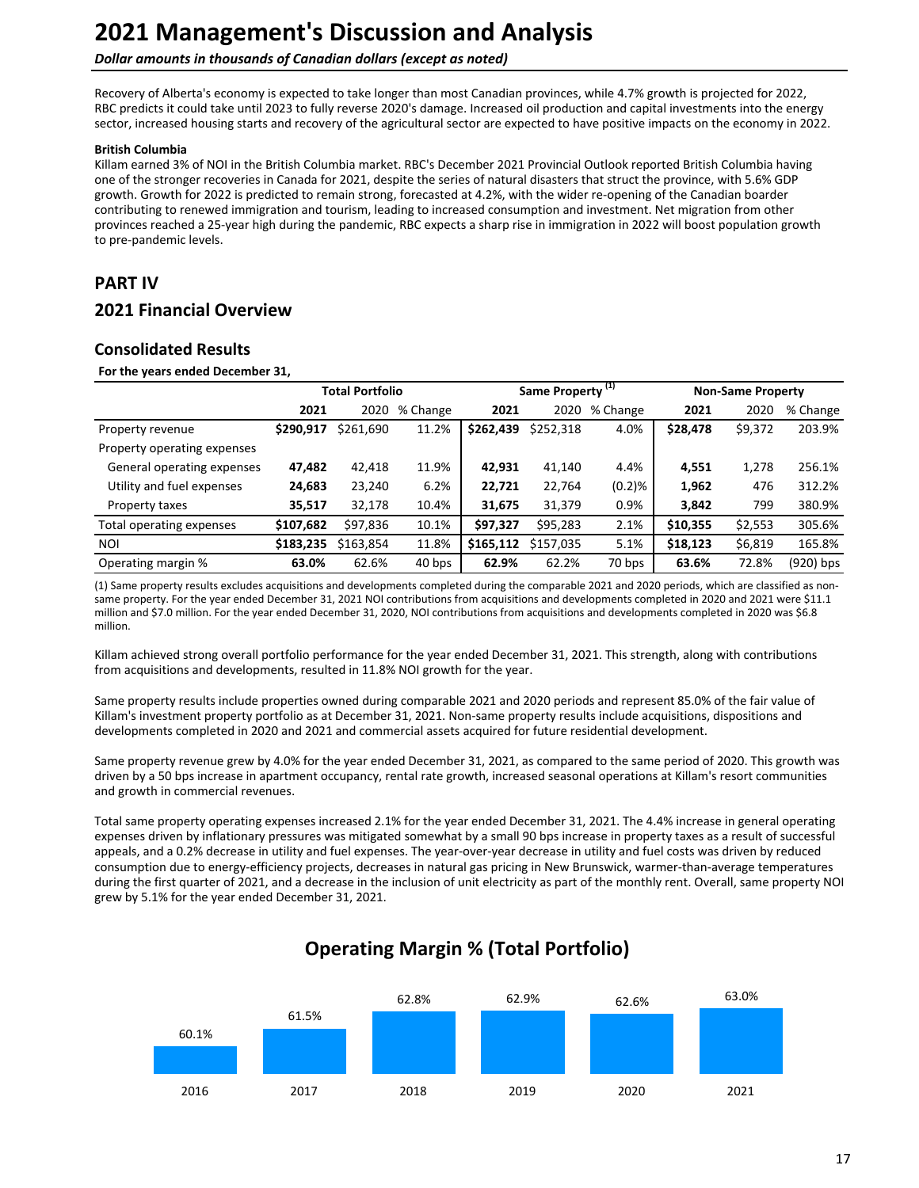# 2021 Management's Discussion and Analysis

*Dollar amounts in thousands of Canadian dollars (except as noted)*

Recovery of Alberta's economy is expected to take longer than most Canadian provinces, while 4.7% growth is projected for 2022, RBC predicts it could take until 2023 to fully reverse 2020's damage. Increased oil production and capital investments into the energy sector, increased housing starts and recovery of the agricultural sector are expected to have positive impacts on the economy in 2022.

**British Columbia**

Killam earned 3% of NOI in the British Columbia market. RBC's December 2021 Provincial Outlook reported British Columbia having one of the stronger recoveries in Canada for 2021, despite the series of natural disasters that struct the province, with 5.6% GDP growth. Growth for 2022 is predicted to remain strong, forecasted at 4.2%, with the wider re-opening of the Canadian boarder contributing to renewed immigration and tourism, leading to increased consumption and investment. Net migration from other provinces reached a 25-year high during the pandemic, RBC expects a sharp rise in immigration in 2022 will boost population growth to pre-pandemic levels.

## PART IV

## 2021 Financial Overview

### Consolidated Results

**For the years ended December 31,**

| | Total Portfolio | | | Same Property [1] | | | Non-Same Property | | |
|---|---|---|---|---|---|---|---|---|---|
| | **2021** | 2020 | % Change | **2021** | 2020 | % Change | **2021** | 2020 | % Change |
| Property revenue | **$290,917** | $261,690 | 11.2% | **$262,439** | $252,318 | 4.0% | **$28,478** | $9,372 | 203.9% |
| Property operating expenses | | | | | | | | | |
| General operating expenses | **47,482** | 42,418 | 11.9% | **42,931** | 41,140 | 4.4% | **4,551** | 1,278 | 256.1% |
| Utility and fuel expenses | **24,683** | 23,240 | 6.2% | **22,721** | 22,764 | (0.2)% | **1,962** | 476 | 312.2% |
| Property taxes | **35,517** | 32,178 | 10.4% | **31,675** | 31,379 | 0.9% | **3,842** | 799 | 380.9% |
| Total operating expenses | **$107,682** | $97,836 | 10.1% | **$97,327** | $95,283 | 2.1% | **$10,355** | $2,553 | 305.6% |
| NOI | **$183,235** | $163,854 | 11.8% | **$165,112** | $157,035 | 5.1% | **$18,123** | $6,819 | 165.8% |
| Operating margin % | **63.0%** | 62.6% | 40 bps | **62.9%** | 62.2% | 70 bps | **63.6%** | 72.8% | (920) bps |

(1) Same property results excludes acquisitions and developments completed during the comparable 2021 and 2020 periods, which are classified as non-same property. For the year ended December 31, 2021 NOI contributions from acquisitions and developments completed in 2020 and 2021 were $11.1 million and $7.0 million. For the year ended December 31, 2020, NOI contributions from acquisitions and developments completed in 2020 was $6.8 million.

Killam achieved strong overall portfolio performance for the year ended December 31, 2021. This strength, along with contributions from acquisitions and developments, resulted in 11.8% NOI growth for the year.

Same property results include properties owned during comparable 2021 and 2020 periods and represent 85.0% of the fair value of Killam's investment property portfolio as at December 31, 2021. Non-same property results include acquisitions, dispositions and developments completed in 2020 and 2021 and commercial assets acquired for future residential development.

Same property revenue grew by 4.0% for the year ended December 31, 2021, as compared to the same period of 2020. This growth was driven by a 50 bps increase in apartment occupancy, rental rate growth, increased seasonal operations at Killam's resort communities and growth in commercial revenues.

Total same property operating expenses increased 2.1% for the year ended December 31, 2021. The 4.4% increase in general operating expenses driven by inflationary pressures was mitigated somewhat by a small 90 bps increase in property taxes as a result of successful appeals, and a 0.2% decrease in utility and fuel expenses. The year-over-year decrease in utility and fuel costs was driven by reduced consumption due to energy-efficiency projects, decreases in natural gas pricing in New Brunswick, warmer-than-average temperatures during the first quarter of 2021, and a decrease in the inclusion of unit electricity as part of the monthly rent. Overall, same property NOI grew by 5.1% for the year ended December 31, 2021.

## Operating Margin % (Total Portfolio)

| 2016 | 2017 | 2018 | 2019 | 2020 | 2021 |
|---|---|---|---|---|---|
| 60.1% | 61.5% | 62.8% | 62.9% | 62.6% | 63.0% |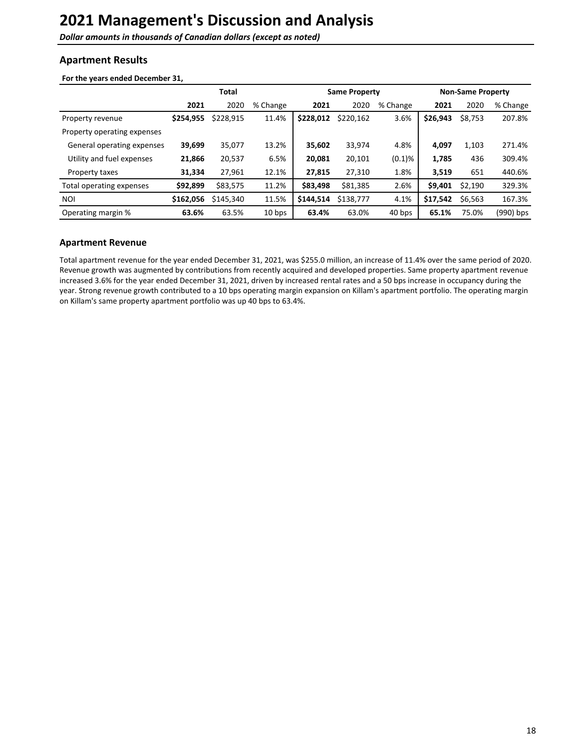# 2021 Management's Discussion and Analysis

***Dollar amounts in thousands of Canadian dollars (except as noted)***

## Apartment Results

**For the years ended December 31,**

| | Total | | | Same Property | | | Non-Same Property | | |
|---|---|---|---|---|---|---|---|---|---|
| | **2021** | 2020 | % Change | **2021** | 2020 | % Change | **2021** | 2020 | % Change |
| Property revenue | **$254,955** | $228,915 | 11.4% | **$228,012** | $220,162 | 3.6% | **$26,943** | $8,753 | 207.8% |
| Property operating expenses | | | | | | | | | |
| General operating expenses | **39,699** | 35,077 | 13.2% | **35,602** | 33,974 | 4.8% | **4,097** | 1,103 | 271.4% |
| Utility and fuel expenses | **21,866** | 20,537 | 6.5% | **20,081** | 20,101 | (0.1)% | **1,785** | 436 | 309.4% |
| Property taxes | **31,334** | 27,961 | 12.1% | **27,815** | 27,310 | 1.8% | **3,519** | 651 | 440.6% |
| Total operating expenses | **$92,899** | $83,575 | 11.2% | **$83,498** | $81,385 | 2.6% | **$9,401** | $2,190 | 329.3% |
| NOI | **$162,056** | $145,340 | 11.5% | **$144,514** | $138,777 | 4.1% | **$17,542** | $6,563 | 167.3% |
| Operating margin % | **63.6%** | 63.5% | 10 bps | **63.4%** | 63.0% | 40 bps | **65.1%** | 75.0% | (990) bps |

## Apartment Revenue

Total apartment revenue for the year ended December 31, 2021, was $255.0 million, an increase of 11.4% over the same period of 2020. Revenue growth was augmented by contributions from recently acquired and developed properties. Same property apartment revenue increased 3.6% for the year ended December 31, 2021, driven by increased rental rates and a 50 bps increase in occupancy during the year. Strong revenue growth contributed to a 10 bps operating margin expansion on Killam's apartment portfolio. The operating margin on Killam's same property apartment portfolio was up 40 bps to 63.4%.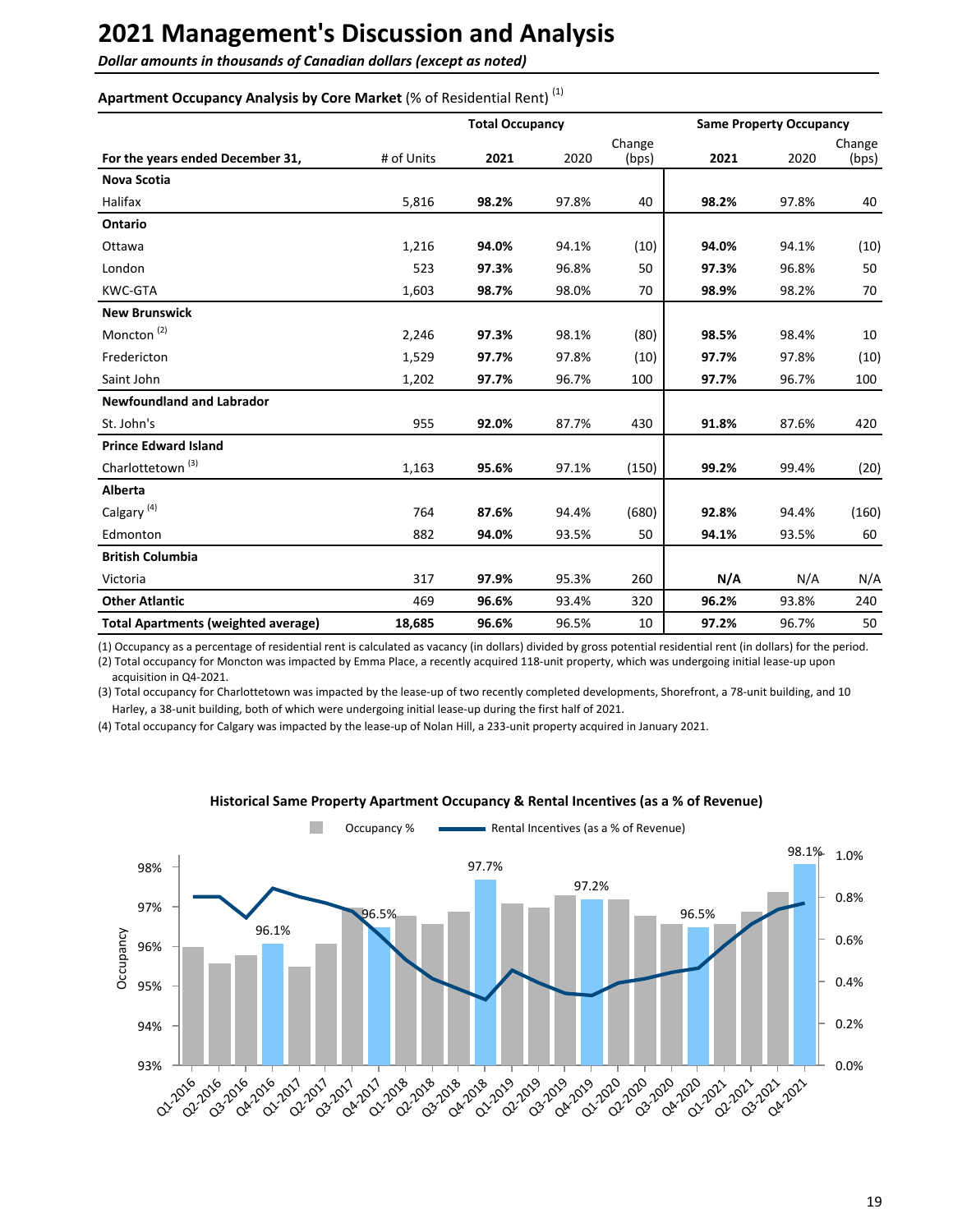# 2021 Management's Discussion and Analysis

*Dollar amounts in thousands of Canadian dollars (except as noted)*

**Apartment Occupancy Analysis by Core Market** (% of Residential Rent) [(1)]

| For the years ended December 31, | # of Units | Total Occupancy 2021 | 2020 | Change (bps) | Same Property Occupancy 2021 | 2020 | Change (bps) |
|---|---|---|---|---|---|---|---|
| **Nova Scotia** | | | | | | | |
| Halifax | 5,816 | **98.2%** | 97.8% | 40 | **98.2%** | 97.8% | 40 |
| **Ontario** | | | | | | | |
| Ottawa | 1,216 | **94.0%** | 94.1% | (10) | **94.0%** | 94.1% | (10) |
| London | 523 | **97.3%** | 96.8% | 50 | **97.3%** | 96.8% | 50 |
| KWC-GTA | 1,603 | **98.7%** | 98.0% | 70 | **98.9%** | 98.2% | 70 |
| **New Brunswick** | | | | | | | |
| Moncton [(2)] | 2,246 | **97.3%** | 98.1% | (80) | **98.5%** | 98.4% | 10 |
| Fredericton | 1,529 | **97.7%** | 97.8% | (10) | **97.7%** | 97.8% | (10) |
| Saint John | 1,202 | **97.7%** | 96.7% | 100 | **97.7%** | 96.7% | 100 |
| **Newfoundland and Labrador** | | | | | | | |
| St. John's | 955 | **92.0%** | 87.7% | 430 | **91.8%** | 87.6% | 420 |
| **Prince Edward Island** | | | | | | | |
| Charlottetown [(3)] | 1,163 | **95.6%** | 97.1% | (150) | **99.2%** | 99.4% | (20) |
| **Alberta** | | | | | | | |
| Calgary [(4)] | 764 | **87.6%** | 94.4% | (680) | **92.8%** | 94.4% | (160) |
| Edmonton | 882 | **94.0%** | 93.5% | 50 | **94.1%** | 93.5% | 60 |
| **British Columbia** | | | | | | | |
| Victoria | 317 | **97.9%** | 95.3% | 260 | **N/A** | N/A | N/A |
| **Other Atlantic** | 469 | **96.6%** | 93.4% | 320 | **96.2%** | 93.8% | 240 |
| **Total Apartments (weighted average)** | **18,685** | **96.6%** | 96.5% | 10 | **97.2%** | 96.7% | 50 |

(1) Occupancy as a percentage of residential rent is calculated as vacancy (in dollars) divided by gross potential residential rent (in dollars) for the period.
(2) Total occupancy for Moncton was impacted by Emma Place, a recently acquired 118-unit property, which was undergoing initial lease-up upon acquisition in Q4-2021.
(3) Total occupancy for Charlottetown was impacted by the lease-up of two recently completed developments, Shorefront, a 78-unit building, and 10 Harley, a 38-unit building, both of which were undergoing initial lease-up during the first half of 2021.
(4) Total occupancy for Calgary was impacted by the lease-up of Nolan Hill, a 233-unit property acquired in January 2021.

**Historical Same Property Apartment Occupancy & Rental Incentives (as a % of Revenue)**

Occupancy % | Rental Incentives (as a % of Revenue)

| Quarter | Occupancy % (labelled) |
|---|---|
| Q4-2016 | 96.1% |
| Q4-2017 | 96.5% |
| Q4-2018 | 97.7% |
| Q4-2019 | 97.2% |
| Q4-2020 | 96.5% |
| Q4-2021 | 98.1% |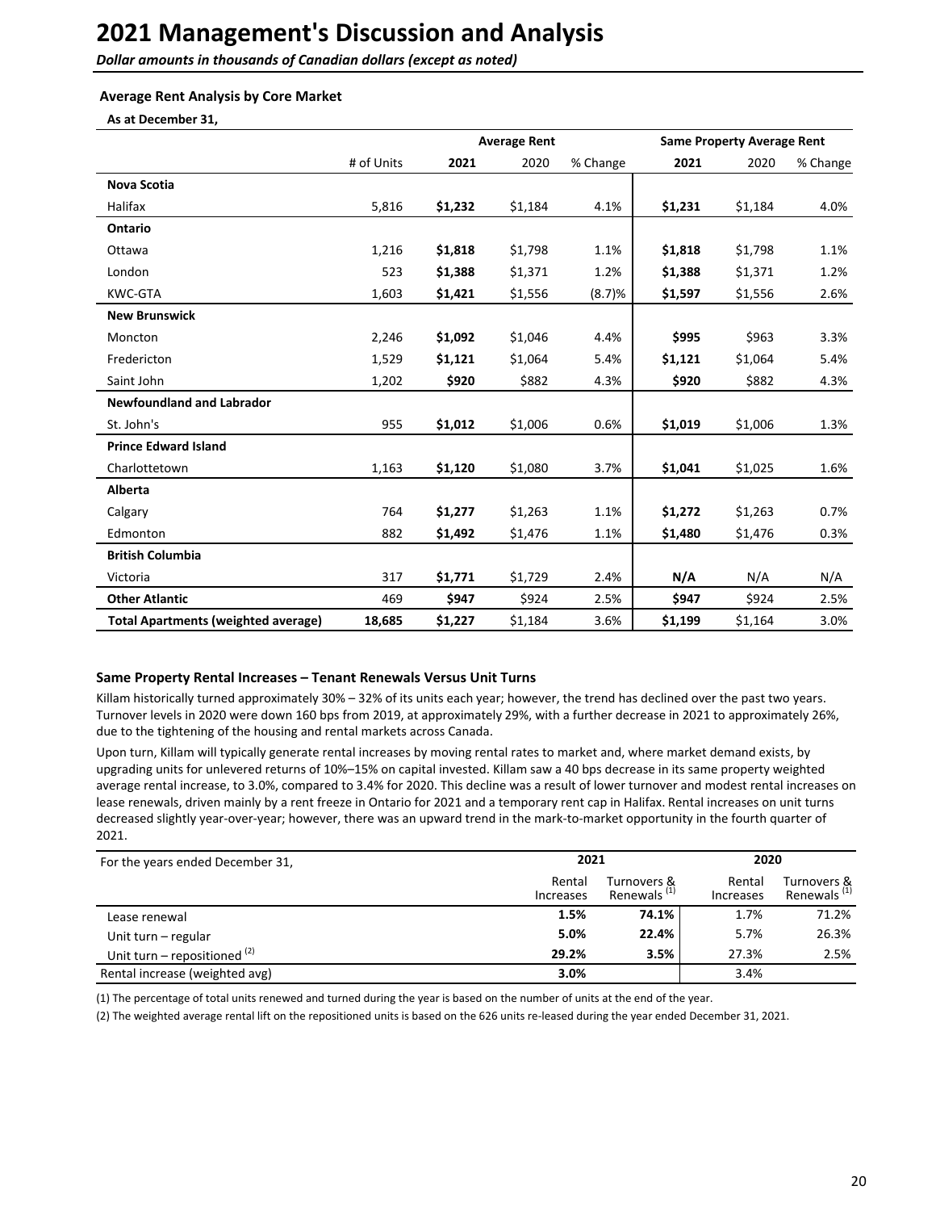# 2021 Management's Discussion and Analysis

*Dollar amounts in thousands of Canadian dollars (except as noted)*

### Average Rent Analysis by Core Market

**As at December 31,**

| | | Average Rent | | | Same Property Average Rent | | |
|---|---|---|---|---|---|---|---|
| | # of Units | **2021** | 2020 | % Change | **2021** | 2020 | % Change |
| **Nova Scotia** | | | | | | | |
| Halifax | 5,816 | **$1,232** | $1,184 | 4.1% | **$1,231** | $1,184 | 4.0% |
| **Ontario** | | | | | | | |
| Ottawa | 1,216 | **$1,818** | $1,798 | 1.1% | **$1,818** | $1,798 | 1.1% |
| London | 523 | **$1,388** | $1,371 | 1.2% | **$1,388** | $1,371 | 1.2% |
| KWC-GTA | 1,603 | **$1,421** | $1,556 | (8.7)% | **$1,597** | $1,556 | 2.6% |
| **New Brunswick** | | | | | | | |
| Moncton | 2,246 | **$1,092** | $1,046 | 4.4% | **$995** | $963 | 3.3% |
| Fredericton | 1,529 | **$1,121** | $1,064 | 5.4% | **$1,121** | $1,064 | 5.4% |
| Saint John | 1,202 | **$920** | $882 | 4.3% | **$920** | $882 | 4.3% |
| **Newfoundland and Labrador** | | | | | | | |
| St. John's | 955 | **$1,012** | $1,006 | 0.6% | **$1,019** | $1,006 | 1.3% |
| **Prince Edward Island** | | | | | | | |
| Charlottetown | 1,163 | **$1,120** | $1,080 | 3.7% | **$1,041** | $1,025 | 1.6% |
| **Alberta** | | | | | | | |
| Calgary | 764 | **$1,277** | $1,263 | 1.1% | **$1,272** | $1,263 | 0.7% |
| Edmonton | 882 | **$1,492** | $1,476 | 1.1% | **$1,480** | $1,476 | 0.3% |
| **British Columbia** | | | | | | | |
| Victoria | 317 | **$1,771** | $1,729 | 2.4% | **N/A** | N/A | N/A |
| **Other Atlantic** | 469 | **$947** | $924 | 2.5% | **$947** | $924 | 2.5% |
| **Total Apartments (weighted average)** | **18,685** | **$1,227** | $1,184 | 3.6% | **$1,199** | $1,164 | 3.0% |

### Same Property Rental Increases – Tenant Renewals Versus Unit Turns

Killam historically turned approximately 30% – 32% of its units each year; however, the trend has declined over the past two years. Turnover levels in 2020 were down 160 bps from 2019, at approximately 29%, with a further decrease in 2021 to approximately 26%, due to the tightening of the housing and rental markets across Canada.

Upon turn, Killam will typically generate rental increases by moving rental rates to market and, where market demand exists, by upgrading units for unlevered returns of 10%–15% on capital invested. Killam saw a 40 bps decrease in its same property weighted average rental increase, to 3.0%, compared to 3.4% for 2020. This decline was a result of lower turnover and modest rental increases on lease renewals, driven mainly by a rent freeze in Ontario for 2021 and a temporary rent cap in Halifax. Rental increases on unit turns decreased slightly year-over-year; however, there was an upward trend in the mark-to-market opportunity in the fourth quarter of 2021.

| For the years ended December 31, | **2021** | | **2020** | |
|---|---|---|---|---|
| | Rental Increases | Turnovers & Renewals [1] | Rental Increases | Turnovers & Renewals [1] |
| Lease renewal | **1.5%** | **74.1%** | 1.7% | 71.2% |
| Unit turn – regular | **5.0%** | **22.4%** | 5.7% | 26.3% |
| Unit turn – repositioned [2] | **29.2%** | **3.5%** | 27.3% | 2.5% |
| Rental increase (weighted avg) | **3.0%** | | 3.4% | |

(1) The percentage of total units renewed and turned during the year is based on the number of units at the end of the year.

(2) The weighted average rental lift on the repositioned units is based on the 626 units re-leased during the year ended December 31, 2021.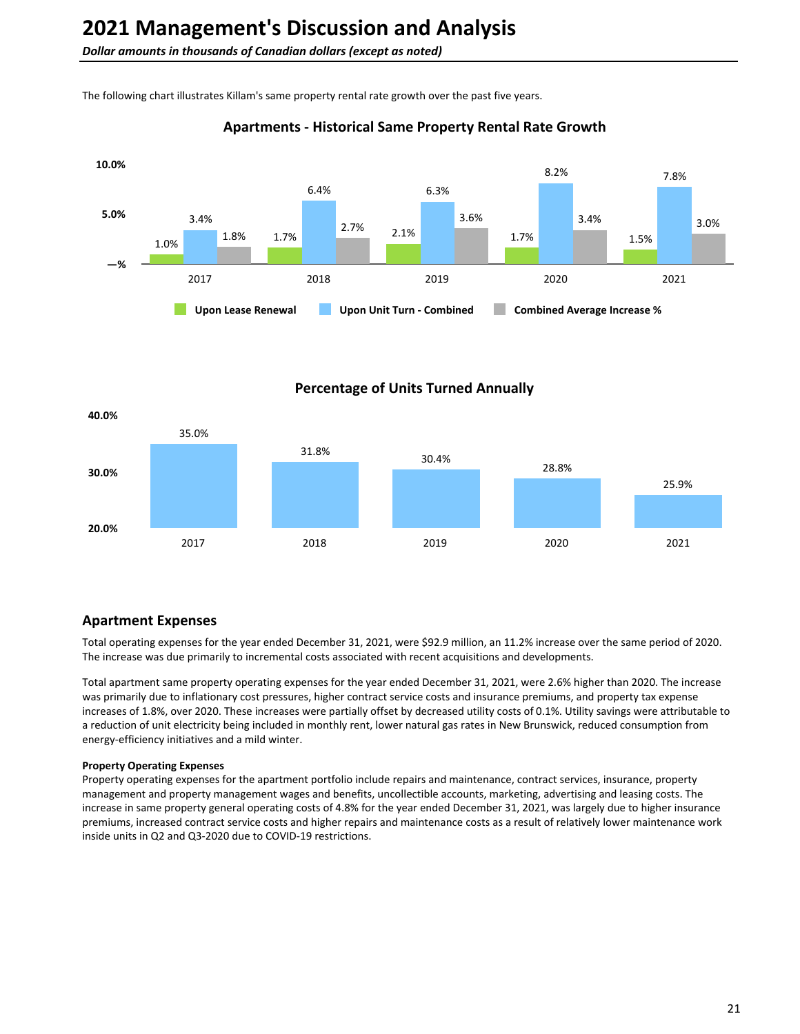# 2021 Management's Discussion and Analysis

*Dollar amounts in thousands of Canadian dollars (except as noted)*

The following chart illustrates Killam's same property rental rate growth over the past five years.

**Apartments - Historical Same Property Rental Rate Growth**

| | 2017 | 2018 | 2019 | 2020 | 2021 |
|---|---|---|---|---|---|
| Upon Lease Renewal | 1.0% | 1.7% | 2.1% | 1.7% | 1.5% |
| Upon Unit Turn - Combined | 3.4% | 6.4% | 6.3% | 8.2% | 7.8% |
| Combined Average Increase % | 1.8% | 2.7% | 3.6% | 3.4% | 3.0% |

**Percentage of Units Turned Annually**

| 2017 | 2018 | 2019 | 2020 | 2021 |
|---|---|---|---|---|
| 35.0% | 31.8% | 30.4% | 28.8% | 25.9% |

## Apartment Expenses

Total operating expenses for the year ended December 31, 2021, were $92.9 million, an 11.2% increase over the same period of 2020. The increase was due primarily to incremental costs associated with recent acquisitions and developments.

Total apartment same property operating expenses for the year ended December 31, 2021, were 2.6% higher than 2020. The increase was primarily due to inflationary cost pressures, higher contract service costs and insurance premiums, and property tax expense increases of 1.8%, over 2020. These increases were partially offset by decreased utility costs of 0.1%. Utility savings were attributable to a reduction of unit electricity being included in monthly rent, lower natural gas rates in New Brunswick, reduced consumption from energy-efficiency initiatives and a mild winter.

**Property Operating Expenses**

Property operating expenses for the apartment portfolio include repairs and maintenance, contract services, insurance, property management and property management wages and benefits, uncollectible accounts, marketing, advertising and leasing costs. The increase in same property general operating costs of 4.8% for the year ended December 31, 2021, was largely due to higher insurance premiums, increased contract service costs and higher repairs and maintenance costs as a result of relatively lower maintenance work inside units in Q2 and Q3-2020 due to COVID-19 restrictions.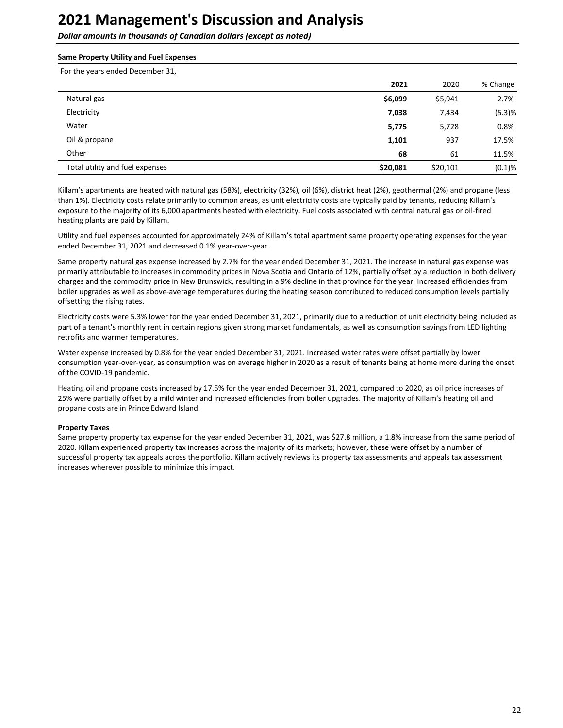# 2021 Management's Discussion and Analysis

*Dollar amounts in thousands of Canadian dollars (except as noted)*

**Same Property Utility and Fuel Expenses**

For the years ended December 31,

| | 2021 | 2020 | % Change |
|---|---|---|---|
| Natural gas | **$6,099** | $5,941 | 2.7% |
| Electricity | **7,038** | 7,434 | (5.3)% |
| Water | **5,775** | 5,728 | 0.8% |
| Oil & propane | **1,101** | 937 | 17.5% |
| Other | **68** | 61 | 11.5% |
| Total utility and fuel expenses | **$20,081** | $20,101 | (0.1)% |

Killam's apartments are heated with natural gas (58%), electricity (32%), oil (6%), district heat (2%), geothermal (2%) and propane (less than 1%). Electricity costs relate primarily to common areas, as unit electricity costs are typically paid by tenants, reducing Killam's exposure to the majority of its 6,000 apartments heated with electricity. Fuel costs associated with central natural gas or oil-fired heating plants are paid by Killam.

Utility and fuel expenses accounted for approximately 24% of Killam's total apartment same property operating expenses for the year ended December 31, 2021 and decreased 0.1% year-over-year.

Same property natural gas expense increased by 2.7% for the year ended December 31, 2021. The increase in natural gas expense was primarily attributable to increases in commodity prices in Nova Scotia and Ontario of 12%, partially offset by a reduction in both delivery charges and the commodity price in New Brunswick, resulting in a 9% decline in that province for the year. Increased efficiencies from boiler upgrades as well as above-average temperatures during the heating season contributed to reduced consumption levels partially offsetting the rising rates.

Electricity costs were 5.3% lower for the year ended December 31, 2021, primarily due to a reduction of unit electricity being included as part of a tenant's monthly rent in certain regions given strong market fundamentals, as well as consumption savings from LED lighting retrofits and warmer temperatures.

Water expense increased by 0.8% for the year ended December 31, 2021. Increased water rates were offset partially by lower consumption year-over-year, as consumption was on average higher in 2020 as a result of tenants being at home more during the onset of the COVID-19 pandemic.

Heating oil and propane costs increased by 17.5% for the year ended December 31, 2021, compared to 2020, as oil price increases of 25% were partially offset by a mild winter and increased efficiencies from boiler upgrades. The majority of Killam's heating oil and propane costs are in Prince Edward Island.

**Property Taxes**

Same property property tax expense for the year ended December 31, 2021, was $27.8 million, a 1.8% increase from the same period of 2020. Killam experienced property tax increases across the majority of its markets; however, these were offset by a number of successful property tax appeals across the portfolio. Killam actively reviews its property tax assessments and appeals tax assessment increases wherever possible to minimize this impact.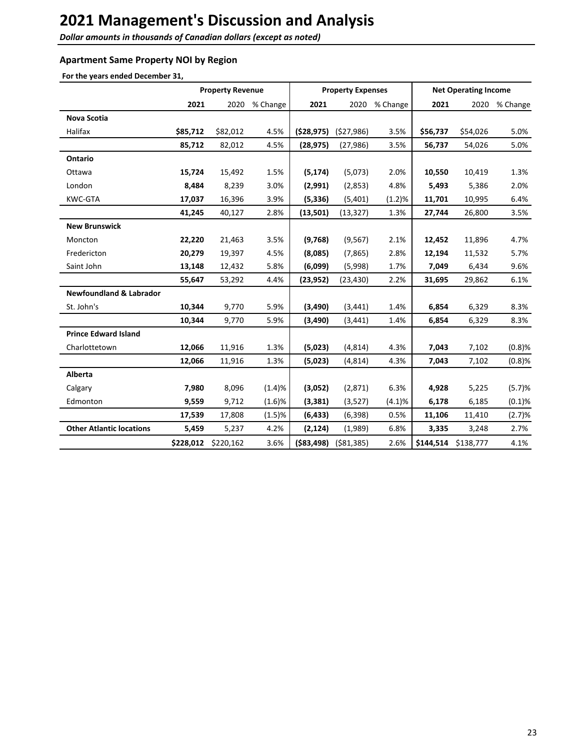# 2021 Management's Discussion and Analysis

***Dollar amounts in thousands of Canadian dollars (except as noted)***

### Apartment Same Property NOI by Region

**For the years ended December 31,**

| | Property Revenue | | | Property Expenses | | | Net Operating Income | | |
|---|---|---|---|---|---|---|---|---|---|
| | **2021** | 2020 | % Change | **2021** | 2020 | % Change | **2021** | 2020 | % Change |
| **Nova Scotia** | | | | | | | | | |
| Halifax | **$85,712** | $82,012 | 4.5% | **($28,975)** | ($27,986) | 3.5% | **$56,737** | $54,026 | 5.0% |
| | **85,712** | 82,012 | 4.5% | **(28,975)** | (27,986) | 3.5% | **56,737** | 54,026 | 5.0% |
| **Ontario** | | | | | | | | | |
| Ottawa | **15,724** | 15,492 | 1.5% | **(5,174)** | (5,073) | 2.0% | **10,550** | 10,419 | 1.3% |
| London | **8,484** | 8,239 | 3.0% | **(2,991)** | (2,853) | 4.8% | **5,493** | 5,386 | 2.0% |
| KWC-GTA | **17,037** | 16,396 | 3.9% | **(5,336)** | (5,401) | (1.2)% | **11,701** | 10,995 | 6.4% |
| | **41,245** | 40,127 | 2.8% | **(13,501)** | (13,327) | 1.3% | **27,744** | 26,800 | 3.5% |
| **New Brunswick** | | | | | | | | | |
| Moncton | **22,220** | 21,463 | 3.5% | **(9,768)** | (9,567) | 2.1% | **12,452** | 11,896 | 4.7% |
| Fredericton | **20,279** | 19,397 | 4.5% | **(8,085)** | (7,865) | 2.8% | **12,194** | 11,532 | 5.7% |
| Saint John | **13,148** | 12,432 | 5.8% | **(6,099)** | (5,998) | 1.7% | **7,049** | 6,434 | 9.6% |
| | **55,647** | 53,292 | 4.4% | **(23,952)** | (23,430) | 2.2% | **31,695** | 29,862 | 6.1% |
| **Newfoundland & Labrador** | | | | | | | | | |
| St. John's | **10,344** | 9,770 | 5.9% | **(3,490)** | (3,441) | 1.4% | **6,854** | 6,329 | 8.3% |
| | **10,344** | 9,770 | 5.9% | **(3,490)** | (3,441) | 1.4% | **6,854** | 6,329 | 8.3% |
| **Prince Edward Island** | | | | | | | | | |
| Charlottetown | **12,066** | 11,916 | 1.3% | **(5,023)** | (4,814) | 4.3% | **7,043** | 7,102 | (0.8)% |
| | **12,066** | 11,916 | 1.3% | **(5,023)** | (4,814) | 4.3% | **7,043** | 7,102 | (0.8)% |
| **Alberta** | | | | | | | | | |
| Calgary | **7,980** | 8,096 | (1.4)% | **(3,052)** | (2,871) | 6.3% | **4,928** | 5,225 | (5.7)% |
| Edmonton | **9,559** | 9,712 | (1.6)% | **(3,381)** | (3,527) | (4.1)% | **6,178** | 6,185 | (0.1)% |
| | **17,539** | 17,808 | (1.5)% | **(6,433)** | (6,398) | 0.5% | **11,106** | 11,410 | (2.7)% |
| **Other Atlantic locations** | **5,459** | 5,237 | 4.2% | **(2,124)** | (1,989) | 6.8% | **3,335** | 3,248 | 2.7% |
| | **$228,012** | $220,162 | 3.6% | **($83,498)** | ($81,385) | 2.6% | **$144,514** | $138,777 | 4.1% |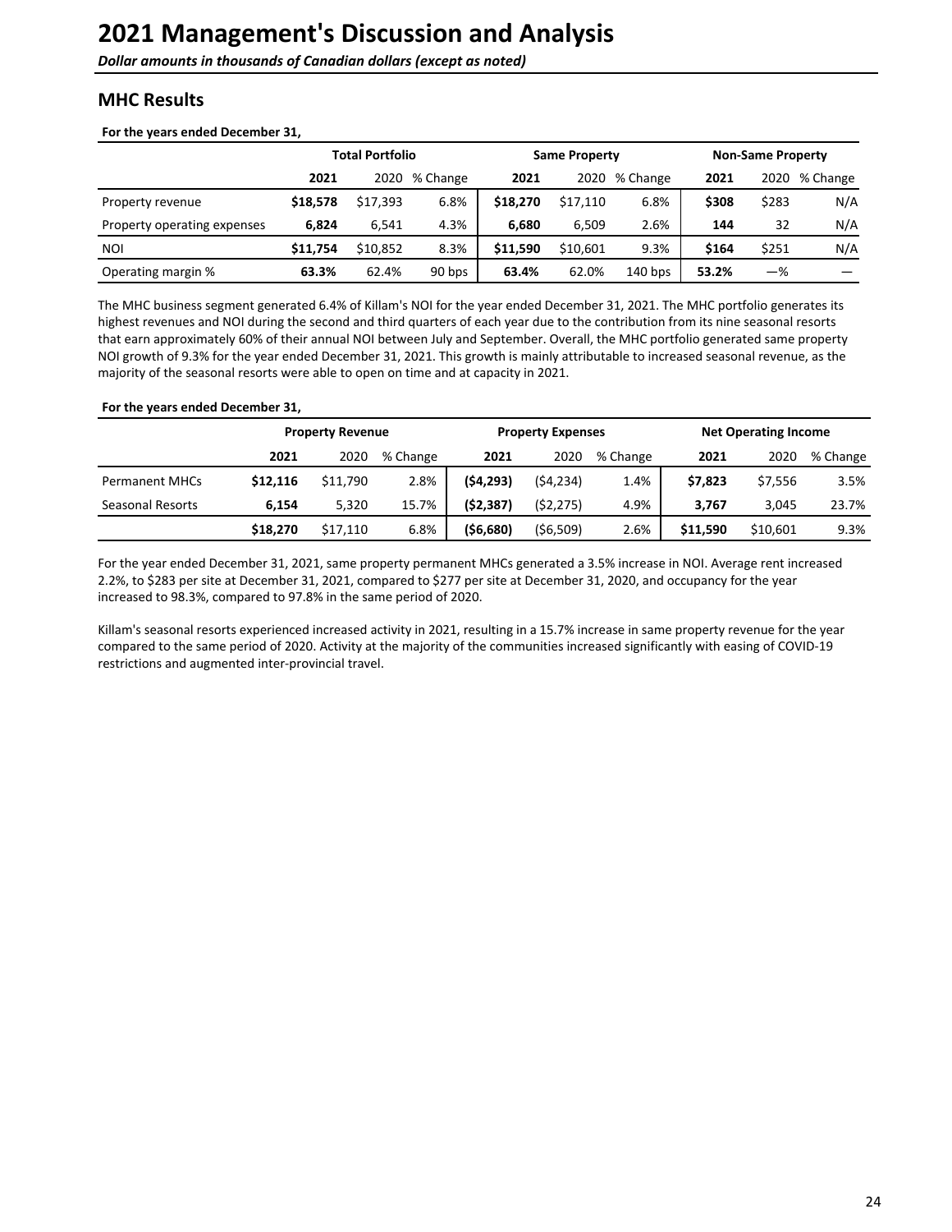# 2021 Management's Discussion and Analysis

***Dollar amounts in thousands of Canadian dollars (except as noted)***

## MHC Results

**For the years ended December 31,**

| | Total Portfolio | | | Same Property | | | Non-Same Property | | |
|---|---|---|---|---|---|---|---|---|---|
| | **2021** | 2020 | % Change | **2021** | 2020 | % Change | **2021** | 2020 | % Change |
| Property revenue | **$18,578** | $17,393 | 6.8% | **$18,270** | $17,110 | 6.8% | **$308** | $283 | N/A |
| Property operating expenses | **6,824** | 6,541 | 4.3% | **6,680** | 6,509 | 2.6% | **144** | 32 | N/A |
| NOI | **$11,754** | $10,852 | 8.3% | **$11,590** | $10,601 | 9.3% | **$164** | $251 | N/A |
| Operating margin % | **63.3%** | 62.4% | 90 bps | **63.4%** | 62.0% | 140 bps | **53.2%** | —% | — |

The MHC business segment generated 6.4% of Killam's NOI for the year ended December 31, 2021. The MHC portfolio generates its highest revenues and NOI during the second and third quarters of each year due to the contribution from its nine seasonal resorts that earn approximately 60% of their annual NOI between July and September. Overall, the MHC portfolio generated same property NOI growth of 9.3% for the year ended December 31, 2021. This growth is mainly attributable to increased seasonal revenue, as the majority of the seasonal resorts were able to open on time and at capacity in 2021.

**For the years ended December 31,**

| | Property Revenue | | | Property Expenses | | | Net Operating Income | | |
|---|---|---|---|---|---|---|---|---|---|
| | **2021** | 2020 | % Change | **2021** | 2020 | % Change | **2021** | 2020 | % Change |
| Permanent MHCs | **$12,116** | $11,790 | 2.8% | **($4,293)** | ($4,234) | 1.4% | **$7,823** | $7,556 | 3.5% |
| Seasonal Resorts | **6,154** | 5,320 | 15.7% | **($2,387)** | ($2,275) | 4.9% | **3,767** | 3,045 | 23.7% |
| | **$18,270** | $17,110 | 6.8% | **($6,680)** | ($6,509) | 2.6% | **$11,590** | $10,601 | 9.3% |

For the year ended December 31, 2021, same property permanent MHCs generated a 3.5% increase in NOI. Average rent increased 2.2%, to $283 per site at December 31, 2021, compared to $277 per site at December 31, 2020, and occupancy for the year increased to 98.3%, compared to 97.8% in the same period of 2020.

Killam's seasonal resorts experienced increased activity in 2021, resulting in a 15.7% increase in same property revenue for the year compared to the same period of 2020. Activity at the majority of the communities increased significantly with easing of COVID-19 restrictions and augmented inter-provincial travel.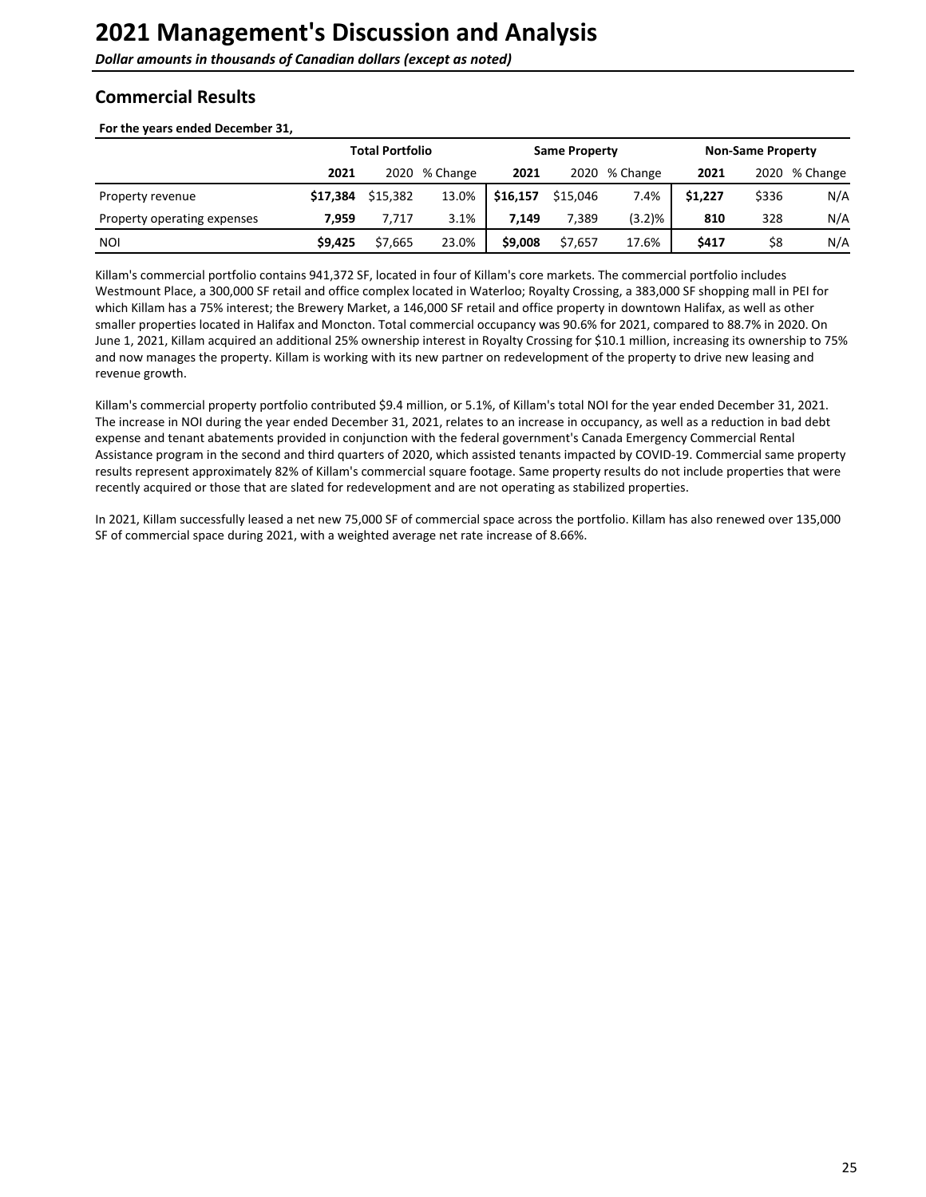# 2021 Management's Discussion and Analysis

***Dollar amounts in thousands of Canadian dollars (except as noted)***

## Commercial Results

**For the years ended December 31,**

| | Total Portfolio | | | Same Property | | | Non-Same Property | | |
|---|---|---|---|---|---|---|---|---|---|
| | **2021** | 2020 | % Change | **2021** | 2020 | % Change | **2021** | 2020 | % Change |
| Property revenue | **$17,384** | $15,382 | 13.0% | **$16,157** | $15,046 | 7.4% | **$1,227** | $336 | N/A |
| Property operating expenses | **7,959** | 7,717 | 3.1% | **7,149** | 7,389 | (3.2)% | **810** | 328 | N/A |
| NOI | **$9,425** | $7,665 | 23.0% | **$9,008** | $7,657 | 17.6% | **$417** | $8 | N/A |

Killam's commercial portfolio contains 941,372 SF, located in four of Killam's core markets. The commercial portfolio includes Westmount Place, a 300,000 SF retail and office complex located in Waterloo; Royalty Crossing, a 383,000 SF shopping mall in PEI for which Killam has a 75% interest; the Brewery Market, a 146,000 SF retail and office property in downtown Halifax, as well as other smaller properties located in Halifax and Moncton. Total commercial occupancy was 90.6% for 2021, compared to 88.7% in 2020. On June 1, 2021, Killam acquired an additional 25% ownership interest in Royalty Crossing for $10.1 million, increasing its ownership to 75% and now manages the property. Killam is working with its new partner on redevelopment of the property to drive new leasing and revenue growth.

Killam's commercial property portfolio contributed $9.4 million, or 5.1%, of Killam's total NOI for the year ended December 31, 2021. The increase in NOI during the year ended December 31, 2021, relates to an increase in occupancy, as well as a reduction in bad debt expense and tenant abatements provided in conjunction with the federal government's Canada Emergency Commercial Rental Assistance program in the second and third quarters of 2020, which assisted tenants impacted by COVID-19. Commercial same property results represent approximately 82% of Killam's commercial square footage. Same property results do not include properties that were recently acquired or those that are slated for redevelopment and are not operating as stabilized properties.

In 2021, Killam successfully leased a net new 75,000 SF of commercial space across the portfolio. Killam has also renewed over 135,000 SF of commercial space during 2021, with a weighted average net rate increase of 8.66%.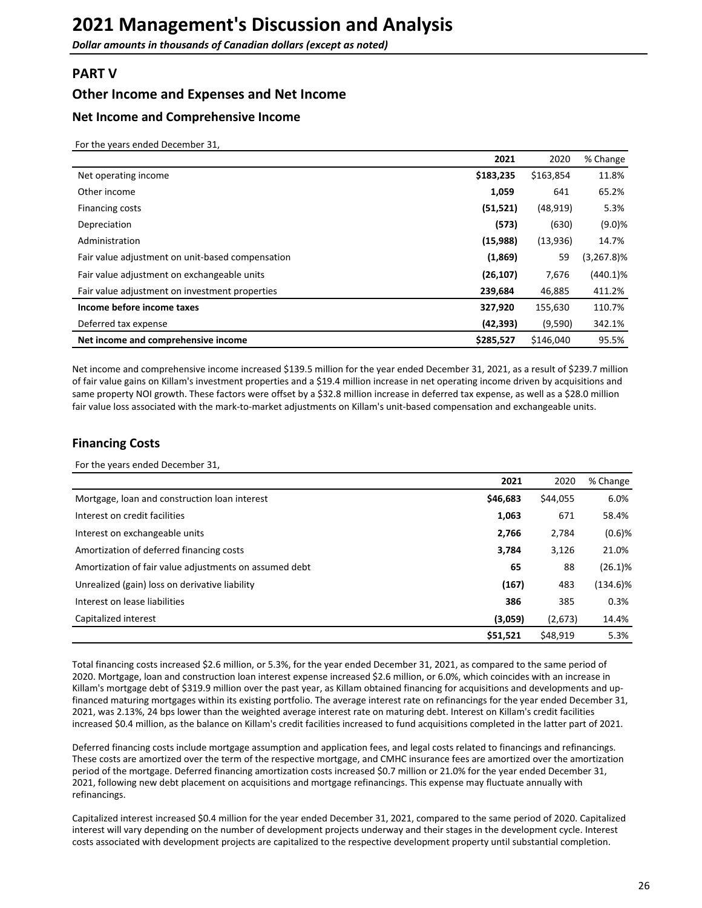# 2021 Management's Discussion and Analysis

***Dollar amounts in thousands of Canadian dollars (except as noted)***

## PART V

## Other Income and Expenses and Net Income

### Net Income and Comprehensive Income

For the years ended December 31,

| | 2021 | 2020 | % Change |
|---|---|---|---|
| Net operating income | **$183,235** | $163,854 | 11.8% |
| Other income | **1,059** | 641 | 65.2% |
| Financing costs | **(51,521)** | (48,919) | 5.3% |
| Depreciation | **(573)** | (630) | (9.0)% |
| Administration | **(15,988)** | (13,936) | 14.7% |
| Fair value adjustment on unit-based compensation | **(1,869)** | 59 | (3,267.8)% |
| Fair value adjustment on exchangeable units | **(26,107)** | 7,676 | (440.1)% |
| Fair value adjustment on investment properties | **239,684** | 46,885 | 411.2% |
| **Income before income taxes** | **327,920** | 155,630 | 110.7% |
| Deferred tax expense | **(42,393)** | (9,590) | 342.1% |
| **Net income and comprehensive income** | **$285,527** | $146,040 | 95.5% |

Net income and comprehensive income increased $139.5 million for the year ended December 31, 2021, as a result of $239.7 million of fair value gains on Killam's investment properties and a $19.4 million increase in net operating income driven by acquisitions and same property NOI growth. These factors were offset by a $32.8 million increase in deferred tax expense, as well as a $28.0 million fair value loss associated with the mark-to-market adjustments on Killam's unit-based compensation and exchangeable units.

## Financing Costs

For the years ended December 31,

| | 2021 | 2020 | % Change |
|---|---|---|---|
| Mortgage, loan and construction loan interest | **$46,683** | $44,055 | 6.0% |
| Interest on credit facilities | **1,063** | 671 | 58.4% |
| Interest on exchangeable units | **2,766** | 2,784 | (0.6)% |
| Amortization of deferred financing costs | **3,784** | 3,126 | 21.0% |
| Amortization of fair value adjustments on assumed debt | **65** | 88 | (26.1)% |
| Unrealized (gain) loss on derivative liability | **(167)** | 483 | (134.6)% |
| Interest on lease liabilities | **386** | 385 | 0.3% |
| Capitalized interest | **(3,059)** | (2,673) | 14.4% |
| | **$51,521** | $48,919 | 5.3% |

Total financing costs increased $2.6 million, or 5.3%, for the year ended December 31, 2021, as compared to the same period of 2020. Mortgage, loan and construction loan interest expense increased $2.6 million, or 6.0%, which coincides with an increase in Killam's mortgage debt of $319.9 million over the past year, as Killam obtained financing for acquisitions and developments and up-financed maturing mortgages within its existing portfolio. The average interest rate on refinancings for the year ended December 31, 2021, was 2.13%, 24 bps lower than the weighted average interest rate on maturing debt. Interest on Killam's credit facilities increased $0.4 million, as the balance on Killam's credit facilities increased to fund acquisitions completed in the latter part of 2021.

Deferred financing costs include mortgage assumption and application fees, and legal costs related to financings and refinancings. These costs are amortized over the term of the respective mortgage, and CMHC insurance fees are amortized over the amortization period of the mortgage. Deferred financing amortization costs increased $0.7 million or 21.0% for the year ended December 31, 2021, following new debt placement on acquisitions and mortgage refinancings. This expense may fluctuate annually with refinancings.

Capitalized interest increased $0.4 million for the year ended December 31, 2021, compared to the same period of 2020. Capitalized interest will vary depending on the number of development projects underway and their stages in the development cycle. Interest costs associated with development projects are capitalized to the respective development property until substantial completion.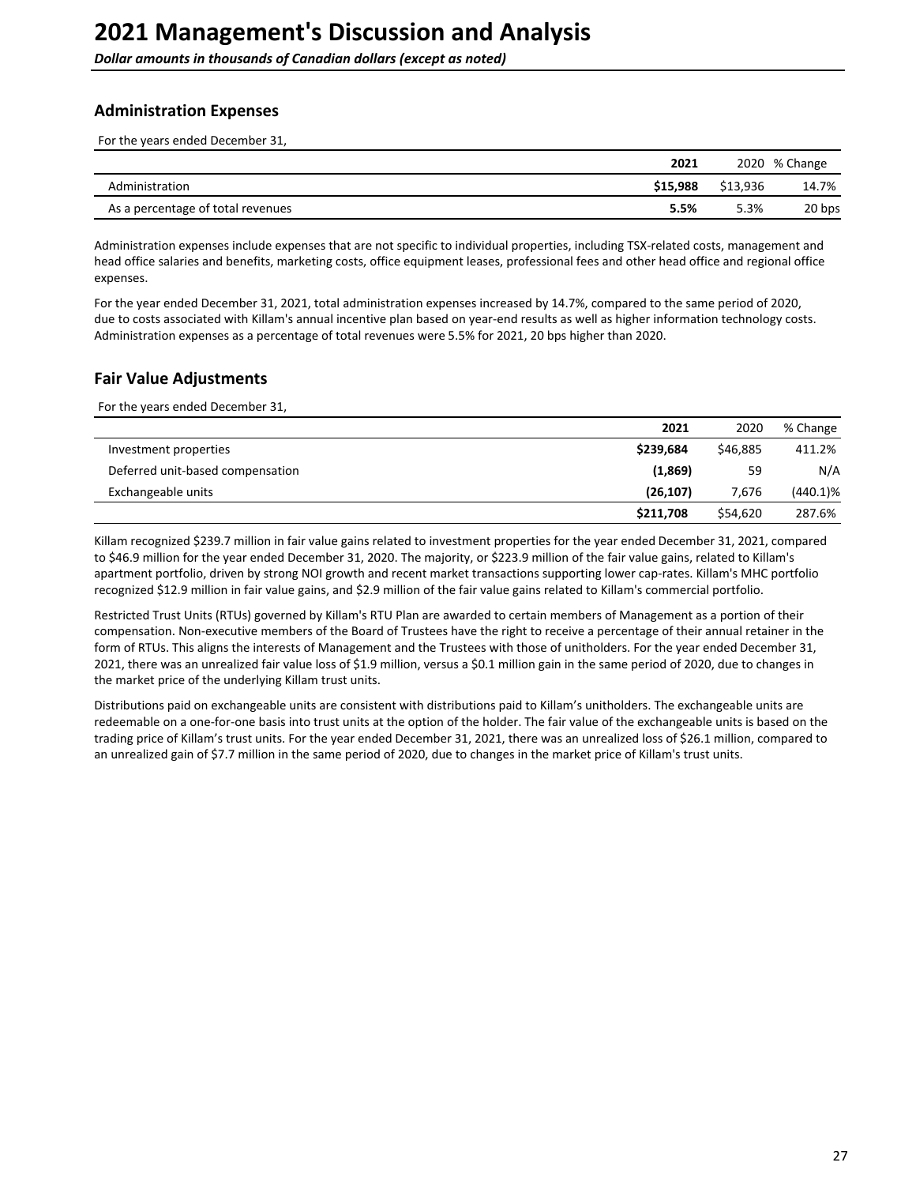## Administration Expenses

For the years ended December 31,

| | 2021 | 2020 | % Change |
|---|---|---|---|
| Administration | **$15,988** | $13,936 | 14.7% |
| As a percentage of total revenues | **5.5%** | 5.3% | 20 bps |

Administration expenses include expenses that are not specific to individual properties, including TSX-related costs, management and head office salaries and benefits, marketing costs, office equipment leases, professional fees and other head office and regional office expenses.

For the year ended December 31, 2021, total administration expenses increased by 14.7%, compared to the same period of 2020, due to costs associated with Killam's annual incentive plan based on year-end results as well as higher information technology costs. Administration expenses as a percentage of total revenues were 5.5% for 2021, 20 bps higher than 2020.

## Fair Value Adjustments

For the years ended December 31,

| | 2021 | 2020 | % Change |
|---|---|---|---|
| Investment properties | **$239,684** | $46,885 | 411.2% |
| Deferred unit-based compensation | **(1,869)** | 59 | N/A |
| Exchangeable units | **(26,107)** | 7,676 | (440.1)% |
| | **$211,708** | $54,620 | 287.6% |

Killam recognized $239.7 million in fair value gains related to investment properties for the year ended December 31, 2021, compared to $46.9 million for the year ended December 31, 2020. The majority, or $223.9 million of the fair value gains, related to Killam's apartment portfolio, driven by strong NOI growth and recent market transactions supporting lower cap-rates. Killam's MHC portfolio recognized $12.9 million in fair value gains, and $2.9 million of the fair value gains related to Killam's commercial portfolio.

Restricted Trust Units (RTUs) governed by Killam's RTU Plan are awarded to certain members of Management as a portion of their compensation. Non-executive members of the Board of Trustees have the right to receive a percentage of their annual retainer in the form of RTUs. This aligns the interests of Management and the Trustees with those of unitholders. For the year ended December 31, 2021, there was an unrealized fair value loss of $1.9 million, versus a $0.1 million gain in the same period of 2020, due to changes in the market price of the underlying Killam trust units.

Distributions paid on exchangeable units are consistent with distributions paid to Killam's unitholders. The exchangeable units are redeemable on a one-for-one basis into trust units at the option of the holder. The fair value of the exchangeable units is based on the trading price of Killam's trust units. For the year ended December 31, 2021, there was an unrealized loss of $26.1 million, compared to an unrealized gain of $7.7 million in the same period of 2020, due to changes in the market price of Killam's trust units.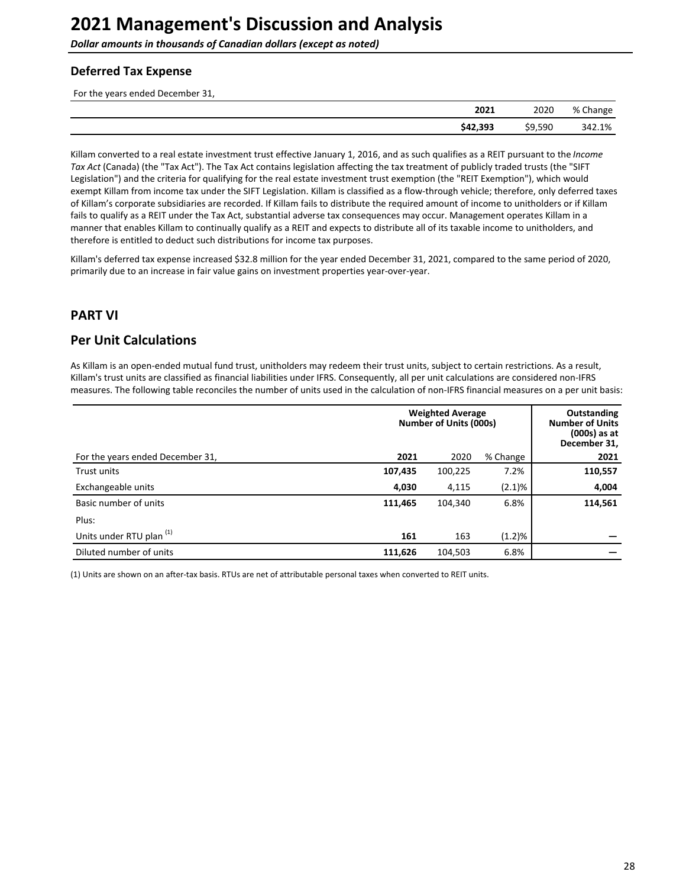# 2021 Management's Discussion and Analysis

***Dollar amounts in thousands of Canadian dollars (except as noted)***

### Deferred Tax Expense

For the years ended December 31,

| 2021 | 2020 | % Change |
|---|---|---|
| **$42,393** | $9,590 | 342.1% |

Killam converted to a real estate investment trust effective January 1, 2016, and as such qualifies as a REIT pursuant to the *Income Tax Act* (Canada) (the "Tax Act"). The Tax Act contains legislation affecting the tax treatment of publicly traded trusts (the "SIFT Legislation") and the criteria for qualifying for the real estate investment trust exemption (the "REIT Exemption"), which would exempt Killam from income tax under the SIFT Legislation. Killam is classified as a flow-through vehicle; therefore, only deferred taxes of Killam's corporate subsidiaries are recorded. If Killam fails to distribute the required amount of income to unitholders or if Killam fails to qualify as a REIT under the Tax Act, substantial adverse tax consequences may occur. Management operates Killam in a manner that enables Killam to continually qualify as a REIT and expects to distribute all of its taxable income to unitholders, and therefore is entitled to deduct such distributions for income tax purposes.

Killam's deferred tax expense increased $32.8 million for the year ended December 31, 2021, compared to the same period of 2020, primarily due to an increase in fair value gains on investment properties year-over-year.

## PART VI

## Per Unit Calculations

As Killam is an open-ended mutual fund trust, unitholders may redeem their trust units, subject to certain restrictions. As a result, Killam's trust units are classified as financial liabilities under IFRS. Consequently, all per unit calculations are considered non-IFRS measures. The following table reconciles the number of units used in the calculation of non-IFRS financial measures on a per unit basis:

| | **Weighted Average Number of Units (000s)** | | | **Outstanding Number of Units (000s) as at December 31,** |
|---|---|---|---|---|
| For the years ended December 31, | **2021** | 2020 | % Change | **2021** |
| Trust units | **107,435** | 100,225 | 7.2% | **110,557** |
| Exchangeable units | **4,030** | 4,115 | (2.1)% | **4,004** |
| Basic number of units | **111,465** | 104,340 | 6.8% | **114,561** |
| Plus: | | | | |
| Units under RTU plan [1] | **161** | 163 | (1.2)% | **—** |
| Diluted number of units | **111,626** | 104,503 | 6.8% | **—** |

(1) Units are shown on an after-tax basis. RTUs are net of attributable personal taxes when converted to REIT units.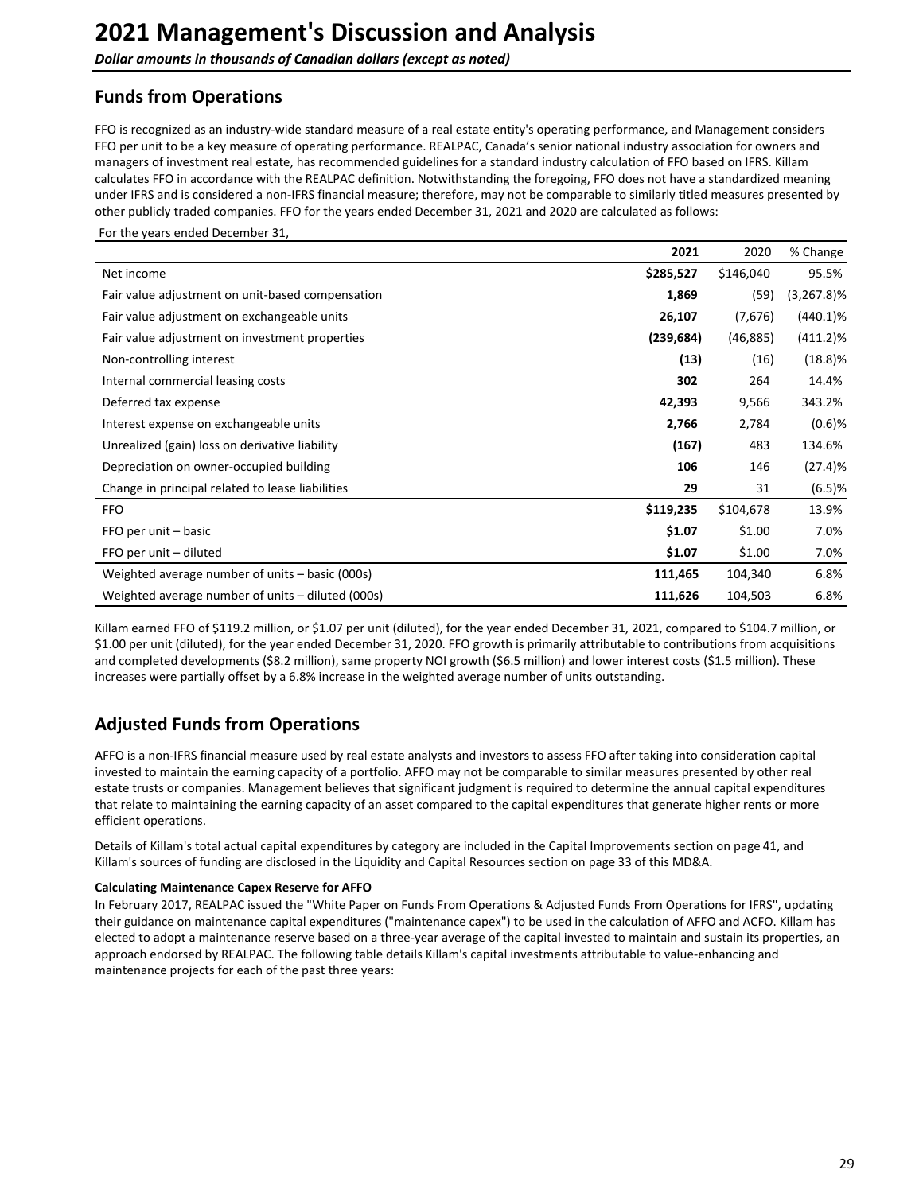# 2021 Management's Discussion and Analysis

***Dollar amounts in thousands of Canadian dollars (except as noted)***

## Funds from Operations

FFO is recognized as an industry-wide standard measure of a real estate entity's operating performance, and Management considers FFO per unit to be a key measure of operating performance. REALPAC, Canada's senior national industry association for owners and managers of investment real estate, has recommended guidelines for a standard industry calculation of FFO based on IFRS. Killam calculates FFO in accordance with the REALPAC definition. Notwithstanding the foregoing, FFO does not have a standardized meaning under IFRS and is considered a non-IFRS financial measure; therefore, may not be comparable to similarly titled measures presented by other publicly traded companies. FFO for the years ended December 31, 2021 and 2020 are calculated as follows:

For the years ended December 31,

| | 2021 | 2020 | % Change |
|---|---|---|---|
| Net income | **$285,527** | $146,040 | 95.5% |
| Fair value adjustment on unit-based compensation | **1,869** | (59) | (3,267.8)% |
| Fair value adjustment on exchangeable units | **26,107** | (7,676) | (440.1)% |
| Fair value adjustment on investment properties | **(239,684)** | (46,885) | (411.2)% |
| Non-controlling interest | **(13)** | (16) | (18.8)% |
| Internal commercial leasing costs | **302** | 264 | 14.4% |
| Deferred tax expense | **42,393** | 9,566 | 343.2% |
| Interest expense on exchangeable units | **2,766** | 2,784 | (0.6)% |
| Unrealized (gain) loss on derivative liability | **(167)** | 483 | 134.6% |
| Depreciation on owner-occupied building | **106** | 146 | (27.4)% |
| Change in principal related to lease liabilities | **29** | 31 | (6.5)% |
| FFO | **$119,235** | $104,678 | 13.9% |
| FFO per unit – basic | **$1.07** | $1.00 | 7.0% |
| FFO per unit – diluted | **$1.07** | $1.00 | 7.0% |
| Weighted average number of units – basic (000s) | **111,465** | 104,340 | 6.8% |
| Weighted average number of units – diluted (000s) | **111,626** | 104,503 | 6.8% |

Killam earned FFO of $119.2 million, or $1.07 per unit (diluted), for the year ended December 31, 2021, compared to $104.7 million, or $1.00 per unit (diluted), for the year ended December 31, 2020. FFO growth is primarily attributable to contributions from acquisitions and completed developments ($8.2 million), same property NOI growth ($6.5 million) and lower interest costs ($1.5 million). These increases were partially offset by a 6.8% increase in the weighted average number of units outstanding.

## Adjusted Funds from Operations

AFFO is a non-IFRS financial measure used by real estate analysts and investors to assess FFO after taking into consideration capital invested to maintain the earning capacity of a portfolio. AFFO may not be comparable to similar measures presented by other real estate trusts or companies. Management believes that significant judgment is required to determine the annual capital expenditures that relate to maintaining the earning capacity of an asset compared to the capital expenditures that generate higher rents or more efficient operations.

Details of Killam's total actual capital expenditures by category are included in the Capital Improvements section on page 41, and Killam's sources of funding are disclosed in the Liquidity and Capital Resources section on page 33 of this MD&A.

**Calculating Maintenance Capex Reserve for AFFO**

In February 2017, REALPAC issued the "White Paper on Funds From Operations & Adjusted Funds From Operations for IFRS", updating their guidance on maintenance capital expenditures ("maintenance capex") to be used in the calculation of AFFO and ACFO. Killam has elected to adopt a maintenance reserve based on a three-year average of the capital invested to maintain and sustain its properties, an approach endorsed by REALPAC. The following table details Killam's capital investments attributable to value-enhancing and maintenance projects for each of the past three years: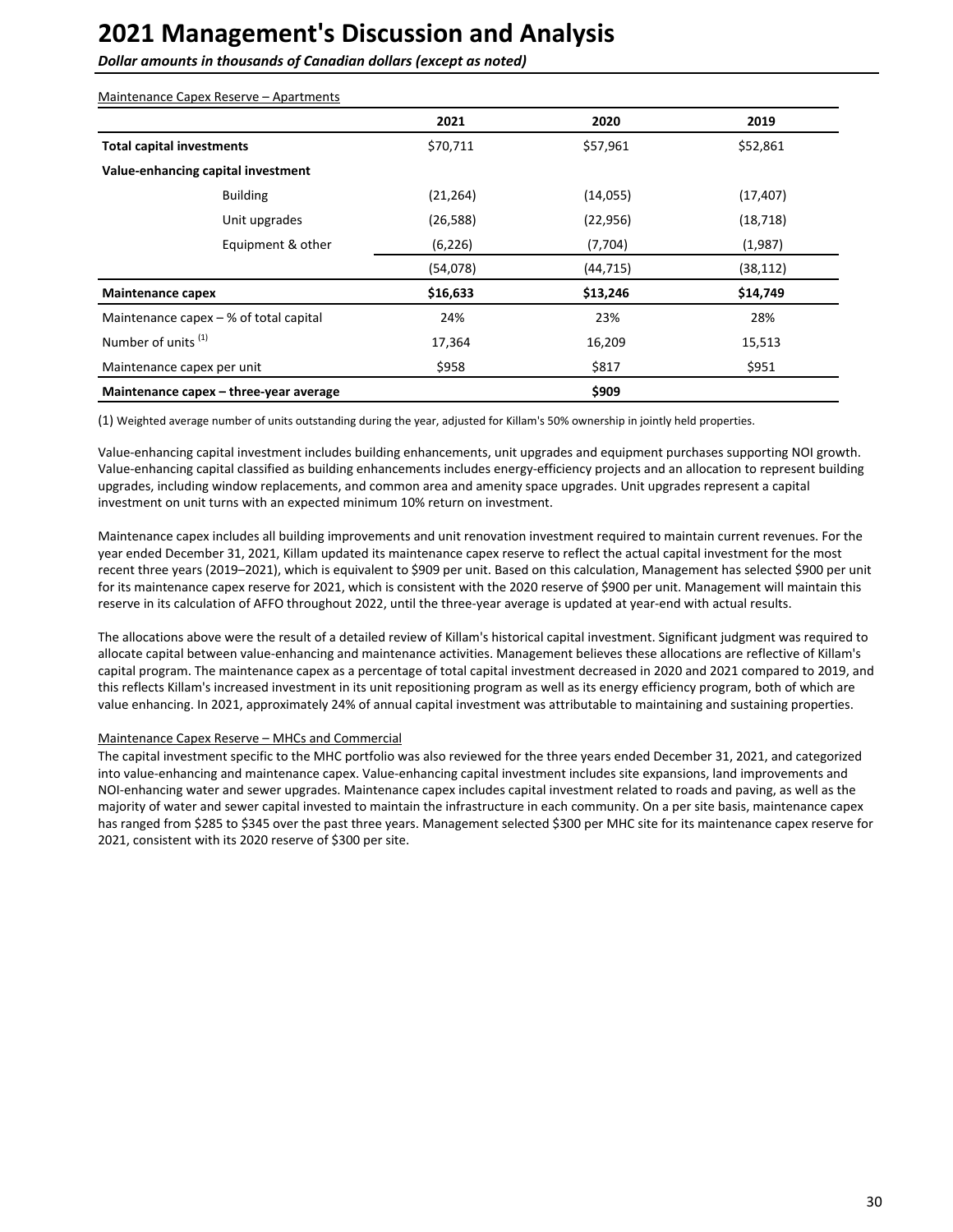# 2021 Management's Discussion and Analysis

***Dollar amounts in thousands of Canadian dollars (except as noted)***

Maintenance Capex Reserve – Apartments

| | 2021 | 2020 | 2019 |
|---|---|---|---|
| **Total capital investments** | $70,711 | $57,961 | $52,861 |
| **Value-enhancing capital investment** | | | |
| Building | (21,264) | (14,055) | (17,407) |
| Unit upgrades | (26,588) | (22,956) | (18,718) |
| Equipment & other | (6,226) | (7,704) | (1,987) |
| | (54,078) | (44,715) | (38,112) |
| **Maintenance capex** | **$16,633** | **$13,246** | **$14,749** |
| Maintenance capex – % of total capital | 24% | 23% | 28% |
| Number of units [(1)] | 17,364 | 16,209 | 15,513 |
| Maintenance capex per unit | $958 | $817 | $951 |
| **Maintenance capex – three-year average** | | **$909** | |

(1) Weighted average number of units outstanding during the year, adjusted for Killam's 50% ownership in jointly held properties.

Value-enhancing capital investment includes building enhancements, unit upgrades and equipment purchases supporting NOI growth. Value-enhancing capital classified as building enhancements includes energy-efficiency projects and an allocation to represent building upgrades, including window replacements, and common area and amenity space upgrades. Unit upgrades represent a capital investment on unit turns with an expected minimum 10% return on investment.

Maintenance capex includes all building improvements and unit renovation investment required to maintain current revenues. For the year ended December 31, 2021, Killam updated its maintenance capex reserve to reflect the actual capital investment for the most recent three years (2019–2021), which is equivalent to $909 per unit. Based on this calculation, Management has selected $900 per unit for its maintenance capex reserve for 2021, which is consistent with the 2020 reserve of $900 per unit. Management will maintain this reserve in its calculation of AFFO throughout 2022, until the three-year average is updated at year-end with actual results.

The allocations above were the result of a detailed review of Killam's historical capital investment. Significant judgment was required to allocate capital between value-enhancing and maintenance activities. Management believes these allocations are reflective of Killam's capital program. The maintenance capex as a percentage of total capital investment decreased in 2020 and 2021 compared to 2019, and this reflects Killam's increased investment in its unit repositioning program as well as its energy efficiency program, both of which are value enhancing. In 2021, approximately 24% of annual capital investment was attributable to maintaining and sustaining properties.

Maintenance Capex Reserve – MHCs and Commercial

The capital investment specific to the MHC portfolio was also reviewed for the three years ended December 31, 2021, and categorized into value-enhancing and maintenance capex. Value-enhancing capital investment includes site expansions, land improvements and NOI-enhancing water and sewer upgrades. Maintenance capex includes capital investment related to roads and paving, as well as the majority of water and sewer capital invested to maintain the infrastructure in each community. On a per site basis, maintenance capex has ranged from $285 to $345 over the past three years. Management selected $300 per MHC site for its maintenance capex reserve for 2021, consistent with its 2020 reserve of $300 per site.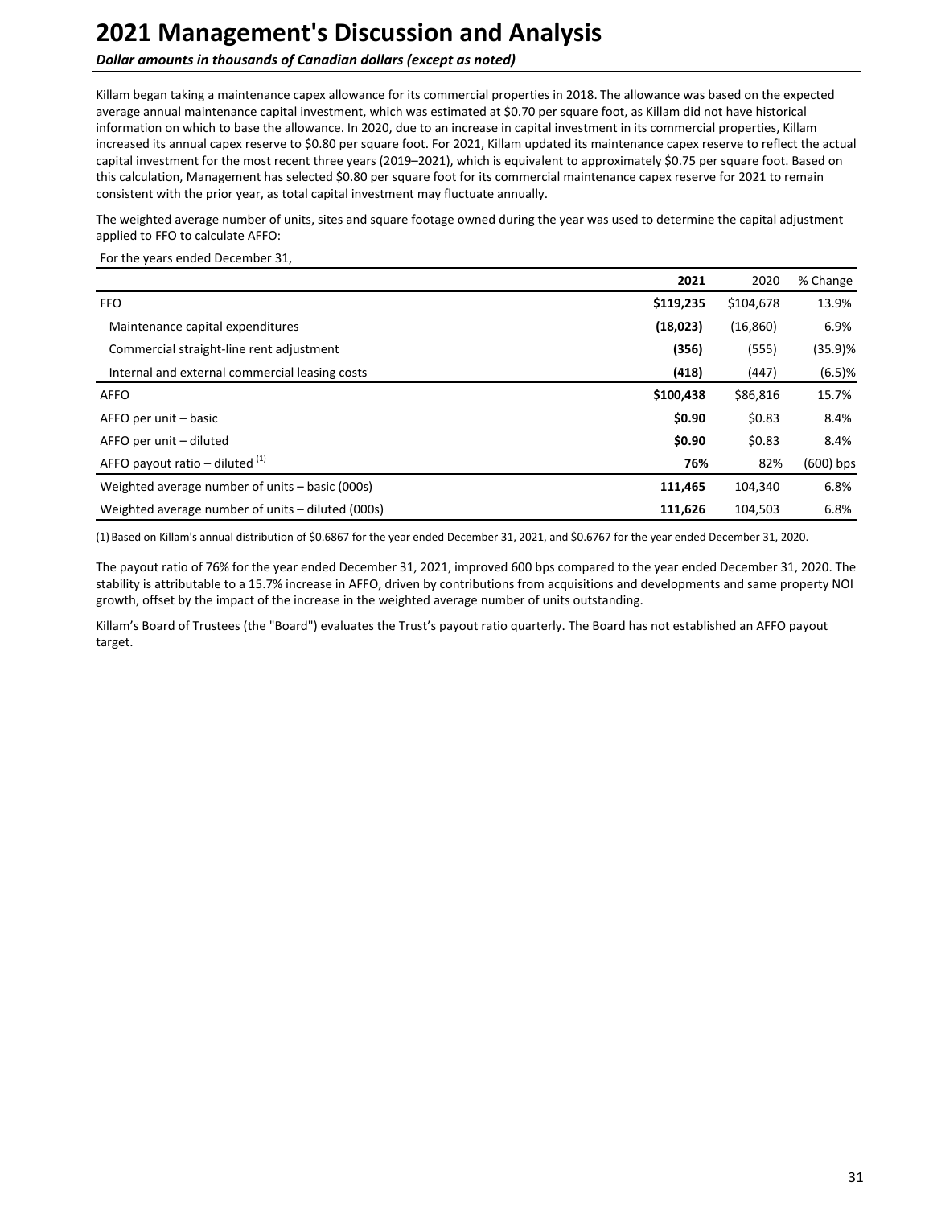Killam began taking a maintenance capex allowance for its commercial properties in 2018. The allowance was based on the expected average annual maintenance capital investment, which was estimated at $0.70 per square foot, as Killam did not have historical information on which to base the allowance. In 2020, due to an increase in capital investment in its commercial properties, Killam increased its annual capex reserve to $0.80 per square foot. For 2021, Killam updated its maintenance capex reserve to reflect the actual capital investment for the most recent three years (2019–2021), which is equivalent to approximately $0.75 per square foot. Based on this calculation, Management has selected $0.80 per square foot for its commercial maintenance capex reserve for 2021 to remain consistent with the prior year, as total capital investment may fluctuate annually.

The weighted average number of units, sites and square footage owned during the year was used to determine the capital adjustment applied to FFO to calculate AFFO:

For the years ended December 31,

| | **2021** | 2020 | % Change |
|---|---|---|---|
| FFO | **$119,235** | $104,678 | 13.9% |
| Maintenance capital expenditures | **(18,023)** | (16,860) | 6.9% |
| Commercial straight-line rent adjustment | **(356)** | (555) | (35.9)% |
| Internal and external commercial leasing costs | **(418)** | (447) | (6.5)% |
| AFFO | **$100,438** | $86,816 | 15.7% |
| AFFO per unit – basic | **$0.90** | $0.83 | 8.4% |
| AFFO per unit – diluted | **$0.90** | $0.83 | 8.4% |
| AFFO payout ratio – diluted (1) | **76%** | 82% | (600) bps |
| Weighted average number of units – basic (000s) | **111,465** | 104,340 | 6.8% |
| Weighted average number of units – diluted (000s) | **111,626** | 104,503 | 6.8% |

(1) Based on Killam's annual distribution of $0.6867 for the year ended December 31, 2021, and $0.6767 for the year ended December 31, 2020.

The payout ratio of 76% for the year ended December 31, 2021, improved 600 bps compared to the year ended December 31, 2020. The stability is attributable to a 15.7% increase in AFFO, driven by contributions from acquisitions and developments and same property NOI growth, offset by the impact of the increase in the weighted average number of units outstanding.

Killam's Board of Trustees (the "Board") evaluates the Trust's payout ratio quarterly. The Board has not established an AFFO payout target.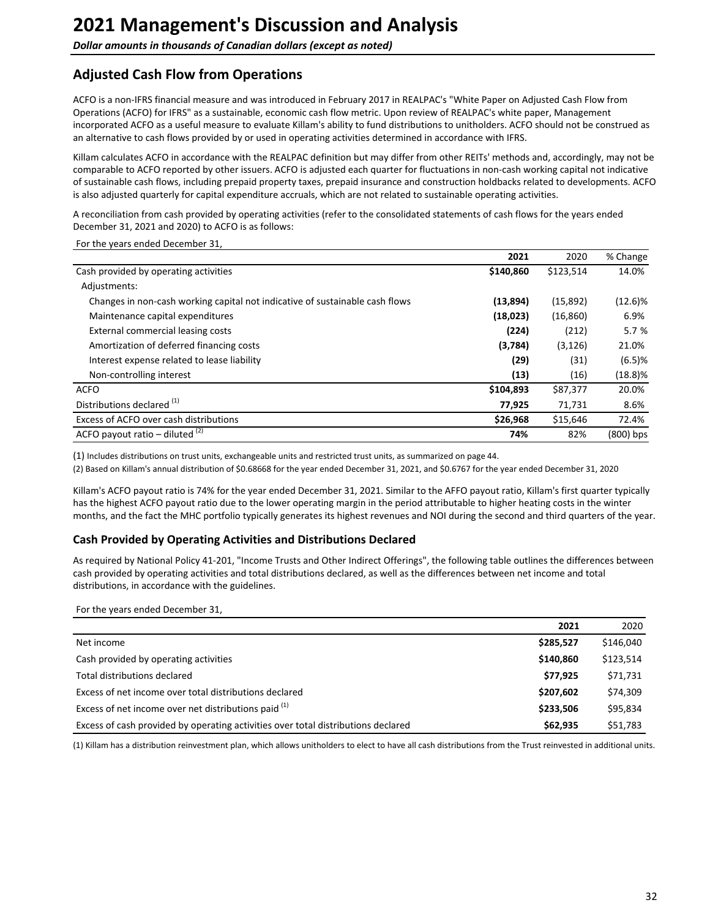# 2021 Management's Discussion and Analysis

*Dollar amounts in thousands of Canadian dollars (except as noted)*

## Adjusted Cash Flow from Operations

ACFO is a non-IFRS financial measure and was introduced in February 2017 in REALPAC's "White Paper on Adjusted Cash Flow from Operations (ACFO) for IFRS" as a sustainable, economic cash flow metric. Upon review of REALPAC's white paper, Management incorporated ACFO as a useful measure to evaluate Killam's ability to fund distributions to unitholders. ACFO should not be construed as an alternative to cash flows provided by or used in operating activities determined in accordance with IFRS.

Killam calculates ACFO in accordance with the REALPAC definition but may differ from other REITs' methods and, accordingly, may not be comparable to ACFO reported by other issuers. ACFO is adjusted each quarter for fluctuations in non-cash working capital not indicative of sustainable cash flows, including prepaid property taxes, prepaid insurance and construction holdbacks related to developments. ACFO is also adjusted quarterly for capital expenditure accruals, which are not related to sustainable operating activities.

A reconciliation from cash provided by operating activities (refer to the consolidated statements of cash flows for the years ended December 31, 2021 and 2020) to ACFO is as follows:

For the years ended December 31,

| | 2021 | 2020 | % Change |
|---|---|---|---|
| Cash provided by operating activities | **$140,860** | $123,514 | 14.0% |
| Adjustments: | | | |
| Changes in non-cash working capital not indicative of sustainable cash flows | **(13,894)** | (15,892) | (12.6)% |
| Maintenance capital expenditures | **(18,023)** | (16,860) | 6.9% |
| External commercial leasing costs | **(224)** | (212) | 5.7 % |
| Amortization of deferred financing costs | **(3,784)** | (3,126) | 21.0% |
| Interest expense related to lease liability | **(29)** | (31) | (6.5)% |
| Non-controlling interest | **(13)** | (16) | (18.8)% |
| ACFO | **$104,893** | $87,377 | 20.0% |
| Distributions declared [(1)] | **77,925** | 71,731 | 8.6% |
| Excess of ACFO over cash distributions | **$26,968** | $15,646 | 72.4% |
| ACFO payout ratio – diluted [(2)] | **74%** | 82% | (800) bps |

(1) Includes distributions on trust units, exchangeable units and restricted trust units, as summarized on page 44.

(2) Based on Killam's annual distribution of $0.68668 for the year ended December 31, 2021, and $0.6767 for the year ended December 31, 2020

Killam's ACFO payout ratio is 74% for the year ended December 31, 2021. Similar to the AFFO payout ratio, Killam's first quarter typically has the highest ACFO payout ratio due to the lower operating margin in the period attributable to higher heating costs in the winter months, and the fact the MHC portfolio typically generates its highest revenues and NOI during the second and third quarters of the year.

### Cash Provided by Operating Activities and Distributions Declared

As required by National Policy 41-201, "Income Trusts and Other Indirect Offerings", the following table outlines the differences between cash provided by operating activities and total distributions declared, as well as the differences between net income and total distributions, in accordance with the guidelines.

For the years ended December 31,

| | 2021 | 2020 |
|---|---|---|
| Net income | **$285,527** | $146,040 |
| Cash provided by operating activities | **$140,860** | $123,514 |
| Total distributions declared | **$77,925** | $71,731 |
| Excess of net income over total distributions declared | **$207,602** | $74,309 |
| Excess of net income over net distributions paid [(1)] | **$233,506** | $95,834 |
| Excess of cash provided by operating activities over total distributions declared | **$62,935** | $51,783 |

(1) Killam has a distribution reinvestment plan, which allows unitholders to elect to have all cash distributions from the Trust reinvested in additional units.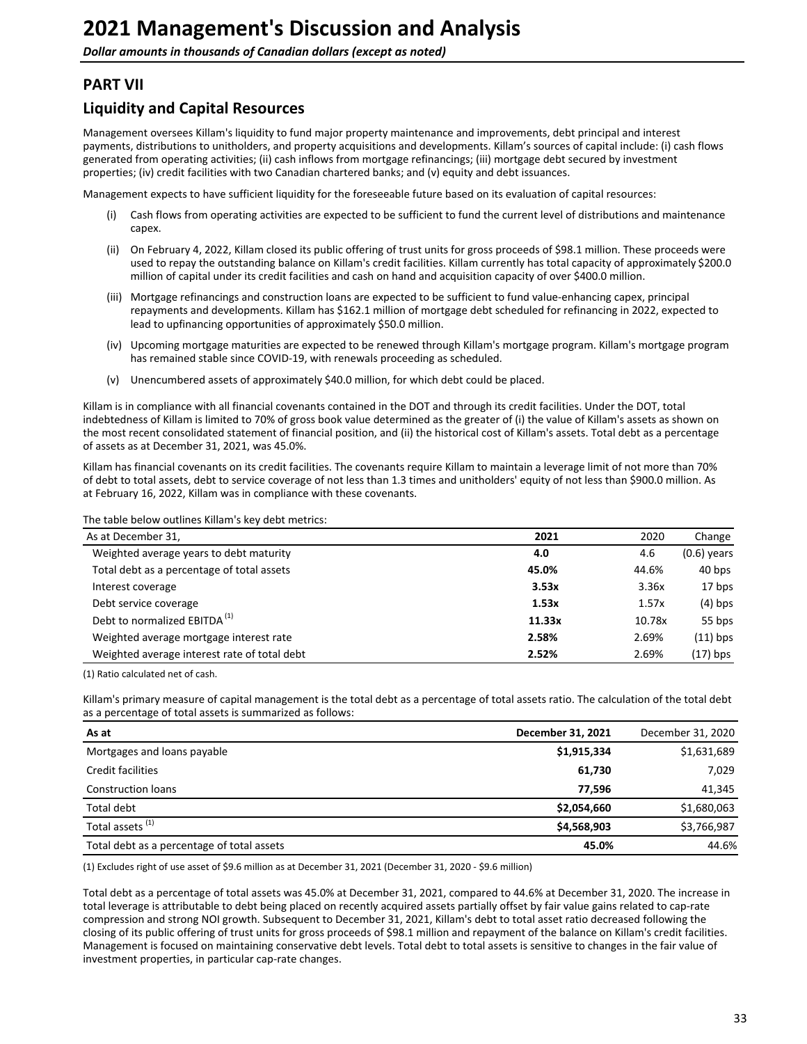# 2021 Management's Discussion and Analysis

***Dollar amounts in thousands of Canadian dollars (except as noted)***

## PART VII

## Liquidity and Capital Resources

Management oversees Killam's liquidity to fund major property maintenance and improvements, debt principal and interest payments, distributions to unitholders, and property acquisitions and developments. Killam's sources of capital include: (i) cash flows generated from operating activities; (ii) cash inflows from mortgage refinancings; (iii) mortgage debt secured by investment properties; (iv) credit facilities with two Canadian chartered banks; and (v) equity and debt issuances.

Management expects to have sufficient liquidity for the foreseeable future based on its evaluation of capital resources:

(i) Cash flows from operating activities are expected to be sufficient to fund the current level of distributions and maintenance capex.

(ii) On February 4, 2022, Killam closed its public offering of trust units for gross proceeds of $98.1 million. These proceeds were used to repay the outstanding balance on Killam's credit facilities. Killam currently has total capacity of approximately $200.0 million of capital under its credit facilities and cash on hand and acquisition capacity of over $400.0 million.

(iii) Mortgage refinancings and construction loans are expected to be sufficient to fund value-enhancing capex, principal repayments and developments. Killam has $162.1 million of mortgage debt scheduled for refinancing in 2022, expected to lead to upfinancing opportunities of approximately $50.0 million.

(iv) Upcoming mortgage maturities are expected to be renewed through Killam's mortgage program. Killam's mortgage program has remained stable since COVID-19, with renewals proceeding as scheduled.

(v) Unencumbered assets of approximately $40.0 million, for which debt could be placed.

Killam is in compliance with all financial covenants contained in the DOT and through its credit facilities. Under the DOT, total indebtedness of Killam is limited to 70% of gross book value determined as the greater of (i) the value of Killam's assets as shown on the most recent consolidated statement of financial position, and (ii) the historical cost of Killam's assets. Total debt as a percentage of assets as at December 31, 2021, was 45.0%.

Killam has financial covenants on its credit facilities. The covenants require Killam to maintain a leverage limit of not more than 70% of debt to total assets, debt to service coverage of not less than 1.3 times and unitholders' equity of not less than $900.0 million. As at February 16, 2022, Killam was in compliance with these covenants.

The table below outlines Killam's key debt metrics:

| As at December 31, | 2021 | 2020 | Change |
|---|---|---|---|
| Weighted average years to debt maturity | **4.0** | 4.6 | (0.6) years |
| Total debt as a percentage of total assets | **45.0%** | 44.6% | 40 bps |
| Interest coverage | **3.53x** | 3.36x | 17 bps |
| Debt service coverage | **1.53x** | 1.57x | (4) bps |
| Debt to normalized EBITDA [(1)] | **11.33x** | 10.78x | 55 bps |
| Weighted average mortgage interest rate | **2.58%** | 2.69% | (11) bps |
| Weighted average interest rate of total debt | **2.52%** | 2.69% | (17) bps |

(1) Ratio calculated net of cash.

Killam's primary measure of capital management is the total debt as a percentage of total assets ratio. The calculation of the total debt as a percentage of total assets is summarized as follows:

| As at | December 31, 2021 | December 31, 2020 |
|---|---|---|
| Mortgages and loans payable | **$1,915,334** | $1,631,689 |
| Credit facilities | **61,730** | 7,029 |
| Construction loans | **77,596** | 41,345 |
| Total debt | **$2,054,660** | $1,680,063 |
| Total assets [(1)] | **$4,568,903** | $3,766,987 |
| Total debt as a percentage of total assets | **45.0%** | 44.6% |

(1) Excludes right of use asset of $9.6 million as at December 31, 2021 (December 31, 2020 - $9.6 million)

Total debt as a percentage of total assets was 45.0% at December 31, 2021, compared to 44.6% at December 31, 2020. The increase in total leverage is attributable to debt being placed on recently acquired assets partially offset by fair value gains related to cap-rate compression and strong NOI growth. Subsequent to December 31, 2021, Killam's debt to total asset ratio decreased following the closing of its public offering of trust units for gross proceeds of $98.1 million and repayment of the balance on Killam's credit facilities. Management is focused on maintaining conservative debt levels. Total debt to total assets is sensitive to changes in the fair value of investment properties, in particular cap-rate changes.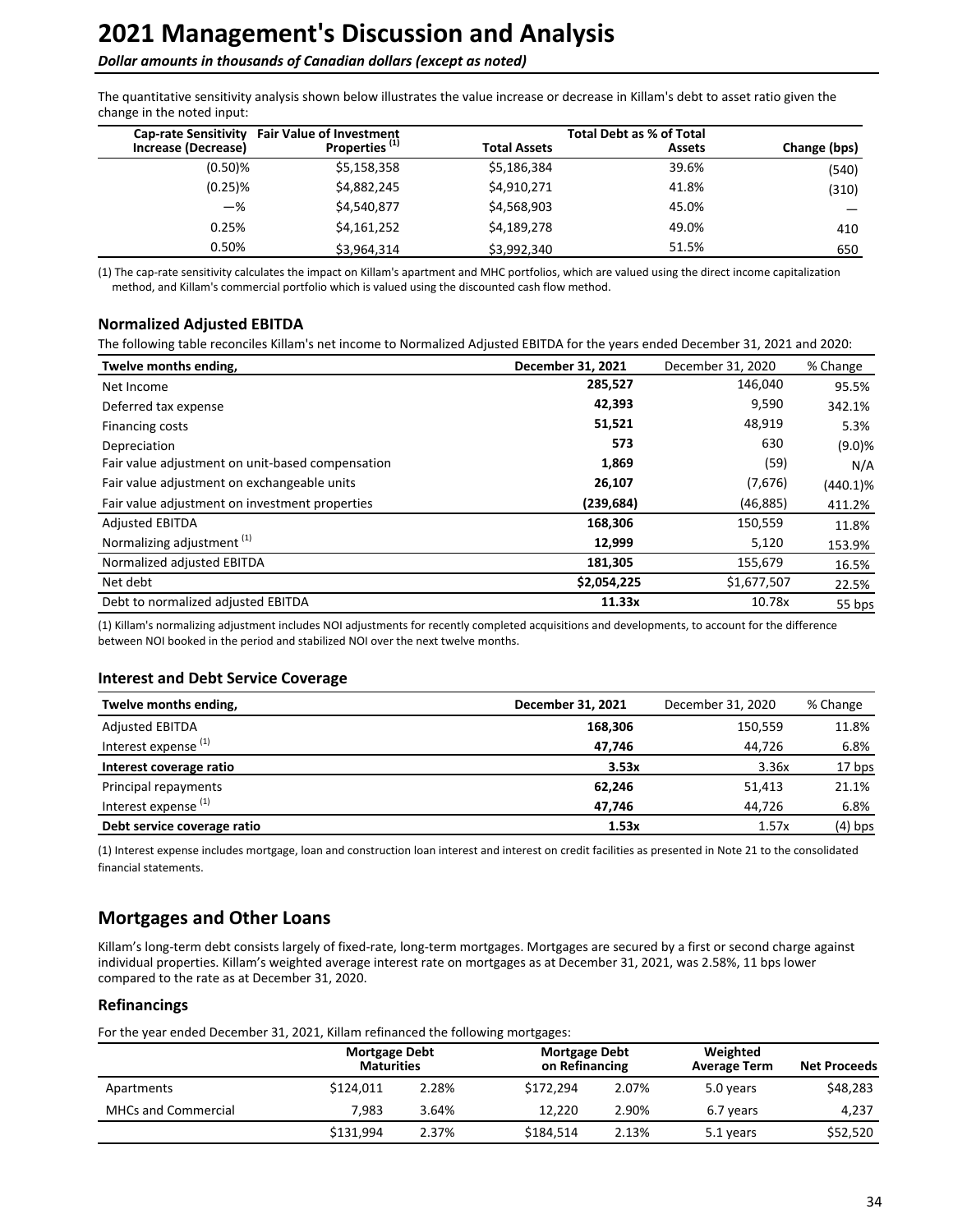# 2021 Management's Discussion and Analysis

*Dollar amounts in thousands of Canadian dollars (except as noted)*

The quantitative sensitivity analysis shown below illustrates the value increase or decrease in Killam's debt to asset ratio given the change in the noted input:

| Cap-rate Sensitivity Increase (Decrease) | Fair Value of Investment Properties (1) | Total Assets | Total Debt as % of Total Assets | Change (bps) |
|---|---|---|---|---|
| (0.50)% | $5,158,358 | $5,186,384 | 39.6% | (540) |
| (0.25)% | $4,882,245 | $4,910,271 | 41.8% | (310) |
| —% | $4,540,877 | $4,568,903 | 45.0% | — |
| 0.25% | $4,161,252 | $4,189,278 | 49.0% | 410 |
| 0.50% | $3,964,314 | $3,992,340 | 51.5% | 650 |

(1) The cap-rate sensitivity calculates the impact on Killam's apartment and MHC portfolios, which are valued using the direct income capitalization method, and Killam's commercial portfolio which is valued using the discounted cash flow method.

## Normalized Adjusted EBITDA

The following table reconciles Killam's net income to Normalized Adjusted EBITDA for the years ended December 31, 2021 and 2020:

| Twelve months ending, | December 31, 2021 | December 31, 2020 | % Change |
|---|---|---|---|
| Net Income | **285,527** | 146,040 | 95.5% |
| Deferred tax expense | **42,393** | 9,590 | 342.1% |
| Financing costs | **51,521** | 48,919 | 5.3% |
| Depreciation | **573** | 630 | (9.0)% |
| Fair value adjustment on unit-based compensation | **1,869** | (59) | N/A |
| Fair value adjustment on exchangeable units | **26,107** | (7,676) | (440.1)% |
| Fair value adjustment on investment properties | **(239,684)** | (46,885) | 411.2% |
| Adjusted EBITDA | **168,306** | 150,559 | 11.8% |
| Normalizing adjustment (1) | **12,999** | 5,120 | 153.9% |
| Normalized adjusted EBITDA | **181,305** | 155,679 | 16.5% |
| Net debt | **$2,054,225** | $1,677,507 | 22.5% |
| Debt to normalized adjusted EBITDA | **11.33x** | 10.78x | 55 bps |

(1) Killam's normalizing adjustment includes NOI adjustments for recently completed acquisitions and developments, to account for the difference between NOI booked in the period and stabilized NOI over the next twelve months.

## Interest and Debt Service Coverage

| Twelve months ending, | December 31, 2021 | December 31, 2020 | % Change |
|---|---|---|---|
| Adjusted EBITDA | **168,306** | 150,559 | 11.8% |
| Interest expense (1) | **47,746** | 44,726 | 6.8% |
| **Interest coverage ratio** | **3.53x** | 3.36x | 17 bps |
| Principal repayments | **62,246** | 51,413 | 21.1% |
| Interest expense (1) | **47,746** | 44,726 | 6.8% |
| **Debt service coverage ratio** | **1.53x** | 1.57x | (4) bps |

(1) Interest expense includes mortgage, loan and construction loan interest and interest on credit facilities as presented in Note 21 to the consolidated financial statements.

# Mortgages and Other Loans

Killam's long-term debt consists largely of fixed-rate, long-term mortgages. Mortgages are secured by a first or second charge against individual properties. Killam's weighted average interest rate on mortgages as at December 31, 2021, was 2.58%, 11 bps lower compared to the rate as at December 31, 2020.

## Refinancings

For the year ended December 31, 2021, Killam refinanced the following mortgages:

| | Mortgage Debt Maturities | | Mortgage Debt on Refinancing | | Weighted Average Term | Net Proceeds |
|---|---|---|---|---|---|---|
| Apartments | $124,011 | 2.28% | $172,294 | 2.07% | 5.0 years | $48,283 |
| MHCs and Commercial | 7,983 | 3.64% | 12,220 | 2.90% | 6.7 years | 4,237 |
| | $131,994 | 2.37% | $184,514 | 2.13% | 5.1 years | $52,520 |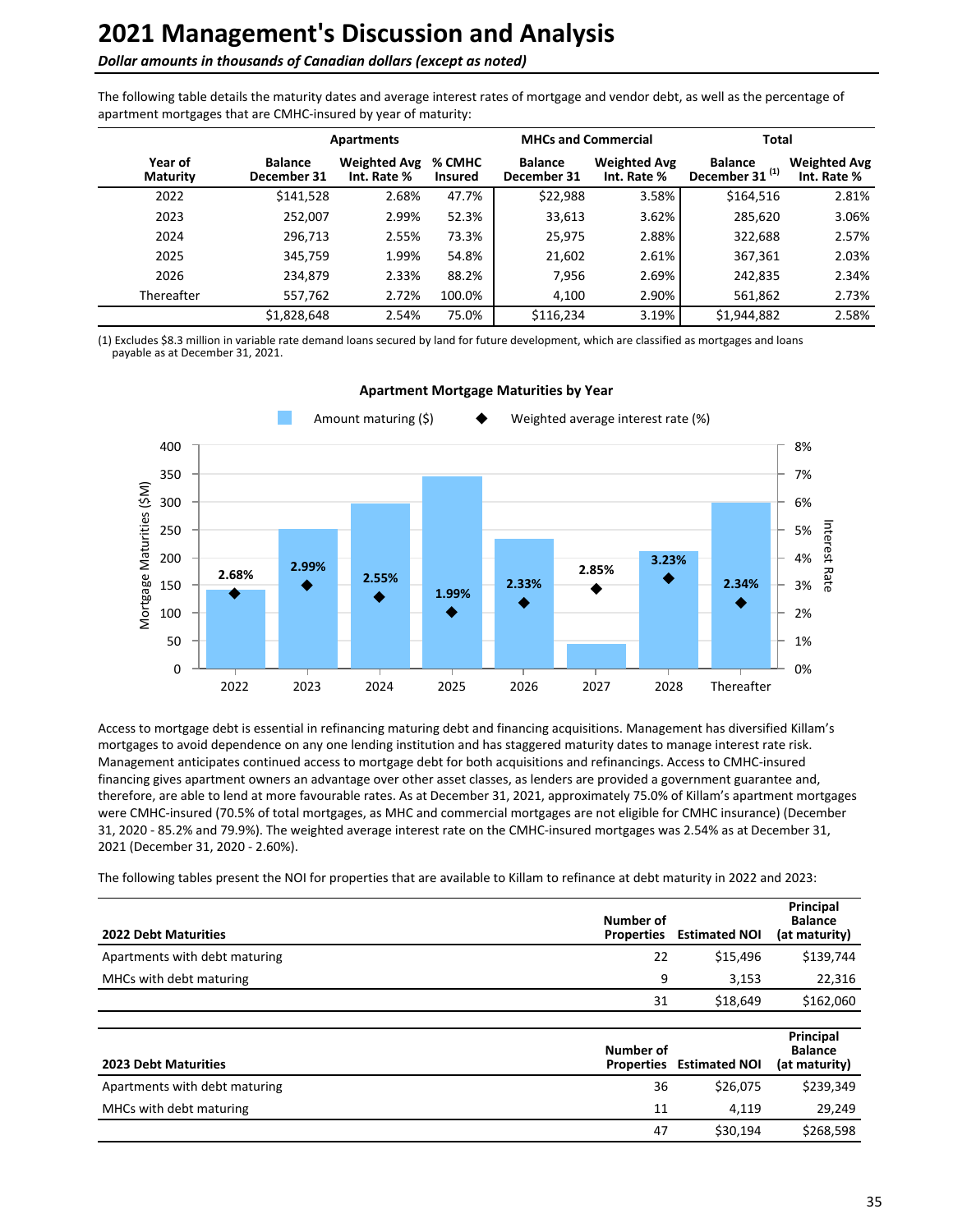The following table details the maturity dates and average interest rates of mortgage and vendor debt, as well as the percentage of apartment mortgages that are CMHC-insured by year of maturity:

| | Apartments | | | MHCs and Commercial | | Total | |
|---|---|---|---|---|---|---|---|
| Year of Maturity | Balance December 31 | Weighted Avg Int. Rate % | % CMHC Insured | Balance December 31 | Weighted Avg Int. Rate % | Balance December 31 [1] | Weighted Avg Int. Rate % |
| 2022 | $141,528 | 2.68% | 47.7% | $22,988 | 3.58% | $164,516 | 2.81% |
| 2023 | 252,007 | 2.99% | 52.3% | 33,613 | 3.62% | 285,620 | 3.06% |
| 2024 | 296,713 | 2.55% | 73.3% | 25,975 | 2.88% | 322,688 | 2.57% |
| 2025 | 345,759 | 1.99% | 54.8% | 21,602 | 2.61% | 367,361 | 2.03% |
| 2026 | 234,879 | 2.33% | 88.2% | 7,956 | 2.69% | 242,835 | 2.34% |
| Thereafter | 557,762 | 2.72% | 100.0% | 4,100 | 2.90% | 561,862 | 2.73% |
| | $1,828,648 | 2.54% | 75.0% | $116,234 | 3.19% | $1,944,882 | 2.58% |

(1) Excludes $8.3 million in variable rate demand loans secured by land for future development, which are classified as mortgages and loans payable as at December 31, 2021.

**Apartment Mortgage Maturities by Year**

Access to mortgage debt is essential in refinancing maturing debt and financing acquisitions. Management has diversified Killam's mortgages to avoid dependence on any one lending institution and has staggered maturity dates to manage interest rate risk. Management anticipates continued access to mortgage debt for both acquisitions and refinancings. Access to CMHC-insured financing gives apartment owners an advantage over other asset classes, as lenders are provided a government guarantee and, therefore, are able to lend at more favourable rates. As at December 31, 2021, approximately 75.0% of Killam's apartment mortgages were CMHC-insured (70.5% of total mortgages, as MHC and commercial mortgages are not eligible for CMHC insurance) (December 31, 2020 - 85.2% and 79.9%). The weighted average interest rate on the CMHC-insured mortgages was 2.54% as at December 31, 2021 (December 31, 2020 - 2.60%).

The following tables present the NOI for properties that are available to Killam to refinance at debt maturity in 2022 and 2023:

| 2022 Debt Maturities | Number of Properties | Estimated NOI | Principal Balance (at maturity) |
|---|---|---|---|
| Apartments with debt maturing | 22 | $15,496 | $139,744 |
| MHCs with debt maturing | 9 | 3,153 | 22,316 |
| | 31 | $18,649 | $162,060 |

| 2023 Debt Maturities | Number of Properties | Estimated NOI | Principal Balance (at maturity) |
|---|---|---|---|
| Apartments with debt maturing | 36 | $26,075 | $239,349 |
| MHCs with debt maturing | 11 | 4,119 | 29,249 |
| | 47 | $30,194 | $268,598 |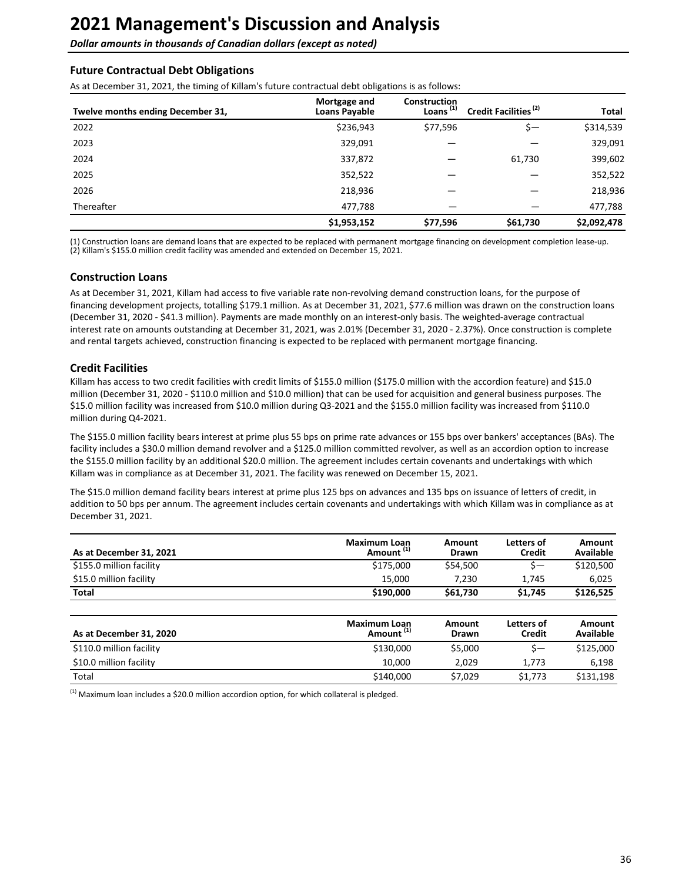# 2021 Management's Discussion and Analysis

*Dollar amounts in thousands of Canadian dollars (except as noted)*

### Future Contractual Debt Obligations

As at December 31, 2021, the timing of Killam's future contractual debt obligations is as follows:

| Twelve months ending December 31, | Mortgage and Loans Payable | Construction Loans [1] | Credit Facilities [2] | Total |
|---|---|---|---|---|
| 2022 | $236,943 | $77,596 | $— | $314,539 |
| 2023 | 329,091 | — | — | 329,091 |
| 2024 | 337,872 | — | 61,730 | 399,602 |
| 2025 | 352,522 | — | — | 352,522 |
| 2026 | 218,936 | — | — | 218,936 |
| Thereafter | 477,788 | — | — | 477,788 |
| | **$1,953,152** | **$77,596** | **$61,730** | **$2,092,478** |

(1) Construction loans are demand loans that are expected to be replaced with permanent mortgage financing on development completion lease-up.
(2) Killam's $155.0 million credit facility was amended and extended on December 15, 2021.

### Construction Loans

As at December 31, 2021, Killam had access to five variable rate non-revolving demand construction loans, for the purpose of financing development projects, totalling $179.1 million. As at December 31, 2021, $77.6 million was drawn on the construction loans (December 31, 2020 - $41.3 million). Payments are made monthly on an interest-only basis. The weighted-average contractual interest rate on amounts outstanding at December 31, 2021, was 2.01% (December 31, 2020 - 2.37%). Once construction is complete and rental targets achieved, construction financing is expected to be replaced with permanent mortgage financing.

### Credit Facilities

Killam has access to two credit facilities with credit limits of $155.0 million ($175.0 million with the accordion feature) and $15.0 million (December 31, 2020 - $110.0 million and $10.0 million) that can be used for acquisition and general business purposes. The $15.0 million facility was increased from $10.0 million during Q3-2021 and the $155.0 million facility was increased from $110.0 million during Q4-2021.

The $155.0 million facility bears interest at prime plus 55 bps on prime rate advances or 155 bps over bankers' acceptances (BAs). The facility includes a $30.0 million demand revolver and a $125.0 million committed revolver, as well as an accordion option to increase the $155.0 million facility by an additional $20.0 million. The agreement includes certain covenants and undertakings with which Killam was in compliance as at December 31, 2021. The facility was renewed on December 15, 2021.

The $15.0 million demand facility bears interest at prime plus 125 bps on advances and 135 bps on issuance of letters of credit, in addition to 50 bps per annum. The agreement includes certain covenants and undertakings with which Killam was in compliance as at December 31, 2021.

| As at December 31, 2021 | Maximum Loan Amount [1] | Amount Drawn | Letters of Credit | Amount Available |
|---|---|---|---|---|
| $155.0 million facility | $175,000 | $54,500 | $— | $120,500 |
| $15.0 million facility | 15,000 | 7,230 | 1,745 | 6,025 |
| **Total** | **$190,000** | **$61,730** | **$1,745** | **$126,525** |

| As at December 31, 2020 | Maximum Loan Amount [1] | Amount Drawn | Letters of Credit | Amount Available |
|---|---|---|---|---|
| $110.0 million facility | $130,000 | $5,000 | $— | $125,000 |
| $10.0 million facility | 10,000 | 2,029 | 1,773 | 6,198 |
| Total | $140,000 | $7,029 | $1,773 | $131,198 |

[1] Maximum loan includes a $20.0 million accordion option, for which collateral is pledged.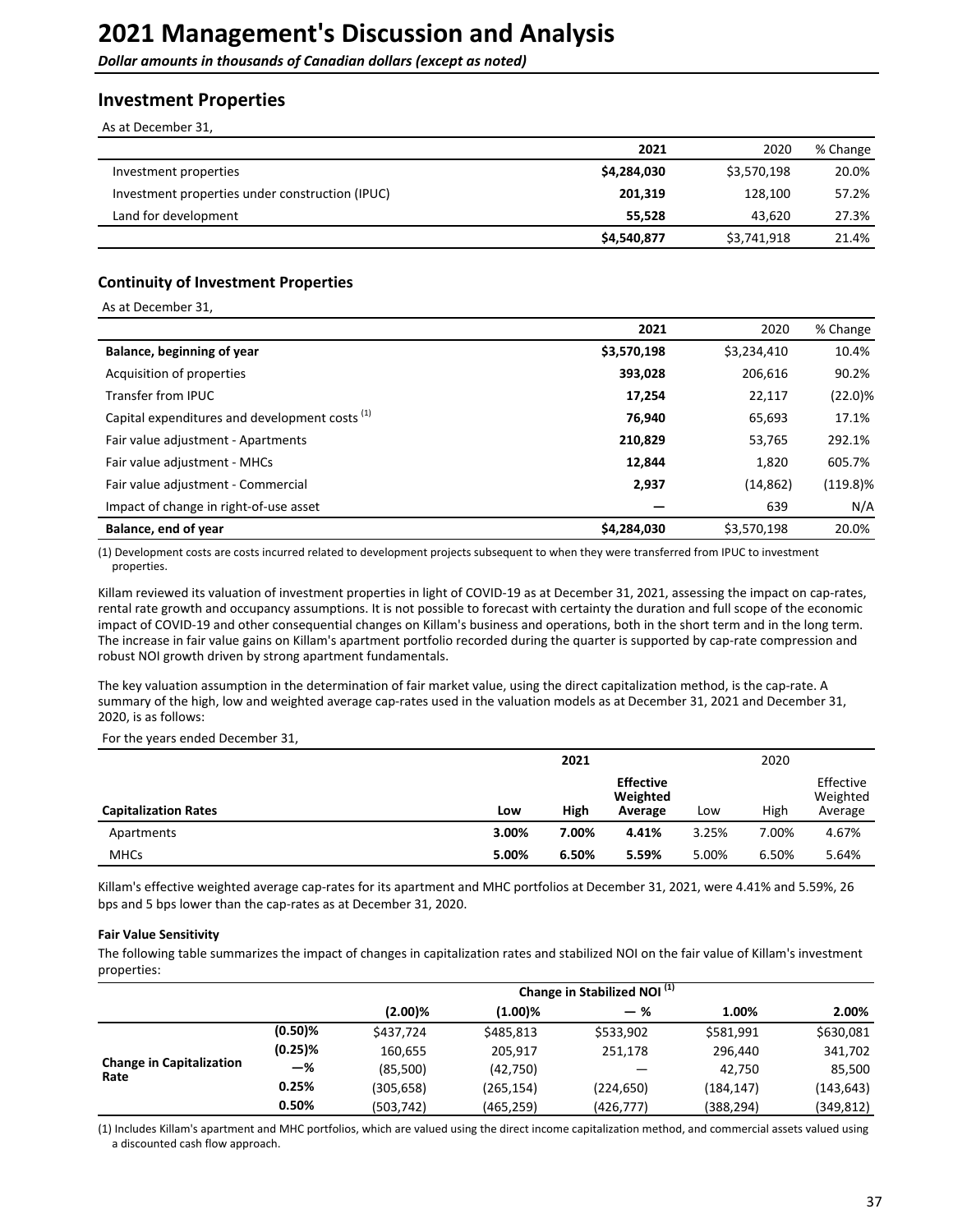# 2021 Management's Discussion and Analysis

*Dollar amounts in thousands of Canadian dollars (except as noted)*

## Investment Properties

As at December 31,

| | 2021 | 2020 | % Change |
|---|---|---|---|
| Investment properties | **$4,284,030** | $3,570,198 | 20.0% |
| Investment properties under construction (IPUC) | **201,319** | 128,100 | 57.2% |
| Land for development | **55,528** | 43,620 | 27.3% |
| | **$4,540,877** | $3,741,918 | 21.4% |

### Continuity of Investment Properties

As at December 31,

| | 2021 | 2020 | % Change |
|---|---|---|---|
| **Balance, beginning of year** | **$3,570,198** | $3,234,410 | 10.4% |
| Acquisition of properties | **393,028** | 206,616 | 90.2% |
| Transfer from IPUC | **17,254** | 22,117 | (22.0)% |
| Capital expenditures and development costs [1] | **76,940** | 65,693 | 17.1% |
| Fair value adjustment - Apartments | **210,829** | 53,765 | 292.1% |
| Fair value adjustment - MHCs | **12,844** | 1,820 | 605.7% |
| Fair value adjustment - Commercial | **2,937** | (14,862) | (119.8)% |
| Impact of change in right-of-use asset | **—** | 639 | N/A |
| **Balance, end of year** | **$4,284,030** | $3,570,198 | 20.0% |

(1) Development costs are costs incurred related to development projects subsequent to when they were transferred from IPUC to investment properties.

Killam reviewed its valuation of investment properties in light of COVID-19 as at December 31, 2021, assessing the impact on cap-rates, rental rate growth and occupancy assumptions. It is not possible to forecast with certainty the duration and full scope of the economic impact of COVID-19 and other consequential changes on Killam's business and operations, both in the short term and in the long term. The increase in fair value gains on Killam's apartment portfolio recorded during the quarter is supported by cap-rate compression and robust NOI growth driven by strong apartment fundamentals.

The key valuation assumption in the determination of fair market value, using the direct capitalization method, is the cap-rate. A summary of the high, low and weighted average cap-rates used in the valuation models as at December 31, 2021 and December 31, 2020, is as follows:

For the years ended December 31,

| | 2021 | | | 2020 | | |
|---|---|---|---|---|---|---|
| **Capitalization Rates** | **Low** | **High** | **Effective Weighted Average** | Low | High | Effective Weighted Average |
| Apartments | **3.00%** | **7.00%** | **4.41%** | 3.25% | 7.00% | 4.67% |
| MHCs | **5.00%** | **6.50%** | **5.59%** | 5.00% | 6.50% | 5.64% |

Killam's effective weighted average cap-rates for its apartment and MHC portfolios at December 31, 2021, were 4.41% and 5.59%, 26 bps and 5 bps lower than the cap-rates as at December 31, 2020.

#### Fair Value Sensitivity

The following table summarizes the impact of changes in capitalization rates and stabilized NOI on the fair value of Killam's investment properties:

| | | Change in Stabilized NOI [1] | | | | |
|---|---|---|---|---|---|---|
| | | **(2.00)%** | **(1.00)%** | **— %** | **1.00%** | **2.00%** |
| **Change in Capitalization Rate** | **(0.50)%** | $437,724 | $485,813 | $533,902 | $581,991 | $630,081 |
| | **(0.25)%** | 160,655 | 205,917 | 251,178 | 296,440 | 341,702 |
| | **—%** | (85,500) | (42,750) | — | 42,750 | 85,500 |
| | **0.25%** | (305,658) | (265,154) | (224,650) | (184,147) | (143,643) |
| | **0.50%** | (503,742) | (465,259) | (426,777) | (388,294) | (349,812) |

(1) Includes Killam's apartment and MHC portfolios, which are valued using the direct income capitalization method, and commercial assets valued using a discounted cash flow approach.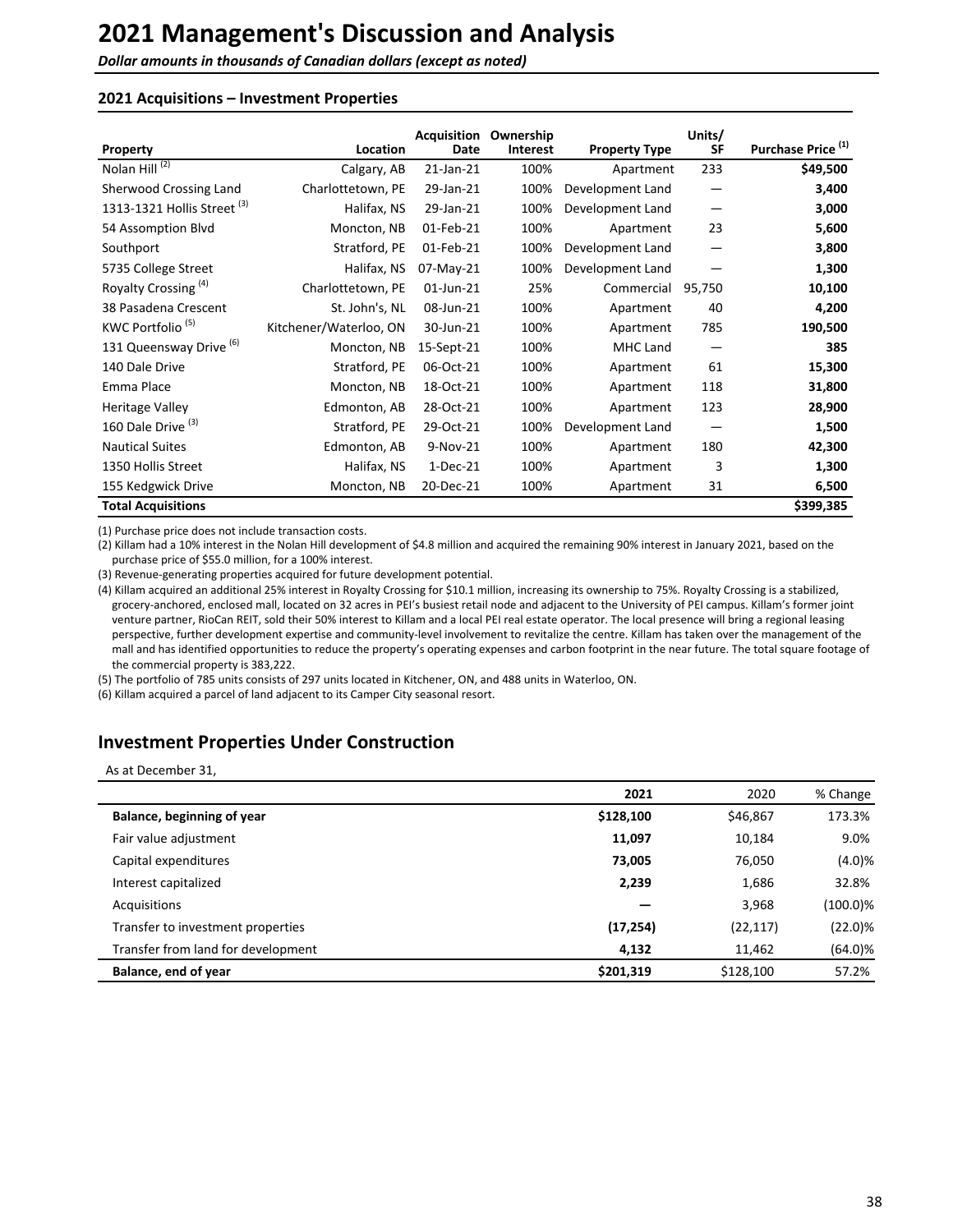# 2021 Management's Discussion and Analysis

*Dollar amounts in thousands of Canadian dollars (except as noted)*

### 2021 Acquisitions – Investment Properties

| Property | Location | Acquisition Date | Ownership Interest | Property Type | Units/ SF | Purchase Price [(1)] |
|---|---|---|---|---|---|---|
| Nolan Hill [(2)] | Calgary, AB | 21-Jan-21 | 100% | Apartment | 233 | **$49,500** |
| Sherwood Crossing Land | Charlottetown, PE | 29-Jan-21 | 100% | Development Land | — | **3,400** |
| 1313-1321 Hollis Street [(3)] | Halifax, NS | 29-Jan-21 | 100% | Development Land | — | **3,000** |
| 54 Assomption Blvd | Moncton, NB | 01-Feb-21 | 100% | Apartment | 23 | **5,600** |
| Southport | Stratford, PE | 01-Feb-21 | 100% | Development Land | — | **3,800** |
| 5735 College Street | Halifax, NS | 07-May-21 | 100% | Development Land | — | **1,300** |
| Royalty Crossing [(4)] | Charlottetown, PE | 01-Jun-21 | 25% | Commercial | 95,750 | **10,100** |
| 38 Pasadena Crescent | St. John's, NL | 08-Jun-21 | 100% | Apartment | 40 | **4,200** |
| KWC Portfolio [(5)] | Kitchener/Waterloo, ON | 30-Jun-21 | 100% | Apartment | 785 | **190,500** |
| 131 Queensway Drive [(6)] | Moncton, NB | 15-Sept-21 | 100% | MHC Land | — | **385** |
| 140 Dale Drive | Stratford, PE | 06-Oct-21 | 100% | Apartment | 61 | **15,300** |
| Emma Place | Moncton, NB | 18-Oct-21 | 100% | Apartment | 118 | **31,800** |
| Heritage Valley | Edmonton, AB | 28-Oct-21 | 100% | Apartment | 123 | **28,900** |
| 160 Dale Drive [(3)] | Stratford, PE | 29-Oct-21 | 100% | Development Land | — | **1,500** |
| Nautical Suites | Edmonton, AB | 9-Nov-21 | 100% | Apartment | 180 | **42,300** |
| 1350 Hollis Street | Halifax, NS | 1-Dec-21 | 100% | Apartment | 3 | **1,300** |
| 155 Kedgwick Drive | Moncton, NB | 20-Dec-21 | 100% | Apartment | 31 | **6,500** |
| **Total Acquisitions** | | | | | | **$399,385** |

(1) Purchase price does not include transaction costs.

(2) Killam had a 10% interest in the Nolan Hill development of $4.8 million and acquired the remaining 90% interest in January 2021, based on the purchase price of $55.0 million, for a 100% interest.

(3) Revenue-generating properties acquired for future development potential.

(4) Killam acquired an additional 25% interest in Royalty Crossing for $10.1 million, increasing its ownership to 75%. Royalty Crossing is a stabilized, grocery-anchored, enclosed mall, located on 32 acres in PEI's busiest retail node and adjacent to the University of PEI campus. Killam's former joint venture partner, RioCan REIT, sold their 50% interest to Killam and a local PEI real estate operator. The local presence will bring a regional leasing perspective, further development expertise and community-level involvement to revitalize the centre. Killam has taken over the management of the mall and has identified opportunities to reduce the property's operating expenses and carbon footprint in the near future. The total square footage of the commercial property is 383,222.

(5) The portfolio of 785 units consists of 297 units located in Kitchener, ON, and 488 units in Waterloo, ON.

(6) Killam acquired a parcel of land adjacent to its Camper City seasonal resort.

## Investment Properties Under Construction

As at December 31,

| | 2021 | 2020 | % Change |
|---|---|---|---|
| **Balance, beginning of year** | **$128,100** | $46,867 | 173.3% |
| Fair value adjustment | **11,097** | 10,184 | 9.0% |
| Capital expenditures | **73,005** | 76,050 | (4.0)% |
| Interest capitalized | **2,239** | 1,686 | 32.8% |
| Acquisitions | **—** | 3,968 | (100.0)% |
| Transfer to investment properties | **(17,254)** | (22,117) | (22.0)% |
| Transfer from land for development | **4,132** | 11,462 | (64.0)% |
| **Balance, end of year** | **$201,319** | $128,100 | 57.2% |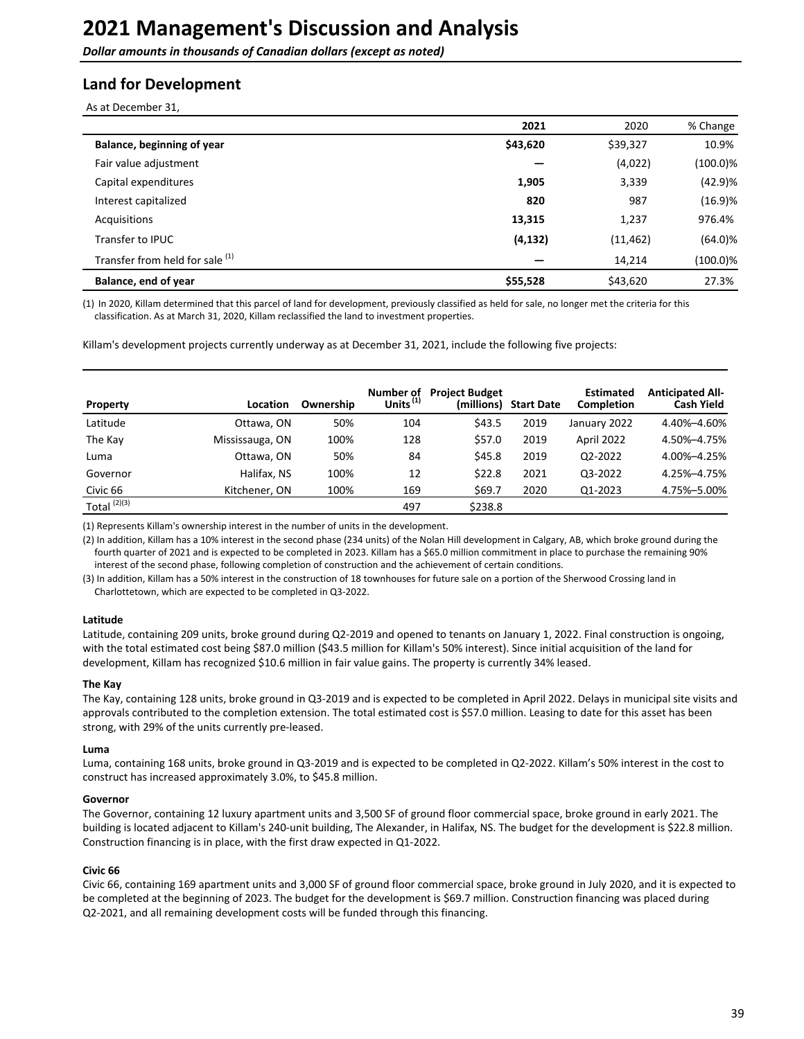# 2021 Management's Discussion and Analysis

*Dollar amounts in thousands of Canadian dollars (except as noted)*

## Land for Development

As at December 31,

| | 2021 | 2020 | % Change |
|---|---|---|---|
| **Balance, beginning of year** | **$43,620** | $39,327 | 10.9% |
| Fair value adjustment | **—** | (4,022) | (100.0)% |
| Capital expenditures | **1,905** | 3,339 | (42.9)% |
| Interest capitalized | **820** | 987 | (16.9)% |
| Acquisitions | **13,315** | 1,237 | 976.4% |
| Transfer to IPUC | **(4,132)** | (11,462) | (64.0)% |
| Transfer from held for sale [1] | **—** | 14,214 | (100.0)% |
| **Balance, end of year** | **$55,528** | $43,620 | 27.3% |

(1) In 2020, Killam determined that this parcel of land for development, previously classified as held for sale, no longer met the criteria for this classification. As at March 31, 2020, Killam reclassified the land to investment properties.

Killam's development projects currently underway as at December 31, 2021, include the following five projects:

| Property | Location | Ownership | Number of Units [1] | Project Budget (millions) | Start Date | Estimated Completion | Anticipated All-Cash Yield |
|---|---|---|---|---|---|---|---|
| Latitude | Ottawa, ON | 50% | 104 | $43.5 | 2019 | January 2022 | 4.40%–4.60% |
| The Kay | Mississauga, ON | 100% | 128 | $57.0 | 2019 | April 2022 | 4.50%–4.75% |
| Luma | Ottawa, ON | 50% | 84 | $45.8 | 2019 | Q2-2022 | 4.00%–4.25% |
| Governor | Halifax, NS | 100% | 12 | $22.8 | 2021 | Q3-2022 | 4.25%–4.75% |
| Civic 66 | Kitchener, ON | 100% | 169 | $69.7 | 2020 | Q1-2023 | 4.75%–5.00% |
| Total [2][3] | | | 497 | $238.8 | | | |

(1) Represents Killam's ownership interest in the number of units in the development.

(2) In addition, Killam has a 10% interest in the second phase (234 units) of the Nolan Hill development in Calgary, AB, which broke ground during the fourth quarter of 2021 and is expected to be completed in 2023. Killam has a $65.0 million commitment in place to purchase the remaining 90% interest of the second phase, following completion of construction and the achievement of certain conditions.

(3) In addition, Killam has a 50% interest in the construction of 18 townhouses for future sale on a portion of the Sherwood Crossing land in Charlottetown, which are expected to be completed in Q3-2022.

**Latitude**

Latitude, containing 209 units, broke ground during Q2-2019 and opened to tenants on January 1, 2022. Final construction is ongoing, with the total estimated cost being $87.0 million ($43.5 million for Killam's 50% interest). Since initial acquisition of the land for development, Killam has recognized $10.6 million in fair value gains. The property is currently 34% leased.

**The Kay**

The Kay, containing 128 units, broke ground in Q3-2019 and is expected to be completed in April 2022. Delays in municipal site visits and approvals contributed to the completion extension. The total estimated cost is $57.0 million. Leasing to date for this asset has been strong, with 29% of the units currently pre-leased.

**Luma**

Luma, containing 168 units, broke ground in Q3-2019 and is expected to be completed in Q2-2022. Killam's 50% interest in the cost to construct has increased approximately 3.0%, to $45.8 million.

**Governor**

The Governor, containing 12 luxury apartment units and 3,500 SF of ground floor commercial space, broke ground in early 2021. The building is located adjacent to Killam's 240-unit building, The Alexander, in Halifax, NS. The budget for the development is $22.8 million. Construction financing is in place, with the first draw expected in Q1-2022.

**Civic 66**

Civic 66, containing 169 apartment units and 3,000 SF of ground floor commercial space, broke ground in July 2020, and it is expected to be completed at the beginning of 2023. The budget for the development is $69.7 million. Construction financing was placed during Q2-2021, and all remaining development costs will be funded through this financing.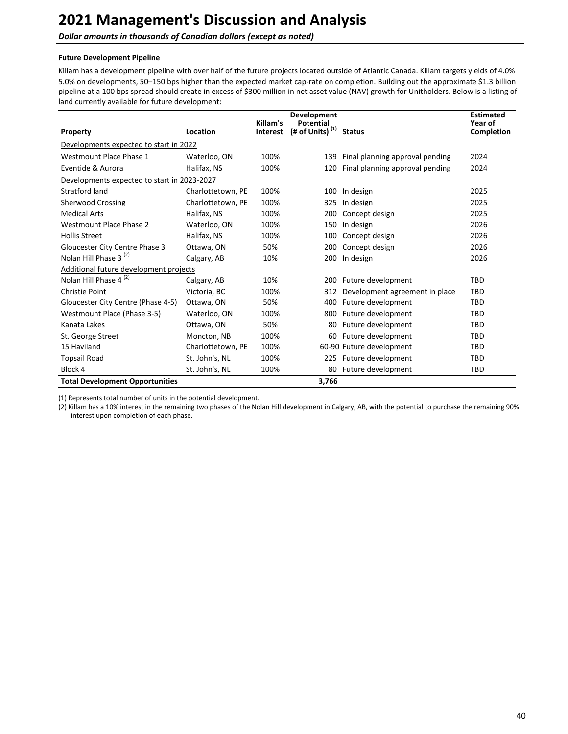# 2021 Management's Discussion and Analysis

***Dollar amounts in thousands of Canadian dollars (except as noted)***

**Future Development Pipeline**

Killam has a development pipeline with over half of the future projects located outside of Atlantic Canada. Killam targets yields of 4.0%–5.0% on developments, 50–150 bps higher than the expected market cap-rate on completion. Building out the approximate $1.3 billion pipeline at a 100 bps spread should create in excess of $300 million in net asset value (NAV) growth for Unitholders. Below is a listing of land currently available for future development:

| Property | Location | Killam's Interest | Development Potential (# of Units) [(1)] | Status | Estimated Year of Completion |
|---|---|---|---|---|---|
| Developments expected to start in 2022 | | | | | |
| Westmount Place Phase 1 | Waterloo, ON | 100% | 139 | Final planning approval pending | 2024 |
| Eventide & Aurora | Halifax, NS | 100% | 120 | Final planning approval pending | 2024 |
| Developments expected to start in 2023-2027 | | | | | |
| Stratford land | Charlottetown, PE | 100% | 100 | In design | 2025 |
| Sherwood Crossing | Charlottetown, PE | 100% | 325 | In design | 2025 |
| Medical Arts | Halifax, NS | 100% | 200 | Concept design | 2025 |
| Westmount Place Phase 2 | Waterloo, ON | 100% | 150 | In design | 2026 |
| Hollis Street | Halifax, NS | 100% | 100 | Concept design | 2026 |
| Gloucester City Centre Phase 3 | Ottawa, ON | 50% | 200 | Concept design | 2026 |
| Nolan Hill Phase 3 [(2)] | Calgary, AB | 10% | 200 | In design | 2026 |
| Additional future development projects | | | | | |
| Nolan Hill Phase 4 [(2)] | Calgary, AB | 10% | 200 | Future development | TBD |
| Christie Point | Victoria, BC | 100% | 312 | Development agreement in place | TBD |
| Gloucester City Centre (Phase 4-5) | Ottawa, ON | 50% | 400 | Future development | TBD |
| Westmount Place (Phase 3-5) | Waterloo, ON | 100% | 800 | Future development | TBD |
| Kanata Lakes | Ottawa, ON | 50% | 80 | Future development | TBD |
| St. George Street | Moncton, NB | 100% | 60 | Future development | TBD |
| 15 Haviland | Charlottetown, PE | 100% | 60-90 | Future development | TBD |
| Topsail Road | St. John's, NL | 100% | 225 | Future development | TBD |
| Block 4 | St. John's, NL | 100% | 80 | Future development | TBD |
| **Total Development Opportunities** | | | **3,766** | | |

(1) Represents total number of units in the potential development.

(2) Killam has a 10% interest in the remaining two phases of the Nolan Hill development in Calgary, AB, with the potential to purchase the remaining 90% interest upon completion of each phase.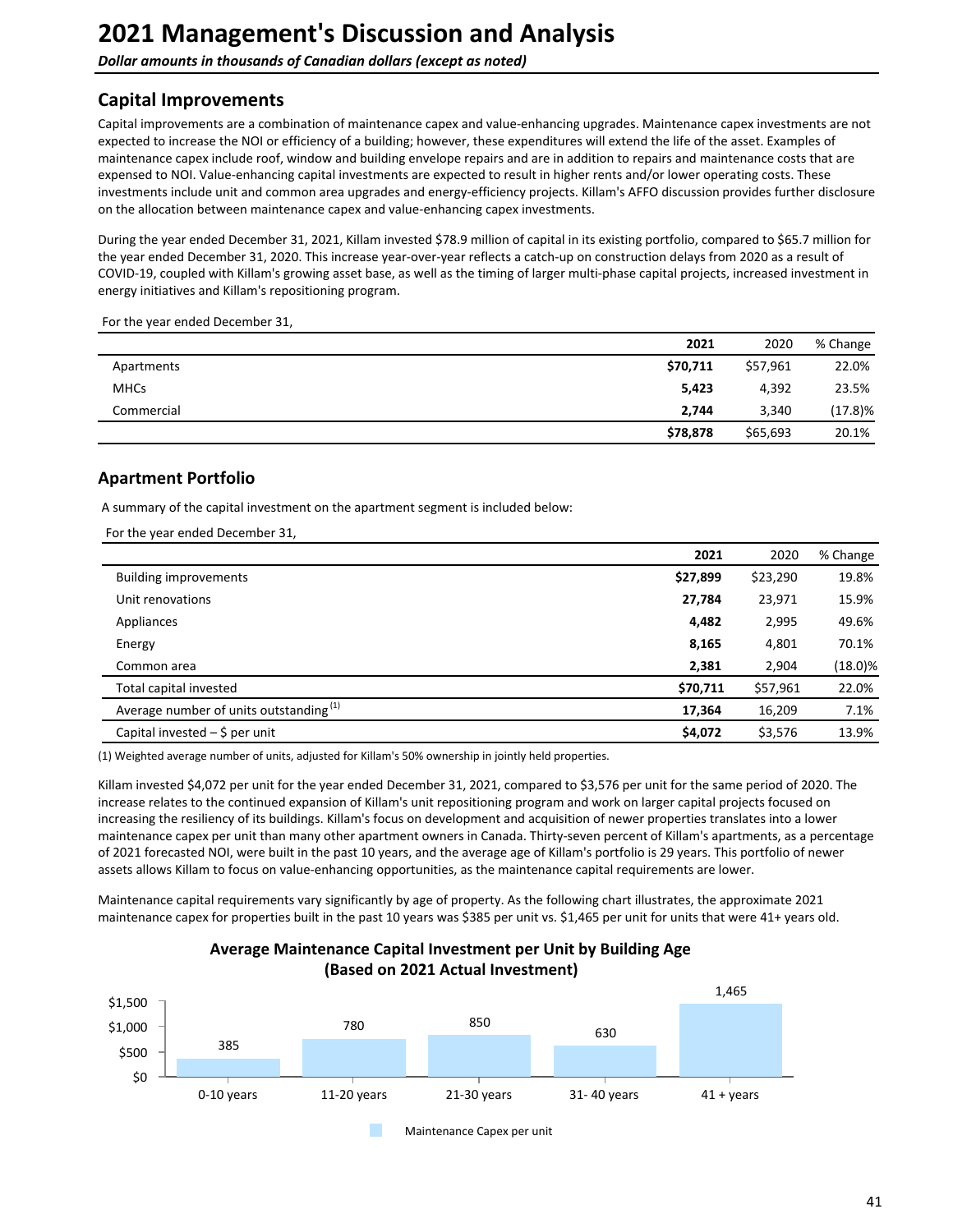# 2021 Management's Discussion and Analysis

*Dollar amounts in thousands of Canadian dollars (except as noted)*

## Capital Improvements

Capital improvements are a combination of maintenance capex and value-enhancing upgrades. Maintenance capex investments are not expected to increase the NOI or efficiency of a building; however, these expenditures will extend the life of the asset. Examples of maintenance capex include roof, window and building envelope repairs and are in addition to repairs and maintenance costs that are expensed to NOI. Value-enhancing capital investments are expected to result in higher rents and/or lower operating costs. These investments include unit and common area upgrades and energy-efficiency projects. Killam's AFFO discussion provides further disclosure on the allocation between maintenance capex and value-enhancing capex investments.

During the year ended December 31, 2021, Killam invested $78.9 million of capital in its existing portfolio, compared to $65.7 million for the year ended December 31, 2020. This increase year-over-year reflects a catch-up on construction delays from 2020 as a result of COVID-19, coupled with Killam's growing asset base, as well as the timing of larger multi-phase capital projects, increased investment in energy initiatives and Killam's repositioning program.

For the year ended December 31,

| | 2021 | 2020 | % Change |
|---|---|---|---|
| Apartments | **$70,711** | $57,961 | 22.0% |
| MHCs | **5,423** | 4,392 | 23.5% |
| Commercial | **2,744** | 3,340 | (17.8)% |
| | **$78,878** | $65,693 | 20.1% |

## Apartment Portfolio

A summary of the capital investment on the apartment segment is included below:

For the year ended December 31,

| | 2021 | 2020 | % Change |
|---|---|---|---|
| Building improvements | **$27,899** | $23,290 | 19.8% |
| Unit renovations | **27,784** | 23,971 | 15.9% |
| Appliances | **4,482** | 2,995 | 49.6% |
| Energy | **8,165** | 4,801 | 70.1% |
| Common area | **2,381** | 2,904 | (18.0)% |
| Total capital invested | **$70,711** | $57,961 | 22.0% |
| Average number of units outstanding (1) | **17,364** | 16,209 | 7.1% |
| Capital invested – $ per unit | **$4,072** | $3,576 | 13.9% |

(1) Weighted average number of units, adjusted for Killam's 50% ownership in jointly held properties.

Killam invested $4,072 per unit for the year ended December 31, 2021, compared to $3,576 per unit for the same period of 2020. The increase relates to the continued expansion of Killam's unit repositioning program and work on larger capital projects focused on increasing the resiliency of its buildings. Killam's focus on development and acquisition of newer properties translates into a lower maintenance capex per unit than many other apartment owners in Canada. Thirty-seven percent of Killam's apartments, as a percentage of 2021 forecasted NOI, were built in the past 10 years, and the average age of Killam's portfolio is 29 years. This portfolio of newer assets allows Killam to focus on value-enhancing opportunities, as the maintenance capital requirements are lower.

Maintenance capital requirements vary significantly by age of property. As the following chart illustrates, the approximate 2021 maintenance capex for properties built in the past 10 years was $385 per unit vs. $1,465 per unit for units that were 41+ years old.

**Average Maintenance Capital Investment per Unit by Building Age (Based on 2021 Actual Investment)**

| Building Age | Maintenance Capex per unit |
|---|---|
| 0-10 years | 385 |
| 11-20 years | 780 |
| 21-30 years | 850 |
| 31- 40 years | 630 |
| 41 + years | 1,465 |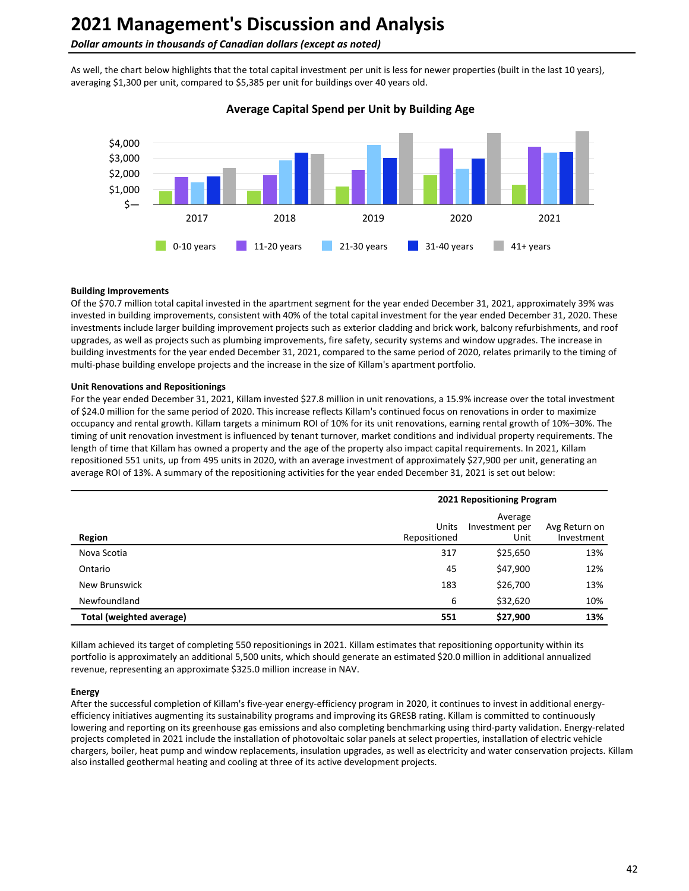# 2021 Management's Discussion and Analysis

*Dollar amounts in thousands of Canadian dollars (except as noted)*

As well, the chart below highlights that the total capital investment per unit is less for newer properties (built in the last 10 years), averaging $1,300 per unit, compared to $5,385 per unit for buildings over 40 years old.

**Average Capital Spend per Unit by Building Age**

**Building Improvements**

Of the $70.7 million total capital invested in the apartment segment for the year ended December 31, 2021, approximately 39% was invested in building improvements, consistent with 40% of the total capital investment for the year ended December 31, 2020. These investments include larger building improvement projects such as exterior cladding and brick work, balcony refurbishments, and roof upgrades, as well as projects such as plumbing improvements, fire safety, security systems and window upgrades. The increase in building investments for the year ended December 31, 2021, compared to the same period of 2020, relates primarily to the timing of multi-phase building envelope projects and the increase in the size of Killam's apartment portfolio.

**Unit Renovations and Repositionings**

For the year ended December 31, 2021, Killam invested $27.8 million in unit renovations, a 15.9% increase over the total investment of $24.0 million for the same period of 2020. This increase reflects Killam's continued focus on renovations in order to maximize occupancy and rental growth. Killam targets a minimum ROI of 10% for its unit renovations, earning rental growth of 10%–30%. The timing of unit renovation investment is influenced by tenant turnover, market conditions and individual property requirements. The length of time that Killam has owned a property and the age of the property also impact capital requirements. In 2021, Killam repositioned 551 units, up from 495 units in 2020, with an average investment of approximately $27,900 per unit, generating an average ROI of 13%. A summary of the repositioning activities for the year ended December 31, 2021 is set out below:

| | 2021 Repositioning Program | | |
|---|---|---|---|
| **Region** | Units Repositioned | Average Investment per Unit | Avg Return on Investment |
| Nova Scotia | 317 | $25,650 | 13% |
| Ontario | 45 | $47,900 | 12% |
| New Brunswick | 183 | $26,700 | 13% |
| Newfoundland | 6 | $32,620 | 10% |
| **Total (weighted average)** | **551** | **$27,900** | **13%** |

Killam achieved its target of completing 550 repositionings in 2021. Killam estimates that repositioning opportunity within its portfolio is approximately an additional 5,500 units, which should generate an estimated $20.0 million in additional annualized revenue, representing an approximate $325.0 million increase in NAV.

**Energy**

After the successful completion of Killam's five-year energy-efficiency program in 2020, it continues to invest in additional energy-efficiency initiatives augmenting its sustainability programs and improving its GRESB rating. Killam is committed to continuously lowering and reporting on its greenhouse gas emissions and also completing benchmarking using third-party validation. Energy-related projects completed in 2021 include the installation of photovoltaic solar panels at select properties, installation of electric vehicle chargers, boiler, heat pump and window replacements, insulation upgrades, as well as electricity and water conservation projects. Killam also installed geothermal heating and cooling at three of its active development projects.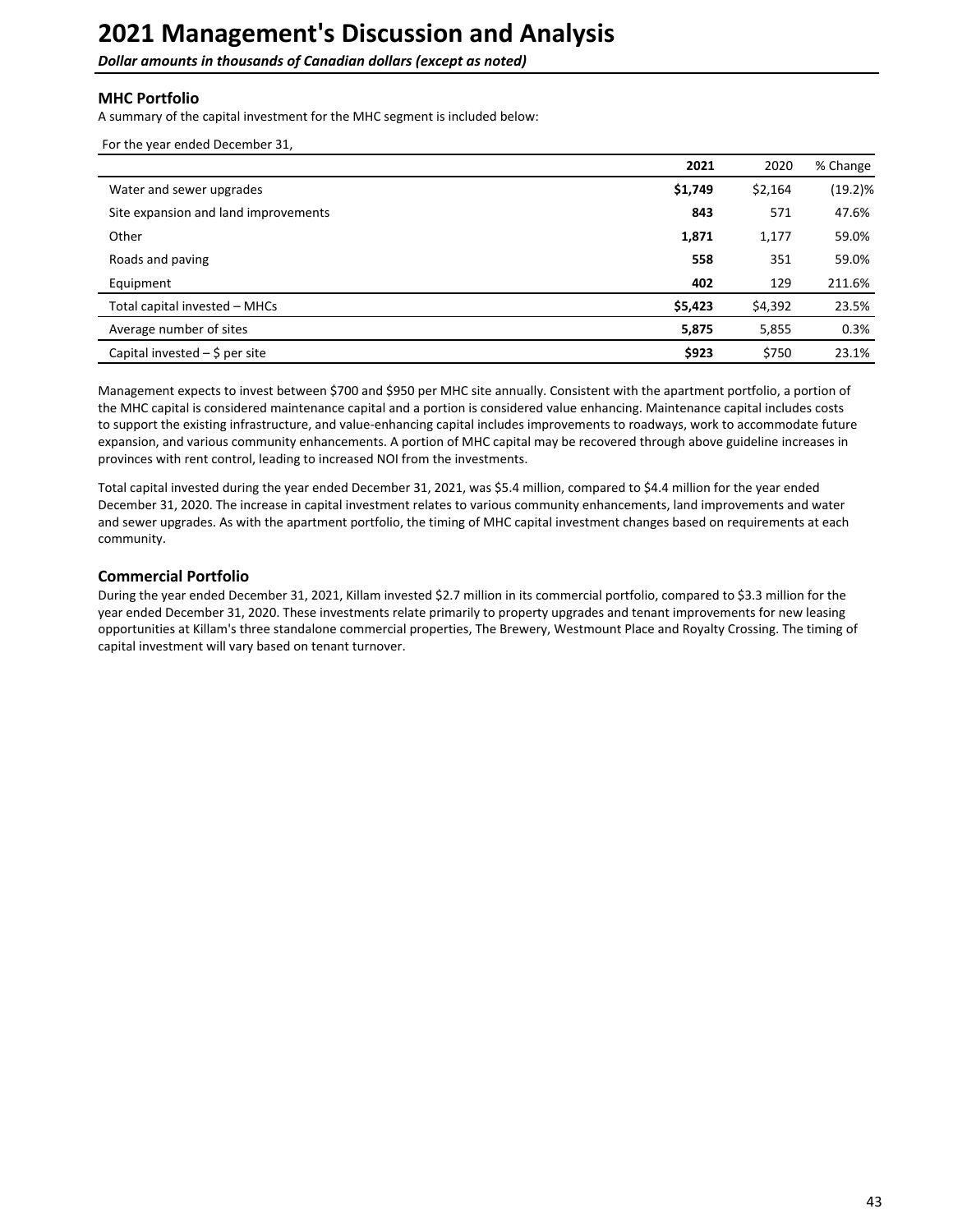# 2021 Management's Discussion and Analysis

***Dollar amounts in thousands of Canadian dollars (except as noted)***

### MHC Portfolio

A summary of the capital investment for the MHC segment is included below:

For the year ended December 31,

| | **2021** | 2020 | % Change |
|---|---|---|---|
| Water and sewer upgrades | **$1,749** | $2,164 | (19.2)% |
| Site expansion and land improvements | **843** | 571 | 47.6% |
| Other | **1,871** | 1,177 | 59.0% |
| Roads and paving | **558** | 351 | 59.0% |
| Equipment | **402** | 129 | 211.6% |
| Total capital invested – MHCs | **$5,423** | $4,392 | 23.5% |
| Average number of sites | **5,875** | 5,855 | 0.3% |
| Capital invested – $ per site | **$923** | $750 | 23.1% |

Management expects to invest between $700 and $950 per MHC site annually. Consistent with the apartment portfolio, a portion of the MHC capital is considered maintenance capital and a portion is considered value enhancing. Maintenance capital includes costs to support the existing infrastructure, and value-enhancing capital includes improvements to roadways, work to accommodate future expansion, and various community enhancements. A portion of MHC capital may be recovered through above guideline increases in provinces with rent control, leading to increased NOI from the investments.

Total capital invested during the year ended December 31, 2021, was $5.4 million, compared to $4.4 million for the year ended December 31, 2020. The increase in capital investment relates to various community enhancements, land improvements and water and sewer upgrades. As with the apartment portfolio, the timing of MHC capital investment changes based on requirements at each community.

### Commercial Portfolio

During the year ended December 31, 2021, Killam invested $2.7 million in its commercial portfolio, compared to $3.3 million for the year ended December 31, 2020. These investments relate primarily to property upgrades and tenant improvements for new leasing opportunities at Killam's three standalone commercial properties, The Brewery, Westmount Place and Royalty Crossing. The timing of capital investment will vary based on tenant turnover.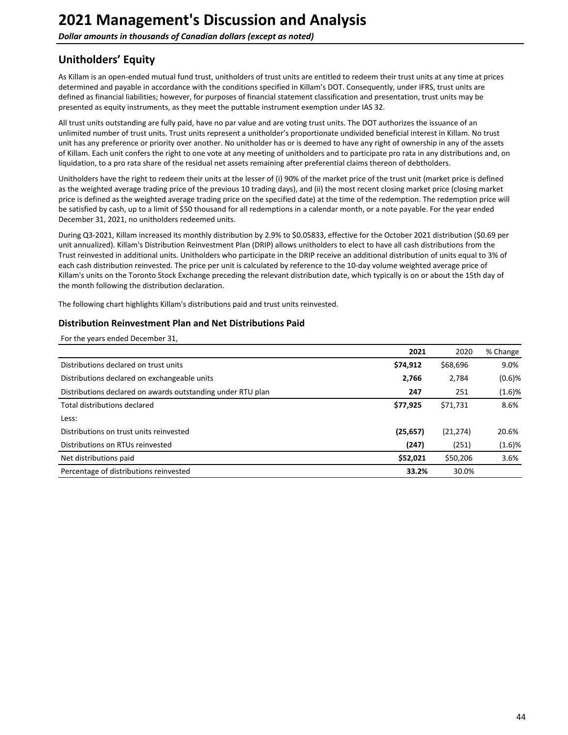# 2021 Management's Discussion and Analysis

***Dollar amounts in thousands of Canadian dollars (except as noted)***

## Unitholders' Equity

As Killam is an open-ended mutual fund trust, unitholders of trust units are entitled to redeem their trust units at any time at prices determined and payable in accordance with the conditions specified in Killam's DOT. Consequently, under IFRS, trust units are defined as financial liabilities; however, for purposes of financial statement classification and presentation, trust units may be presented as equity instruments, as they meet the puttable instrument exemption under IAS 32.

All trust units outstanding are fully paid, have no par value and are voting trust units. The DOT authorizes the issuance of an unlimited number of trust units. Trust units represent a unitholder's proportionate undivided beneficial interest in Killam. No trust unit has any preference or priority over another. No unitholder has or is deemed to have any right of ownership in any of the assets of Killam. Each unit confers the right to one vote at any meeting of unitholders and to participate pro rata in any distributions and, on liquidation, to a pro rata share of the residual net assets remaining after preferential claims thereon of debtholders.

Unitholders have the right to redeem their units at the lesser of (i) 90% of the market price of the trust unit (market price is defined as the weighted average trading price of the previous 10 trading days), and (ii) the most recent closing market price (closing market price is defined as the weighted average trading price on the specified date) at the time of the redemption. The redemption price will be satisfied by cash, up to a limit of $50 thousand for all redemptions in a calendar month, or a note payable. For the year ended December 31, 2021, no unitholders redeemed units.

During Q3-2021, Killam increased its monthly distribution by 2.9% to $0.05833, effective for the October 2021 distribution ($0.69 per unit annualized). Killam's Distribution Reinvestment Plan (DRIP) allows unitholders to elect to have all cash distributions from the Trust reinvested in additional units. Unitholders who participate in the DRIP receive an additional distribution of units equal to 3% of each cash distribution reinvested. The price per unit is calculated by reference to the 10-day volume weighted average price of Killam's units on the Toronto Stock Exchange preceding the relevant distribution date, which typically is on or about the 15th day of the month following the distribution declaration.

The following chart highlights Killam's distributions paid and trust units reinvested.

### Distribution Reinvestment Plan and Net Distributions Paid

For the years ended December 31,

| | **2021** | 2020 | % Change |
|---|---|---|---|
| Distributions declared on trust units | **$74,912** | $68,696 | 9.0% |
| Distributions declared on exchangeable units | **2,766** | 2,784 | (0.6)% |
| Distributions declared on awards outstanding under RTU plan | **247** | 251 | (1.6)% |
| Total distributions declared | **$77,925** | $71,731 | 8.6% |
| Less: | | | |
| Distributions on trust units reinvested | **(25,657)** | (21,274) | 20.6% |
| Distributions on RTUs reinvested | **(247)** | (251) | (1.6)% |
| Net distributions paid | **$52,021** | $50,206 | 3.6% |
| Percentage of distributions reinvested | **33.2%** | 30.0% | |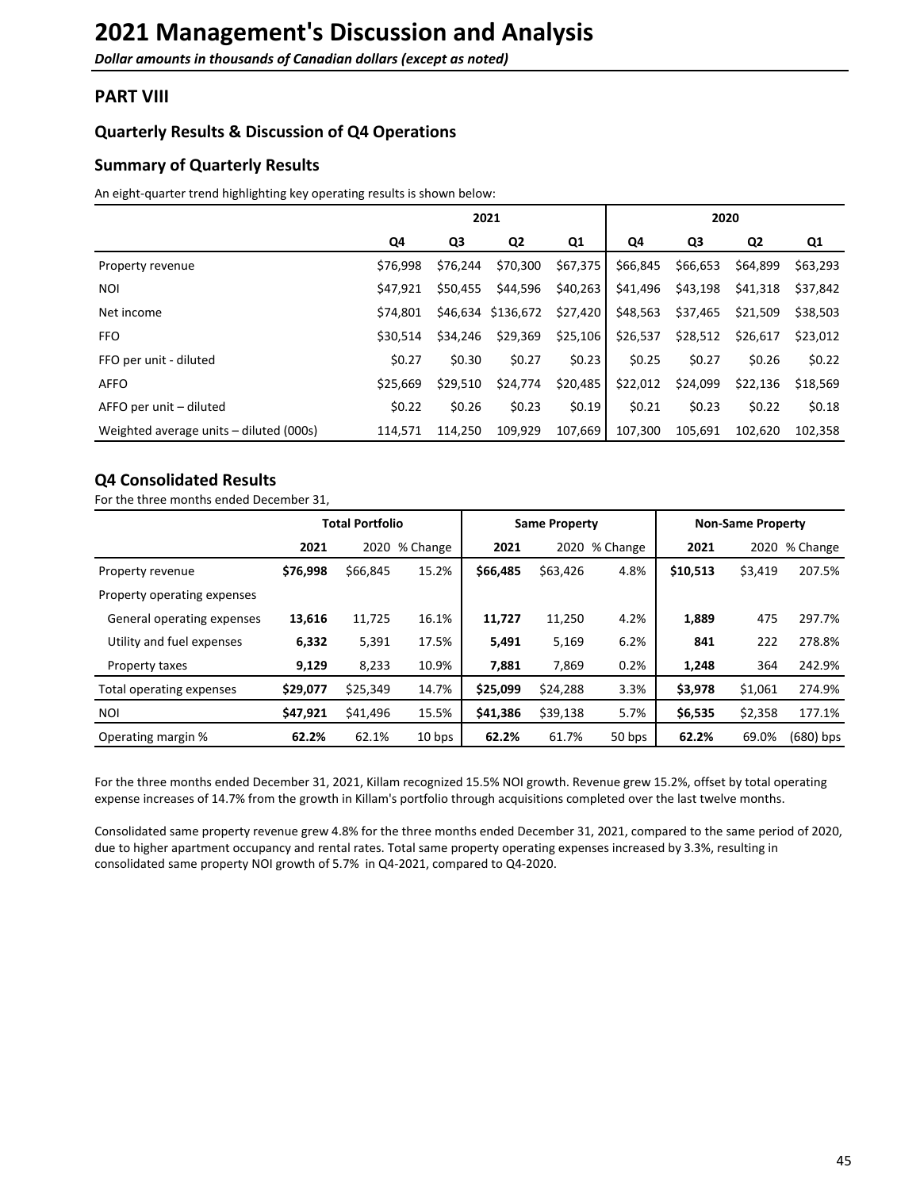# 2021 Management's Discussion and Analysis

***Dollar amounts in thousands of Canadian dollars (except as noted)***

## PART VIII

### Quarterly Results & Discussion of Q4 Operations

### Summary of Quarterly Results

An eight-quarter trend highlighting key operating results is shown below:

| | 2021 | | | | 2020 | | | |
|---|---|---|---|---|---|---|---|---|
| | Q4 | Q3 | Q2 | Q1 | Q4 | Q3 | Q2 | Q1 |
| Property revenue | $76,998 | $76,244 | $70,300 | $67,375 | $66,845 | $66,653 | $64,899 | $63,293 |
| NOI | $47,921 | $50,455 | $44,596 | $40,263 | $41,496 | $43,198 | $41,318 | $37,842 |
| Net income | $74,801 | $46,634 | $136,672 | $27,420 | $48,563 | $37,465 | $21,509 | $38,503 |
| FFO | $30,514 | $34,246 | $29,369 | $25,106 | $26,537 | $28,512 | $26,617 | $23,012 |
| FFO per unit - diluted | $0.27 | $0.30 | $0.27 | $0.23 | $0.25 | $0.27 | $0.26 | $0.22 |
| AFFO | $25,669 | $29,510 | $24,774 | $20,485 | $22,012 | $24,099 | $22,136 | $18,569 |
| AFFO per unit – diluted | $0.22 | $0.26 | $0.23 | $0.19 | $0.21 | $0.23 | $0.22 | $0.18 |
| Weighted average units – diluted (000s) | 114,571 | 114,250 | 109,929 | 107,669 | 107,300 | 105,691 | 102,620 | 102,358 |

### Q4 Consolidated Results

For the three months ended December 31,

| | Total Portfolio | | | Same Property | | | Non-Same Property | | |
|---|---|---|---|---|---|---|---|---|---|
| | **2021** | 2020 | % Change | **2021** | 2020 | % Change | **2021** | 2020 | % Change |
| Property revenue | **$76,998** | $66,845 | 15.2% | **$66,485** | $63,426 | 4.8% | **$10,513** | $3,419 | 207.5% |
| Property operating expenses | | | | | | | | | |
| General operating expenses | **13,616** | 11,725 | 16.1% | **11,727** | 11,250 | 4.2% | **1,889** | 475 | 297.7% |
| Utility and fuel expenses | **6,332** | 5,391 | 17.5% | **5,491** | 5,169 | 6.2% | **841** | 222 | 278.8% |
| Property taxes | **9,129** | 8,233 | 10.9% | **7,881** | 7,869 | 0.2% | **1,248** | 364 | 242.9% |
| Total operating expenses | **$29,077** | $25,349 | 14.7% | **$25,099** | $24,288 | 3.3% | **$3,978** | $1,061 | 274.9% |
| NOI | **$47,921** | $41,496 | 15.5% | **$41,386** | $39,138 | 5.7% | **$6,535** | $2,358 | 177.1% |
| Operating margin % | **62.2%** | 62.1% | 10 bps | **62.2%** | 61.7% | 50 bps | **62.2%** | 69.0% | (680) bps |

For the three months ended December 31, 2021, Killam recognized 15.5% NOI growth. Revenue grew 15.2%, offset by total operating expense increases of 14.7% from the growth in Killam's portfolio through acquisitions completed over the last twelve months.

Consolidated same property revenue grew 4.8% for the three months ended December 31, 2021, compared to the same period of 2020, due to higher apartment occupancy and rental rates. Total same property operating expenses increased by 3.3%, resulting in consolidated same property NOI growth of 5.7% in Q4-2021, compared to Q4-2020.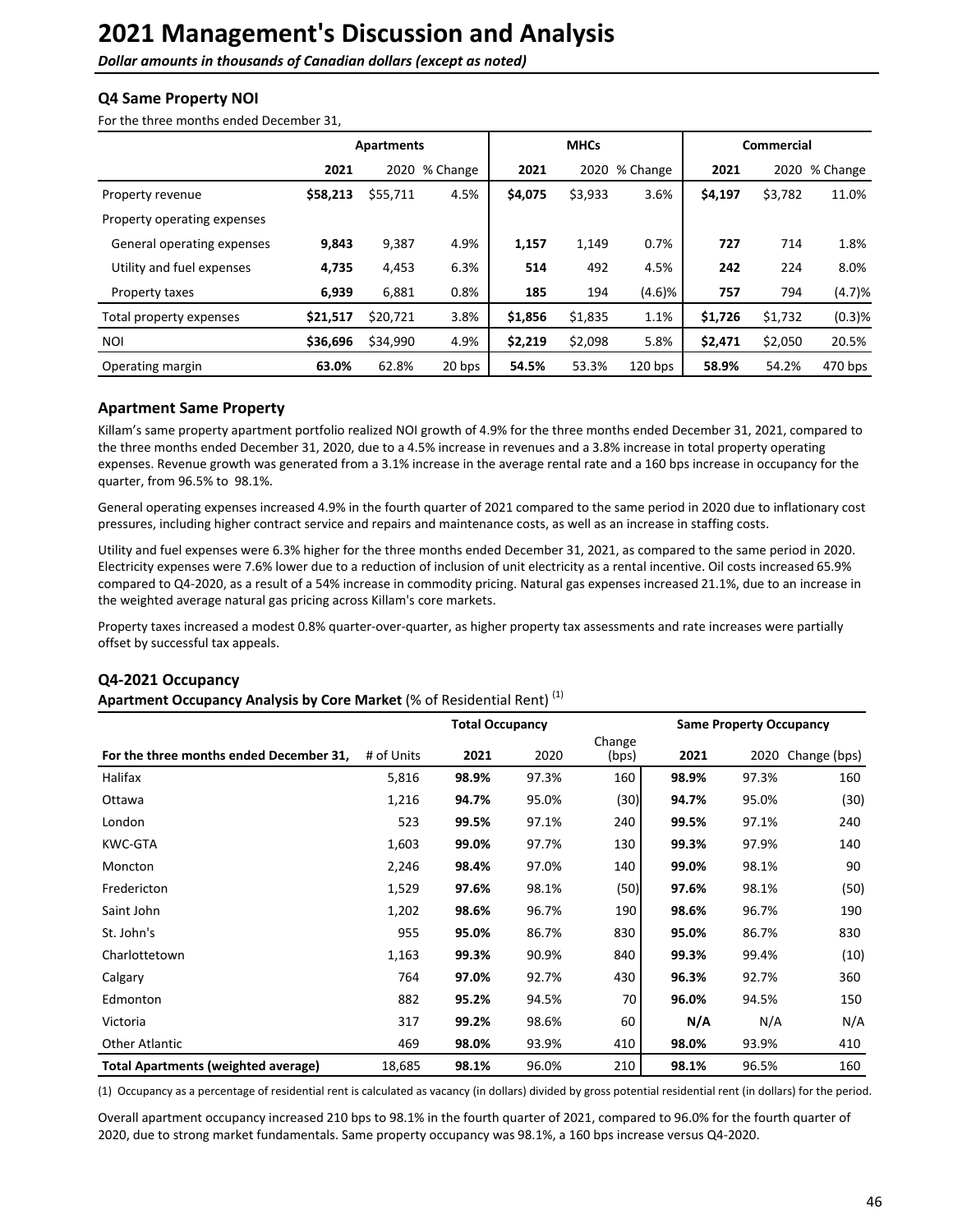# 2021 Management's Discussion and Analysis

*Dollar amounts in thousands of Canadian dollars (except as noted)*

### Q4 Same Property NOI

For the three months ended December 31,

| | Apartments | | | MHCs | | | Commercial | | |
|---|---|---|---|---|---|---|---|---|---|
| | **2021** | 2020 | % Change | **2021** | 2020 | % Change | **2021** | 2020 | % Change |
| Property revenue | **$58,213** | $55,711 | 4.5% | **$4,075** | $3,933 | 3.6% | **$4,197** | $3,782 | 11.0% |
| Property operating expenses | | | | | | | | | |
| General operating expenses | **9,843** | 9,387 | 4.9% | **1,157** | 1,149 | 0.7% | **727** | 714 | 1.8% |
| Utility and fuel expenses | **4,735** | 4,453 | 6.3% | **514** | 492 | 4.5% | **242** | 224 | 8.0% |
| Property taxes | **6,939** | 6,881 | 0.8% | **185** | 194 | (4.6)% | **757** | 794 | (4.7)% |
| Total property expenses | **$21,517** | $20,721 | 3.8% | **$1,856** | $1,835 | 1.1% | **$1,726** | $1,732 | (0.3)% |
| NOI | **$36,696** | $34,990 | 4.9% | **$2,219** | $2,098 | 5.8% | **$2,471** | $2,050 | 20.5% |
| Operating margin | **63.0%** | 62.8% | 20 bps | **54.5%** | 53.3% | 120 bps | **58.9%** | 54.2% | 470 bps |

### Apartment Same Property

Killam's same property apartment portfolio realized NOI growth of 4.9% for the three months ended December 31, 2021, compared to the three months ended December 31, 2020, due to a 4.5% increase in revenues and a 3.8% increase in total property operating expenses. Revenue growth was generated from a 3.1% increase in the average rental rate and a 160 bps increase in occupancy for the quarter, from 96.5% to 98.1%.

General operating expenses increased 4.9% in the fourth quarter of 2021 compared to the same period in 2020 due to inflationary cost pressures, including higher contract service and repairs and maintenance costs, as well as an increase in staffing costs.

Utility and fuel expenses were 6.3% higher for the three months ended December 31, 2021, as compared to the same period in 2020. Electricity expenses were 7.6% lower due to a reduction of inclusion of unit electricity as a rental incentive. Oil costs increased 65.9% compared to Q4-2020, as a result of a 54% increase in commodity pricing. Natural gas expenses increased 21.1%, due to an increase in the weighted average natural gas pricing across Killam's core markets.

Property taxes increased a modest 0.8% quarter-over-quarter, as higher property tax assessments and rate increases were partially offset by successful tax appeals.

### Q4-2021 Occupancy

**Apartment Occupancy Analysis by Core Market** (% of Residential Rent) [1]

| | | Total Occupancy | | | Same Property Occupancy | | |
|---|---|---|---|---|---|---|---|
| **For the three months ended December 31,** | # of Units | **2021** | 2020 | Change (bps) | **2021** | 2020 | Change (bps) |
| Halifax | 5,816 | **98.9%** | 97.3% | 160 | **98.9%** | 97.3% | 160 |
| Ottawa | 1,216 | **94.7%** | 95.0% | (30) | **94.7%** | 95.0% | (30) |
| London | 523 | **99.5%** | 97.1% | 240 | **99.5%** | 97.1% | 240 |
| KWC-GTA | 1,603 | **99.0%** | 97.7% | 130 | **99.3%** | 97.9% | 140 |
| Moncton | 2,246 | **98.4%** | 97.0% | 140 | **99.0%** | 98.1% | 90 |
| Fredericton | 1,529 | **97.6%** | 98.1% | (50) | **97.6%** | 98.1% | (50) |
| Saint John | 1,202 | **98.6%** | 96.7% | 190 | **98.6%** | 96.7% | 190 |
| St. John's | 955 | **95.0%** | 86.7% | 830 | **95.0%** | 86.7% | 830 |
| Charlottetown | 1,163 | **99.3%** | 90.9% | 840 | **99.3%** | 99.4% | (10) |
| Calgary | 764 | **97.0%** | 92.7% | 430 | **96.3%** | 92.7% | 360 |
| Edmonton | 882 | **95.2%** | 94.5% | 70 | **96.0%** | 94.5% | 150 |
| Victoria | 317 | **99.2%** | 98.6% | 60 | **N/A** | N/A | N/A |
| Other Atlantic | 469 | **98.0%** | 93.9% | 410 | **98.0%** | 93.9% | 410 |
| **Total Apartments (weighted average)** | 18,685 | **98.1%** | 96.0% | 210 | **98.1%** | 96.5% | 160 |

(1) Occupancy as a percentage of residential rent is calculated as vacancy (in dollars) divided by gross potential residential rent (in dollars) for the period.

Overall apartment occupancy increased 210 bps to 98.1% in the fourth quarter of 2021, compared to 96.0% for the fourth quarter of 2020, due to strong market fundamentals. Same property occupancy was 98.1%, a 160 bps increase versus Q4-2020.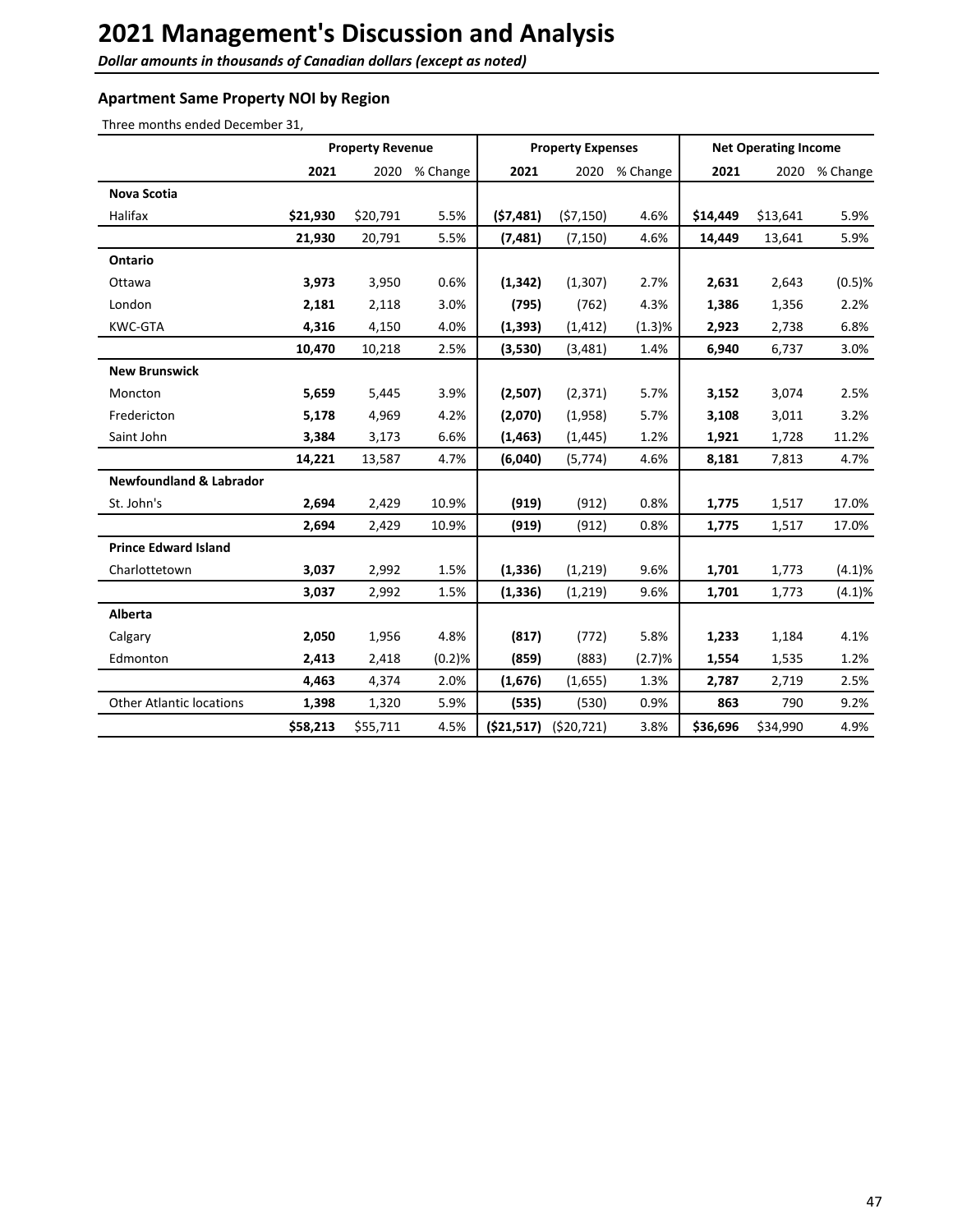# 2021 Management's Discussion and Analysis

***Dollar amounts in thousands of Canadian dollars (except as noted)***

### Apartment Same Property NOI by Region

Three months ended December 31,

| | Property Revenue | | | Property Expenses | | | Net Operating Income | | |
|---|---|---|---|---|---|---|---|---|---|
| | **2021** | 2020 | % Change | **2021** | 2020 | % Change | **2021** | 2020 | % Change |
| **Nova Scotia** | | | | | | | | | |
| Halifax | **$21,930** | $20,791 | 5.5% | **($7,481)** | ($7,150) | 4.6% | **$14,449** | $13,641 | 5.9% |
| | **21,930** | 20,791 | 5.5% | **(7,481)** | (7,150) | 4.6% | **14,449** | 13,641 | 5.9% |
| **Ontario** | | | | | | | | | |
| Ottawa | **3,973** | 3,950 | 0.6% | **(1,342)** | (1,307) | 2.7% | **2,631** | 2,643 | (0.5)% |
| London | **2,181** | 2,118 | 3.0% | **(795)** | (762) | 4.3% | **1,386** | 1,356 | 2.2% |
| KWC-GTA | **4,316** | 4,150 | 4.0% | **(1,393)** | (1,412) | (1.3)% | **2,923** | 2,738 | 6.8% |
| | **10,470** | 10,218 | 2.5% | **(3,530)** | (3,481) | 1.4% | **6,940** | 6,737 | 3.0% |
| **New Brunswick** | | | | | | | | | |
| Moncton | **5,659** | 5,445 | 3.9% | **(2,507)** | (2,371) | 5.7% | **3,152** | 3,074 | 2.5% |
| Fredericton | **5,178** | 4,969 | 4.2% | **(2,070)** | (1,958) | 5.7% | **3,108** | 3,011 | 3.2% |
| Saint John | **3,384** | 3,173 | 6.6% | **(1,463)** | (1,445) | 1.2% | **1,921** | 1,728 | 11.2% |
| | **14,221** | 13,587 | 4.7% | **(6,040)** | (5,774) | 4.6% | **8,181** | 7,813 | 4.7% |
| **Newfoundland & Labrador** | | | | | | | | | |
| St. John's | **2,694** | 2,429 | 10.9% | **(919)** | (912) | 0.8% | **1,775** | 1,517 | 17.0% |
| | **2,694** | 2,429 | 10.9% | **(919)** | (912) | 0.8% | **1,775** | 1,517 | 17.0% |
| **Prince Edward Island** | | | | | | | | | |
| Charlottetown | **3,037** | 2,992 | 1.5% | **(1,336)** | (1,219) | 9.6% | **1,701** | 1,773 | (4.1)% |
| | **3,037** | 2,992 | 1.5% | **(1,336)** | (1,219) | 9.6% | **1,701** | 1,773 | (4.1)% |
| **Alberta** | | | | | | | | | |
| Calgary | **2,050** | 1,956 | 4.8% | **(817)** | (772) | 5.8% | **1,233** | 1,184 | 4.1% |
| Edmonton | **2,413** | 2,418 | (0.2)% | **(859)** | (883) | (2.7)% | **1,554** | 1,535 | 1.2% |
| | **4,463** | 4,374 | 2.0% | **(1,676)** | (1,655) | 1.3% | **2,787** | 2,719 | 2.5% |
| Other Atlantic locations | **1,398** | 1,320 | 5.9% | **(535)** | (530) | 0.9% | **863** | 790 | 9.2% |
| | **$58,213** | $55,711 | 4.5% | **($21,517)** | ($20,721) | 3.8% | **$36,696** | $34,990 | 4.9% |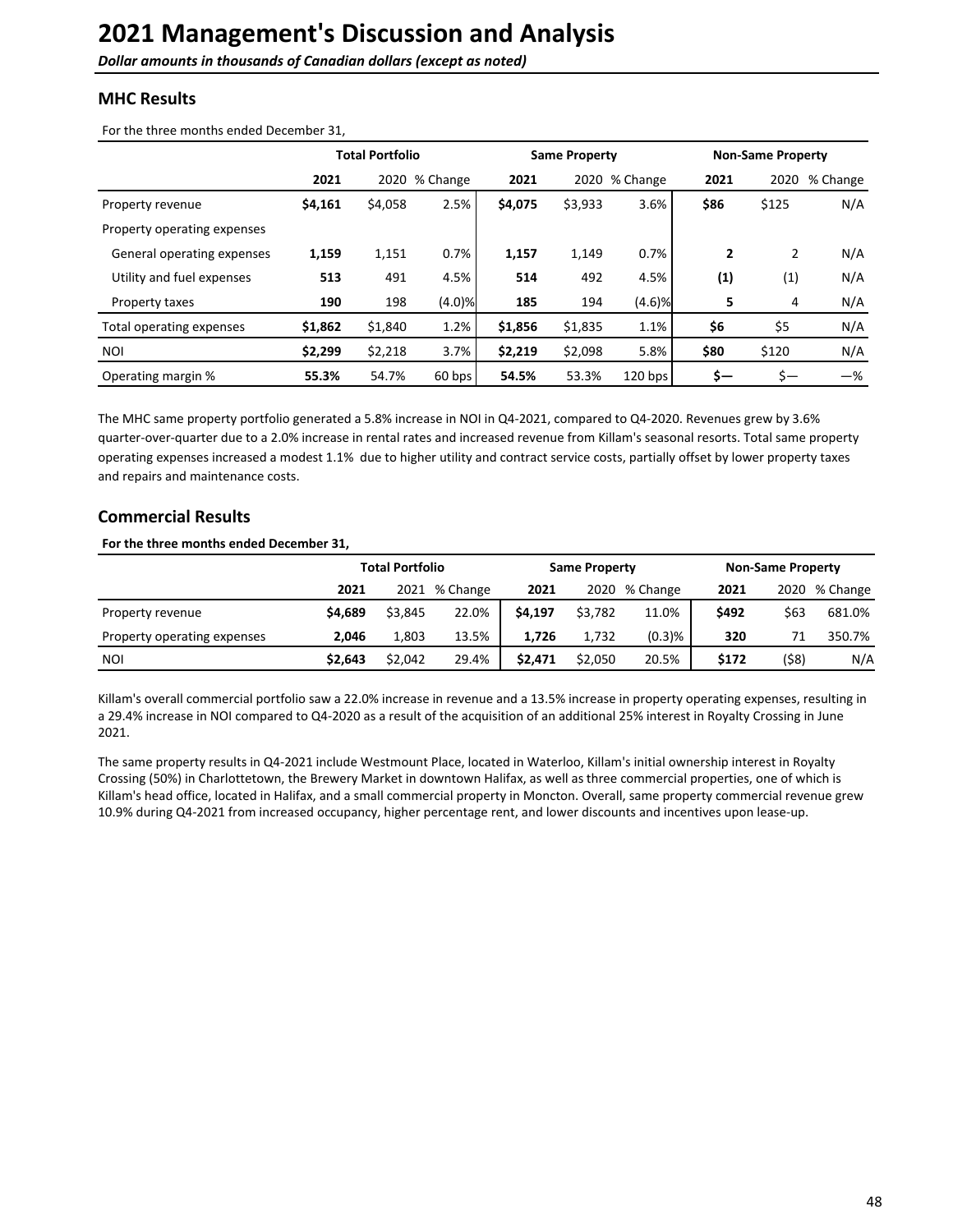# 2021 Management's Discussion and Analysis

***Dollar amounts in thousands of Canadian dollars (except as noted)***

## MHC Results

For the three months ended December 31,

| | Total Portfolio | | | Same Property | | | Non-Same Property | | |
|---|---|---|---|---|---|---|---|---|---|
| | **2021** | 2020 | % Change | **2021** | 2020 | % Change | **2021** | 2020 | % Change |
| Property revenue | **$4,161** | $4,058 | 2.5% | **$4,075** | $3,933 | 3.6% | **$86** | $125 | N/A |
| Property operating expenses | | | | | | | | | |
| General operating expenses | **1,159** | 1,151 | 0.7% | **1,157** | 1,149 | 0.7% | **2** | 2 | N/A |
| Utility and fuel expenses | **513** | 491 | 4.5% | **514** | 492 | 4.5% | **(1)** | (1) | N/A |
| Property taxes | **190** | 198 | (4.0)% | **185** | 194 | (4.6)% | **5** | 4 | N/A |
| Total operating expenses | **$1,862** | $1,840 | 1.2% | **$1,856** | $1,835 | 1.1% | **$6** | $5 | N/A |
| NOI | **$2,299** | $2,218 | 3.7% | **$2,219** | $2,098 | 5.8% | **$80** | $120 | N/A |
| Operating margin % | **55.3%** | 54.7% | 60 bps | **54.5%** | 53.3% | 120 bps | **$—** | $— | —% |

The MHC same property portfolio generated a 5.8% increase in NOI in Q4-2021, compared to Q4-2020. Revenues grew by 3.6% quarter-over-quarter due to a 2.0% increase in rental rates and increased revenue from Killam's seasonal resorts. Total same property operating expenses increased a modest 1.1% due to higher utility and contract service costs, partially offset by lower property taxes and repairs and maintenance costs.

## Commercial Results

**For the three months ended December 31,**

| | Total Portfolio | | | Same Property | | | Non-Same Property | | |
|---|---|---|---|---|---|---|---|---|---|
| | **2021** | 2021 | % Change | **2021** | 2020 | % Change | **2021** | 2020 | % Change |
| Property revenue | **$4,689** | $3,845 | 22.0% | **$4,197** | $3,782 | 11.0% | **$492** | $63 | 681.0% |
| Property operating expenses | **2,046** | 1,803 | 13.5% | **1,726** | 1,732 | (0.3)% | **320** | 71 | 350.7% |
| NOI | **$2,643** | $2,042 | 29.4% | **$2,471** | $2,050 | 20.5% | **$172** | ($8) | N/A |

Killam's overall commercial portfolio saw a 22.0% increase in revenue and a 13.5% increase in property operating expenses, resulting in a 29.4% increase in NOI compared to Q4-2020 as a result of the acquisition of an additional 25% interest in Royalty Crossing in June 2021.

The same property results in Q4-2021 include Westmount Place, located in Waterloo, Killam's initial ownership interest in Royalty Crossing (50%) in Charlottetown, the Brewery Market in downtown Halifax, as well as three commercial properties, one of which is Killam's head office, located in Halifax, and a small commercial property in Moncton. Overall, same property commercial revenue grew 10.9% during Q4-2021 from increased occupancy, higher percentage rent, and lower discounts and incentives upon lease-up.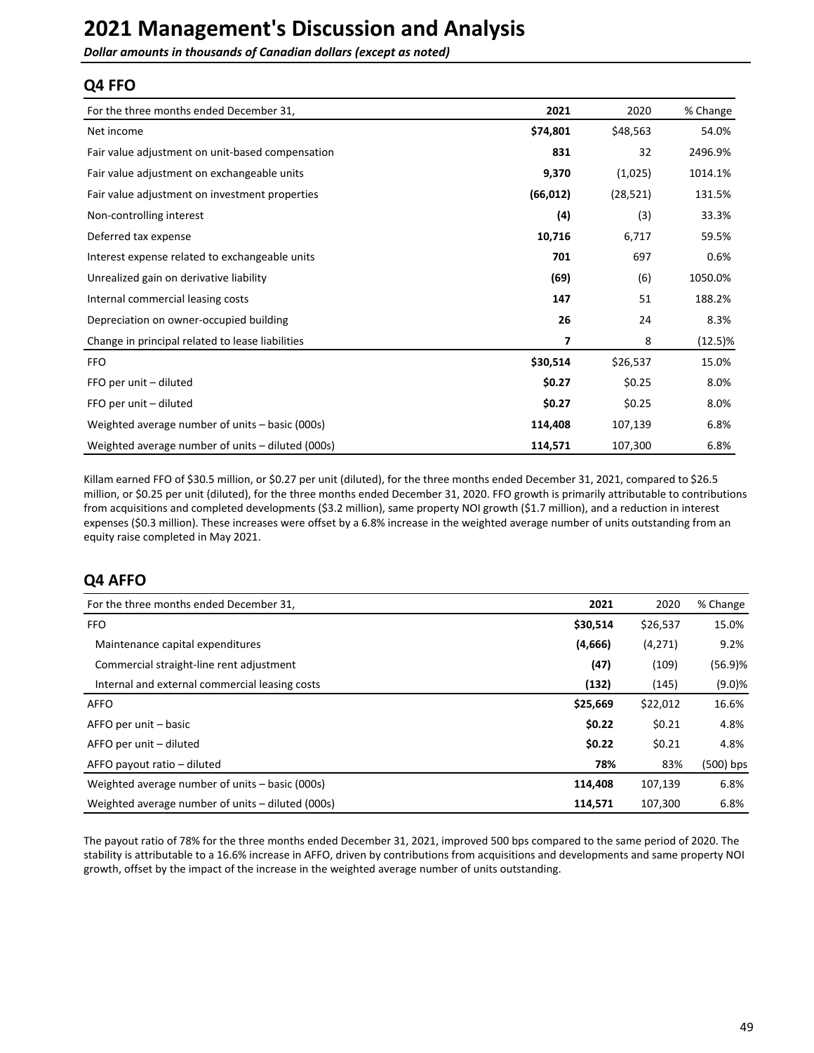# 2021 Management's Discussion and Analysis

***Dollar amounts in thousands of Canadian dollars (except as noted)***

## Q4 FFO

| For the three months ended December 31, | 2021 | 2020 | % Change |
|---|---|---|---|
| Net income | **$74,801** | $48,563 | 54.0% |
| Fair value adjustment on unit-based compensation | **831** | 32 | 2496.9% |
| Fair value adjustment on exchangeable units | **9,370** | (1,025) | 1014.1% |
| Fair value adjustment on investment properties | **(66,012)** | (28,521) | 131.5% |
| Non-controlling interest | **(4)** | (3) | 33.3% |
| Deferred tax expense | **10,716** | 6,717 | 59.5% |
| Interest expense related to exchangeable units | **701** | 697 | 0.6% |
| Unrealized gain on derivative liability | **(69)** | (6) | 1050.0% |
| Internal commercial leasing costs | **147** | 51 | 188.2% |
| Depreciation on owner-occupied building | **26** | 24 | 8.3% |
| Change in principal related to lease liabilities | **7** | 8 | (12.5)% |
| FFO | **$30,514** | $26,537 | 15.0% |
| FFO per unit – diluted | **$0.27** | $0.25 | 8.0% |
| FFO per unit – diluted | **$0.27** | $0.25 | 8.0% |
| Weighted average number of units – basic (000s) | **114,408** | 107,139 | 6.8% |
| Weighted average number of units – diluted (000s) | **114,571** | 107,300 | 6.8% |

Killam earned FFO of $30.5 million, or $0.27 per unit (diluted), for the three months ended December 31, 2021, compared to $26.5 million, or $0.25 per unit (diluted), for the three months ended December 31, 2020. FFO growth is primarily attributable to contributions from acquisitions and completed developments ($3.2 million), same property NOI growth ($1.7 million), and a reduction in interest expenses ($0.3 million). These increases were offset by a 6.8% increase in the weighted average number of units outstanding from an equity raise completed in May 2021.

## Q4 AFFO

| For the three months ended December 31, | 2021 | 2020 | % Change |
|---|---|---|---|
| FFO | **$30,514** | $26,537 | 15.0% |
| Maintenance capital expenditures | **(4,666)** | (4,271) | 9.2% |
| Commercial straight-line rent adjustment | **(47)** | (109) | (56.9)% |
| Internal and external commercial leasing costs | **(132)** | (145) | (9.0)% |
| AFFO | **$25,669** | $22,012 | 16.6% |
| AFFO per unit – basic | **$0.22** | $0.21 | 4.8% |
| AFFO per unit – diluted | **$0.22** | $0.21 | 4.8% |
| AFFO payout ratio – diluted | **78%** | 83% | (500) bps |
| Weighted average number of units – basic (000s) | **114,408** | 107,139 | 6.8% |
| Weighted average number of units – diluted (000s) | **114,571** | 107,300 | 6.8% |

The payout ratio of 78% for the three months ended December 31, 2021, improved 500 bps compared to the same period of 2020. The stability is attributable to a 16.6% increase in AFFO, driven by contributions from acquisitions and developments and same property NOI growth, offset by the impact of the increase in the weighted average number of units outstanding.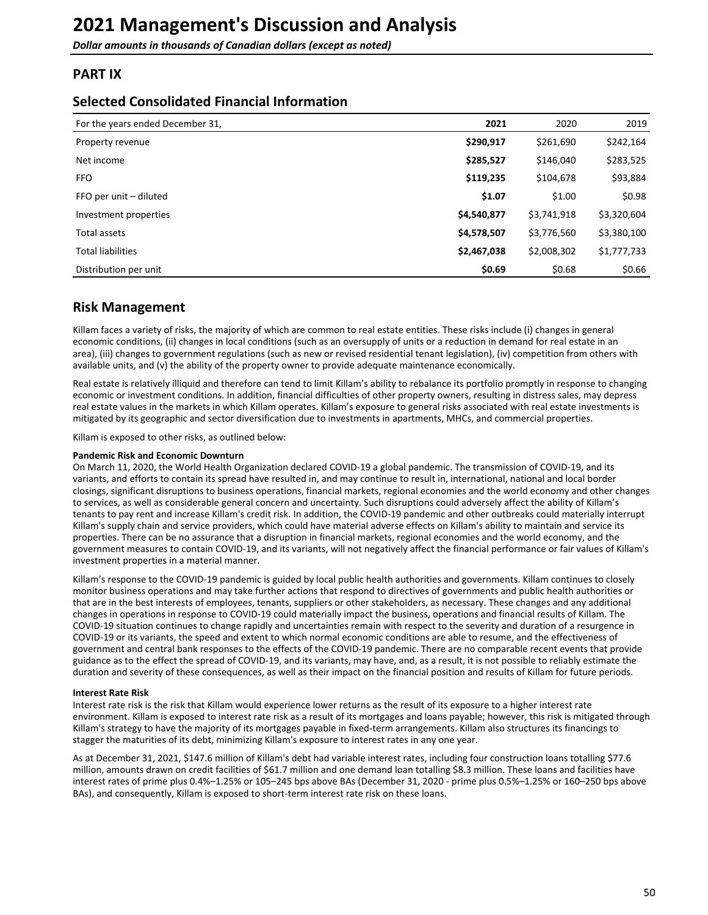# 2021 Management's Discussion and Analysis

***Dollar amounts in thousands of Canadian dollars (except as noted)***

## PART IX

## Selected Consolidated Financial Information

| For the years ended December 31, | **2021** | 2020 | 2019 |
|---|---|---|---|
| Property revenue | **$290,917** | $261,690 | $242,164 |
| Net income | **$285,527** | $146,040 | $283,525 |
| FFO | **$119,235** | $104,678 | $93,884 |
| FFO per unit – diluted | **$1.07** | $1.00 | $0.98 |
| Investment properties | **$4,540,877** | $3,741,918 | $3,320,604 |
| Total assets | **$4,578,507** | $3,776,560 | $3,380,100 |
| Total liabilities | **$2,467,038** | $2,008,302 | $1,777,733 |
| Distribution per unit | **$0.69** | $0.68 | $0.66 |

## Risk Management

Killam faces a variety of risks, the majority of which are common to real estate entities. These risks include (i) changes in general economic conditions, (ii) changes in local conditions (such as an oversupply of units or a reduction in demand for real estate in an area), (iii) changes to government regulations (such as new or revised residential tenant legislation), (iv) competition from others with available units, and (v) the ability of the property owner to provide adequate maintenance economically.

Real estate is relatively illiquid and therefore can tend to limit Killam's ability to rebalance its portfolio promptly in response to changing economic or investment conditions. In addition, financial difficulties of other property owners, resulting in distress sales, may depress real estate values in the markets in which Killam operates. Killam's exposure to general risks associated with real estate investments is mitigated by its geographic and sector diversification due to investments in apartments, MHCs, and commercial properties.

Killam is exposed to other risks, as outlined below:

**Pandemic Risk and Economic Downturn**

On March 11, 2020, the World Health Organization declared COVID-19 a global pandemic. The transmission of COVID-19, and its variants, and efforts to contain its spread have resulted in, and may continue to result in, international, national and local border closings, significant disruptions to business operations, financial markets, regional economies and the world economy and other changes to services, as well as considerable general concern and uncertainty. Such disruptions could adversely affect the ability of Killam's tenants to pay rent and increase Killam's credit risk. In addition, the COVID-19 pandemic and other outbreaks could materially interrupt Killam's supply chain and service providers, which could have material adverse effects on Killam's ability to maintain and service its properties. There can be no assurance that a disruption in financial markets, regional economies and the world economy, and the government measures to contain COVID-19, and its variants, will not negatively affect the financial performance or fair values of Killam's investment properties in a material manner.

Killam's response to the COVID-19 pandemic is guided by local public health authorities and governments. Killam continues to closely monitor business operations and may take further actions that respond to directives of governments and public health authorities or that are in the best interests of employees, tenants, suppliers or other stakeholders, as necessary. These changes and any additional changes in operations in response to COVID-19 could materially impact the business, operations and financial results of Killam. The COVID-19 situation continues to change rapidly and uncertainties remain with respect to the severity and duration of a resurgence in COVID-19 or its variants, the speed and extent to which normal economic conditions are able to resume, and the effectiveness of government and central bank responses to the effects of the COVID-19 pandemic. There are no comparable recent events that provide guidance as to the effect the spread of COVID-19, and its variants, may have, and, as a result, it is not possible to reliably estimate the duration and severity of these consequences, as well as their impact on the financial position and results of Killam for future periods.

**Interest Rate Risk**

Interest rate risk is the risk that Killam would experience lower returns as the result of its exposure to a higher interest rate environment. Killam is exposed to interest rate risk as a result of its mortgages and loans payable; however, this risk is mitigated through Killam's strategy to have the majority of its mortgages payable in fixed-term arrangements. Killam also structures its financings to stagger the maturities of its debt, minimizing Killam's exposure to interest rates in any one year.

As at December 31, 2021, $147.6 million of Killam's debt had variable interest rates, including four construction loans totalling $77.6 million, amounts drawn on credit facilities of $61.7 million and one demand loan totalling $8.3 million. These loans and facilities have interest rates of prime plus 0.4%–1.25% or 105–245 bps above BAs (December 31, 2020 - prime plus 0.5%–1.25% or 160–250 bps above BAs), and consequently, Killam is exposed to short-term interest rate risk on these loans.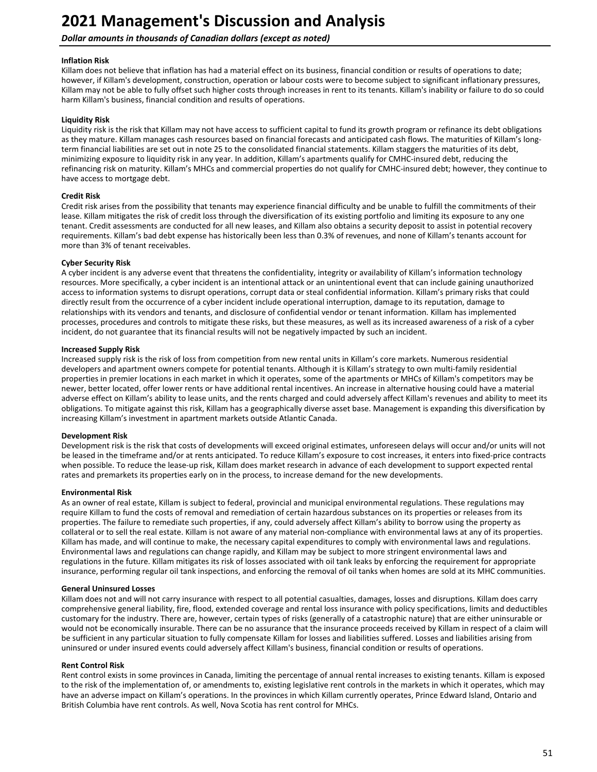#### Inflation Risk

Killam does not believe that inflation has had a material effect on its business, financial condition or results of operations to date; however, if Killam's development, construction, operation or labour costs were to become subject to significant inflationary pressures, Killam may not be able to fully offset such higher costs through increases in rent to its tenants. Killam's inability or failure to do so could harm Killam's business, financial condition and results of operations.

#### Liquidity Risk

Liquidity risk is the risk that Killam may not have access to sufficient capital to fund its growth program or refinance its debt obligations as they mature. Killam manages cash resources based on financial forecasts and anticipated cash flows. The maturities of Killam's long-term financial liabilities are set out in note 25 to the consolidated financial statements. Killam staggers the maturities of its debt, minimizing exposure to liquidity risk in any year. In addition, Killam's apartments qualify for CMHC-insured debt, reducing the refinancing risk on maturity. Killam's MHCs and commercial properties do not qualify for CMHC-insured debt; however, they continue to have access to mortgage debt.

#### Credit Risk

Credit risk arises from the possibility that tenants may experience financial difficulty and be unable to fulfill the commitments of their lease. Killam mitigates the risk of credit loss through the diversification of its existing portfolio and limiting its exposure to any one tenant. Credit assessments are conducted for all new leases, and Killam also obtains a security deposit to assist in potential recovery requirements. Killam's bad debt expense has historically been less than 0.3% of revenues, and none of Killam's tenants account for more than 3% of tenant receivables.

#### Cyber Security Risk

A cyber incident is any adverse event that threatens the confidentiality, integrity or availability of Killam's information technology resources. More specifically, a cyber incident is an intentional attack or an unintentional event that can include gaining unauthorized access to information systems to disrupt operations, corrupt data or steal confidential information. Killam's primary risks that could directly result from the occurrence of a cyber incident include operational interruption, damage to its reputation, damage to relationships with its vendors and tenants, and disclosure of confidential vendor or tenant information. Killam has implemented processes, procedures and controls to mitigate these risks, but these measures, as well as its increased awareness of a risk of a cyber incident, do not guarantee that its financial results will not be negatively impacted by such an incident.

#### Increased Supply Risk

Increased supply risk is the risk of loss from competition from new rental units in Killam's core markets. Numerous residential developers and apartment owners compete for potential tenants. Although it is Killam's strategy to own multi-family residential properties in premier locations in each market in which it operates, some of the apartments or MHCs of Killam's competitors may be newer, better located, offer lower rents or have additional rental incentives. An increase in alternative housing could have a material adverse effect on Killam's ability to lease units, and the rents charged and could adversely affect Killam's revenues and ability to meet its obligations. To mitigate against this risk, Killam has a geographically diverse asset base. Management is expanding this diversification by increasing Killam's investment in apartment markets outside Atlantic Canada.

#### Development Risk

Development risk is the risk that costs of developments will exceed original estimates, unforeseen delays will occur and/or units will not be leased in the timeframe and/or at rents anticipated. To reduce Killam's exposure to cost increases, it enters into fixed-price contracts when possible. To reduce the lease-up risk, Killam does market research in advance of each development to support expected rental rates and premarkets its properties early on in the process, to increase demand for the new developments.

#### Environmental Risk

As an owner of real estate, Killam is subject to federal, provincial and municipal environmental regulations. These regulations may require Killam to fund the costs of removal and remediation of certain hazardous substances on its properties or releases from its properties. The failure to remediate such properties, if any, could adversely affect Killam's ability to borrow using the property as collateral or to sell the real estate. Killam is not aware of any material non-compliance with environmental laws at any of its properties. Killam has made, and will continue to make, the necessary capital expenditures to comply with environmental laws and regulations. Environmental laws and regulations can change rapidly, and Killam may be subject to more stringent environmental laws and regulations in the future. Killam mitigates its risk of losses associated with oil tank leaks by enforcing the requirement for appropriate insurance, performing regular oil tank inspections, and enforcing the removal of oil tanks when homes are sold at its MHC communities.

#### General Uninsured Losses

Killam does not and will not carry insurance with respect to all potential casualties, damages, losses and disruptions. Killam does carry comprehensive general liability, fire, flood, extended coverage and rental loss insurance with policy specifications, limits and deductibles customary for the industry. There are, however, certain types of risks (generally of a catastrophic nature) that are either uninsurable or would not be economically insurable. There can be no assurance that the insurance proceeds received by Killam in respect of a claim will be sufficient in any particular situation to fully compensate Killam for losses and liabilities suffered. Losses and liabilities arising from uninsured or under insured events could adversely affect Killam's business, financial condition or results of operations.

#### Rent Control Risk

Rent control exists in some provinces in Canada, limiting the percentage of annual rental increases to existing tenants. Killam is exposed to the risk of the implementation of, or amendments to, existing legislative rent controls in the markets in which it operates, which may have an adverse impact on Killam's operations. In the provinces in which Killam currently operates, Prince Edward Island, Ontario and British Columbia have rent controls. As well, Nova Scotia has rent control for MHCs.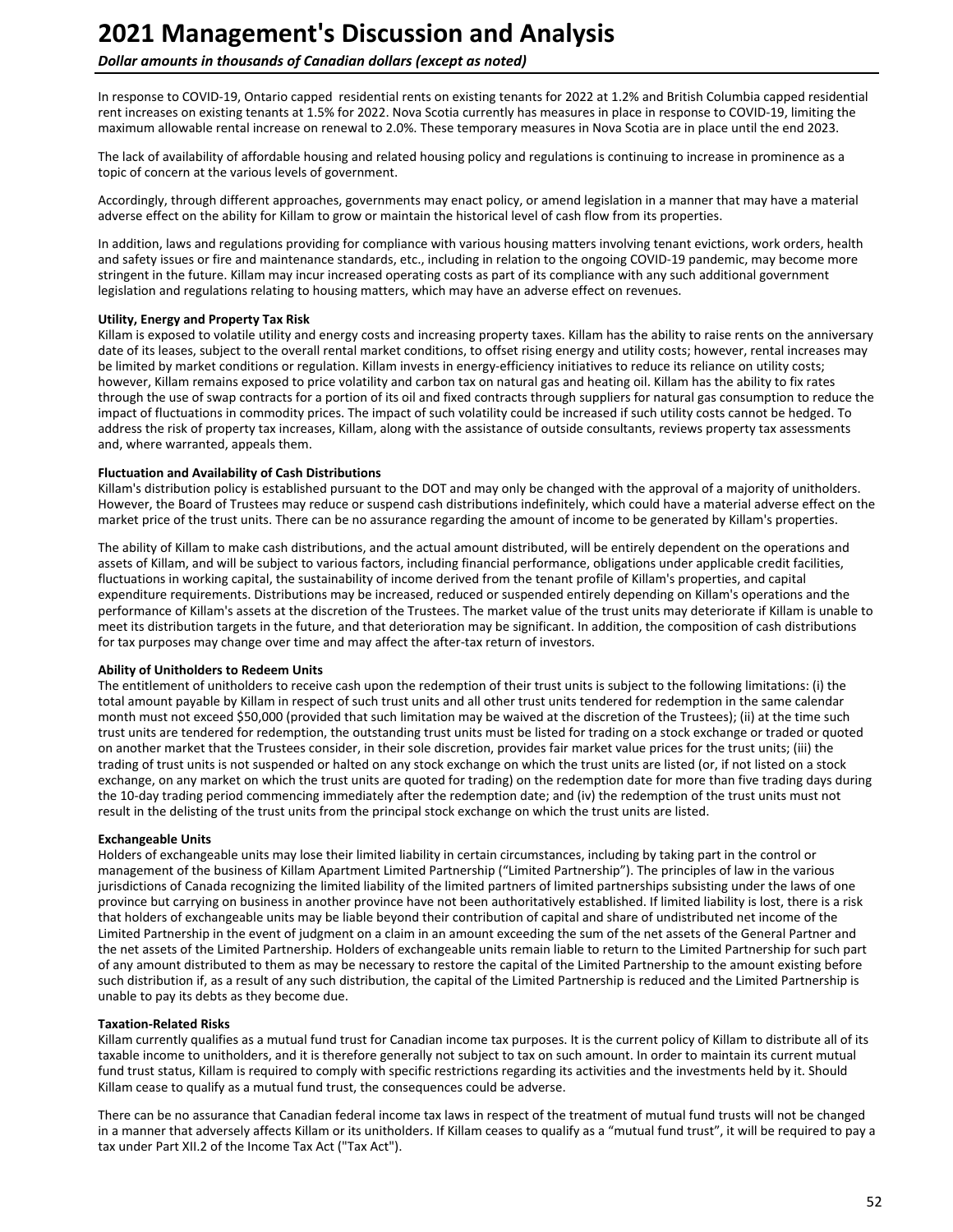In response to COVID-19, Ontario capped residential rents on existing tenants for 2022 at 1.2% and British Columbia capped residential rent increases on existing tenants at 1.5% for 2022. Nova Scotia currently has measures in place in response to COVID-19, limiting the maximum allowable rental increase on renewal to 2.0%. These temporary measures in Nova Scotia are in place until the end 2023.

The lack of availability of affordable housing and related housing policy and regulations is continuing to increase in prominence as a topic of concern at the various levels of government.

Accordingly, through different approaches, governments may enact policy, or amend legislation in a manner that may have a material adverse effect on the ability for Killam to grow or maintain the historical level of cash flow from its properties.

In addition, laws and regulations providing for compliance with various housing matters involving tenant evictions, work orders, health and safety issues or fire and maintenance standards, etc., including in relation to the ongoing COVID-19 pandemic, may become more stringent in the future. Killam may incur increased operating costs as part of its compliance with any such additional government legislation and regulations relating to housing matters, which may have an adverse effect on revenues.

**Utility, Energy and Property Tax Risk**

Killam is exposed to volatile utility and energy costs and increasing property taxes. Killam has the ability to raise rents on the anniversary date of its leases, subject to the overall rental market conditions, to offset rising energy and utility costs; however, rental increases may be limited by market conditions or regulation. Killam invests in energy-efficiency initiatives to reduce its reliance on utility costs; however, Killam remains exposed to price volatility and carbon tax on natural gas and heating oil. Killam has the ability to fix rates through the use of swap contracts for a portion of its oil and fixed contracts through suppliers for natural gas consumption to reduce the impact of fluctuations in commodity prices. The impact of such volatility could be increased if such utility costs cannot be hedged. To address the risk of property tax increases, Killam, along with the assistance of outside consultants, reviews property tax assessments and, where warranted, appeals them.

**Fluctuation and Availability of Cash Distributions**

Killam's distribution policy is established pursuant to the DOT and may only be changed with the approval of a majority of unitholders. However, the Board of Trustees may reduce or suspend cash distributions indefinitely, which could have a material adverse effect on the market price of the trust units. There can be no assurance regarding the amount of income to be generated by Killam's properties.

The ability of Killam to make cash distributions, and the actual amount distributed, will be entirely dependent on the operations and assets of Killam, and will be subject to various factors, including financial performance, obligations under applicable credit facilities, fluctuations in working capital, the sustainability of income derived from the tenant profile of Killam's properties, and capital expenditure requirements. Distributions may be increased, reduced or suspended entirely depending on Killam's operations and the performance of Killam's assets at the discretion of the Trustees. The market value of the trust units may deteriorate if Killam is unable to meet its distribution targets in the future, and that deterioration may be significant. In addition, the composition of cash distributions for tax purposes may change over time and may affect the after-tax return of investors.

**Ability of Unitholders to Redeem Units**

The entitlement of unitholders to receive cash upon the redemption of their trust units is subject to the following limitations: (i) the total amount payable by Killam in respect of such trust units and all other trust units tendered for redemption in the same calendar month must not exceed $50,000 (provided that such limitation may be waived at the discretion of the Trustees); (ii) at the time such trust units are tendered for redemption, the outstanding trust units must be listed for trading on a stock exchange or traded or quoted on another market that the Trustees consider, in their sole discretion, provides fair market value prices for the trust units; (iii) the trading of trust units is not suspended or halted on any stock exchange on which the trust units are listed (or, if not listed on a stock exchange, on any market on which the trust units are quoted for trading) on the redemption date for more than five trading days during the 10-day trading period commencing immediately after the redemption date; and (iv) the redemption of the trust units must not result in the delisting of the trust units from the principal stock exchange on which the trust units are listed.

**Exchangeable Units**

Holders of exchangeable units may lose their limited liability in certain circumstances, including by taking part in the control or management of the business of Killam Apartment Limited Partnership ("Limited Partnership"). The principles of law in the various jurisdictions of Canada recognizing the limited liability of the limited partners of limited partnerships subsisting under the laws of one province but carrying on business in another province have not been authoritatively established. If limited liability is lost, there is a risk that holders of exchangeable units may be liable beyond their contribution of capital and share of undistributed net income of the Limited Partnership in the event of judgment on a claim in an amount exceeding the sum of the net assets of the General Partner and the net assets of the Limited Partnership. Holders of exchangeable units remain liable to return to the Limited Partnership for such part of any amount distributed to them as may be necessary to restore the capital of the Limited Partnership to the amount existing before such distribution if, as a result of any such distribution, the capital of the Limited Partnership is reduced and the Limited Partnership is unable to pay its debts as they become due.

**Taxation-Related Risks**

Killam currently qualifies as a mutual fund trust for Canadian income tax purposes. It is the current policy of Killam to distribute all of its taxable income to unitholders, and it is therefore generally not subject to tax on such amount. In order to maintain its current mutual fund trust status, Killam is required to comply with specific restrictions regarding its activities and the investments held by it. Should Killam cease to qualify as a mutual fund trust, the consequences could be adverse.

There can be no assurance that Canadian federal income tax laws in respect of the treatment of mutual fund trusts will not be changed in a manner that adversely affects Killam or its unitholders. If Killam ceases to qualify as a "mutual fund trust", it will be required to pay a tax under Part XII.2 of the Income Tax Act ("Tax Act").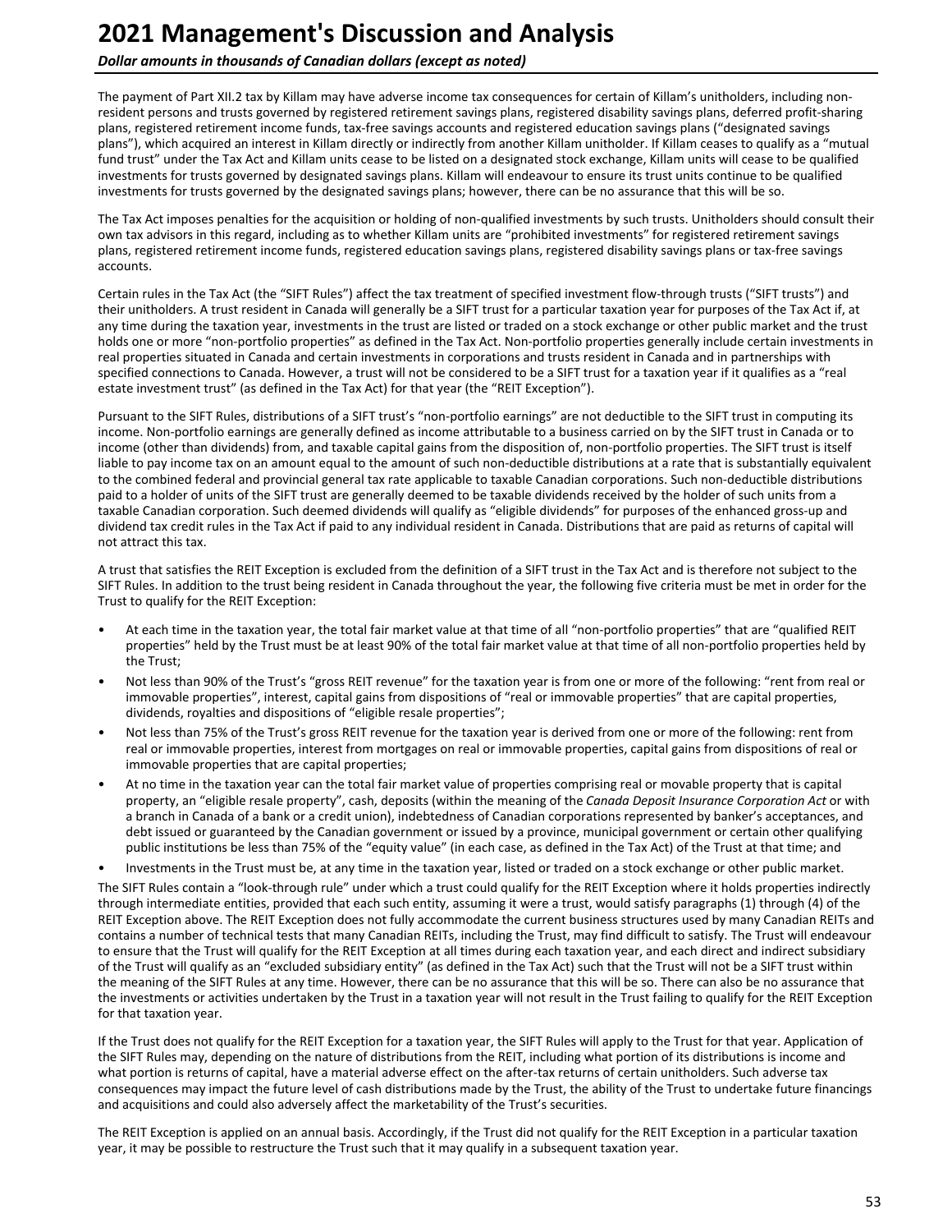The payment of Part XII.2 tax by Killam may have adverse income tax consequences for certain of Killam's unitholders, including non-resident persons and trusts governed by registered retirement savings plans, registered disability savings plans, deferred profit-sharing plans, registered retirement income funds, tax-free savings accounts and registered education savings plans ("designated savings plans"), which acquired an interest in Killam directly or indirectly from another Killam unitholder. If Killam ceases to qualify as a "mutual fund trust" under the Tax Act and Killam units cease to be listed on a designated stock exchange, Killam units will cease to be qualified investments for trusts governed by designated savings plans. Killam will endeavour to ensure its trust units continue to be qualified investments for trusts governed by the designated savings plans; however, there can be no assurance that this will be so.

The Tax Act imposes penalties for the acquisition or holding of non-qualified investments by such trusts. Unitholders should consult their own tax advisors in this regard, including as to whether Killam units are "prohibited investments" for registered retirement savings plans, registered retirement income funds, registered education savings plans, registered disability savings plans or tax-free savings accounts.

Certain rules in the Tax Act (the "SIFT Rules") affect the tax treatment of specified investment flow-through trusts ("SIFT trusts") and their unitholders. A trust resident in Canada will generally be a SIFT trust for a particular taxation year for purposes of the Tax Act if, at any time during the taxation year, investments in the trust are listed or traded on a stock exchange or other public market and the trust holds one or more "non-portfolio properties" as defined in the Tax Act. Non-portfolio properties generally include certain investments in real properties situated in Canada and certain investments in corporations and trusts resident in Canada and in partnerships with specified connections to Canada. However, a trust will not be considered to be a SIFT trust for a taxation year if it qualifies as a "real estate investment trust" (as defined in the Tax Act) for that year (the "REIT Exception").

Pursuant to the SIFT Rules, distributions of a SIFT trust's "non-portfolio earnings" are not deductible to the SIFT trust in computing its income. Non-portfolio earnings are generally defined as income attributable to a business carried on by the SIFT trust in Canada or to income (other than dividends) from, and taxable capital gains from the disposition of, non-portfolio properties. The SIFT trust is itself liable to pay income tax on an amount equal to the amount of such non-deductible distributions at a rate that is substantially equivalent to the combined federal and provincial general tax rate applicable to taxable Canadian corporations. Such non-deductible distributions paid to a holder of units of the SIFT trust are generally deemed to be taxable dividends received by the holder of such units from a taxable Canadian corporation. Such deemed dividends will qualify as "eligible dividends" for purposes of the enhanced gross-up and dividend tax credit rules in the Tax Act if paid to any individual resident in Canada. Distributions that are paid as returns of capital will not attract this tax.

A trust that satisfies the REIT Exception is excluded from the definition of a SIFT trust in the Tax Act and is therefore not subject to the SIFT Rules. In addition to the trust being resident in Canada throughout the year, the following five criteria must be met in order for the Trust to qualify for the REIT Exception:

- At each time in the taxation year, the total fair market value at that time of all "non-portfolio properties" that are "qualified REIT properties" held by the Trust must be at least 90% of the total fair market value at that time of all non-portfolio properties held by the Trust;
- Not less than 90% of the Trust's "gross REIT revenue" for the taxation year is from one or more of the following: "rent from real or immovable properties", interest, capital gains from dispositions of "real or immovable properties" that are capital properties, dividends, royalties and dispositions of "eligible resale properties";
- Not less than 75% of the Trust's gross REIT revenue for the taxation year is derived from one or more of the following: rent from real or immovable properties, interest from mortgages on real or immovable properties, capital gains from dispositions of real or immovable properties that are capital properties;
- At no time in the taxation year can the total fair market value of properties comprising real or movable property that is capital property, an "eligible resale property", cash, deposits (within the meaning of the *Canada Deposit Insurance Corporation Act* or with a branch in Canada of a bank or a credit union), indebtedness of Canadian corporations represented by banker's acceptances, and debt issued or guaranteed by the Canadian government or issued by a province, municipal government or certain other qualifying public institutions be less than 75% of the "equity value" (in each case, as defined in the Tax Act) of the Trust at that time; and
- Investments in the Trust must be, at any time in the taxation year, listed or traded on a stock exchange or other public market.

The SIFT Rules contain a "look-through rule" under which a trust could qualify for the REIT Exception where it holds properties indirectly through intermediate entities, provided that each such entity, assuming it were a trust, would satisfy paragraphs (1) through (4) of the REIT Exception above. The REIT Exception does not fully accommodate the current business structures used by many Canadian REITs and contains a number of technical tests that many Canadian REITs, including the Trust, may find difficult to satisfy. The Trust will endeavour to ensure that the Trust will qualify for the REIT Exception at all times during each taxation year, and each direct and indirect subsidiary of the Trust will qualify as an "excluded subsidiary entity" (as defined in the Tax Act) such that the Trust will not be a SIFT trust within the meaning of the SIFT Rules at any time. However, there can be no assurance that this will be so. There can also be no assurance that the investments or activities undertaken by the Trust in a taxation year will not result in the Trust failing to qualify for the REIT Exception for that taxation year.

If the Trust does not qualify for the REIT Exception for a taxation year, the SIFT Rules will apply to the Trust for that year. Application of the SIFT Rules may, depending on the nature of distributions from the REIT, including what portion of its distributions is income and what portion is returns of capital, have a material adverse effect on the after-tax returns of certain unitholders. Such adverse tax consequences may impact the future level of cash distributions made by the Trust, the ability of the Trust to undertake future financings and acquisitions and could also adversely affect the marketability of the Trust's securities.

The REIT Exception is applied on an annual basis. Accordingly, if the Trust did not qualify for the REIT Exception in a particular taxation year, it may be possible to restructure the Trust such that it may qualify in a subsequent taxation year.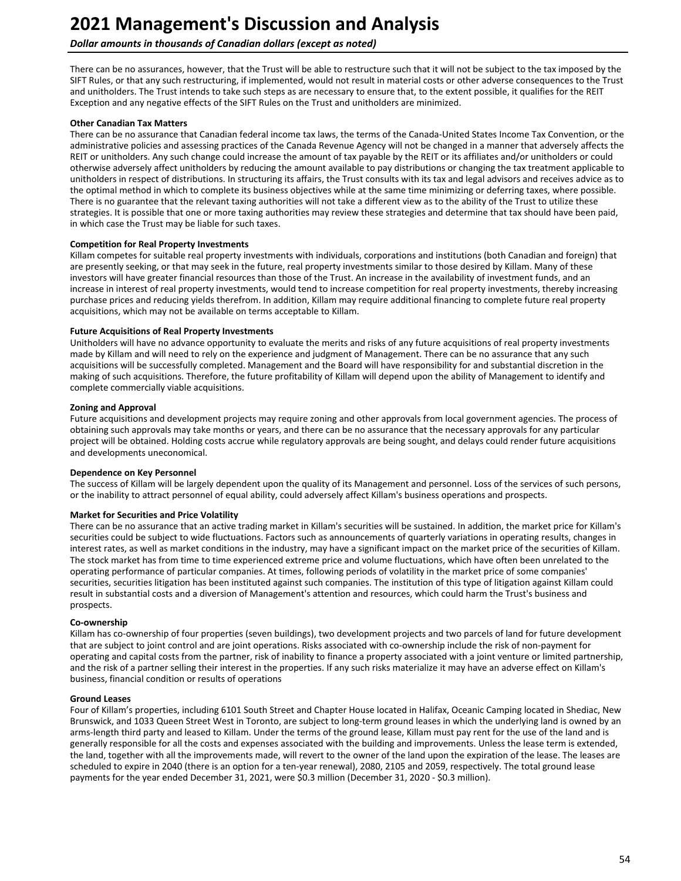There can be no assurances, however, that the Trust will be able to restructure such that it will not be subject to the tax imposed by the SIFT Rules, or that any such restructuring, if implemented, would not result in material costs or other adverse consequences to the Trust and unitholders. The Trust intends to take such steps as are necessary to ensure that, to the extent possible, it qualifies for the REIT Exception and any negative effects of the SIFT Rules on the Trust and unitholders are minimized.

**Other Canadian Tax Matters**

There can be no assurance that Canadian federal income tax laws, the terms of the Canada-United States Income Tax Convention, or the administrative policies and assessing practices of the Canada Revenue Agency will not be changed in a manner that adversely affects the REIT or unitholders. Any such change could increase the amount of tax payable by the REIT or its affiliates and/or unitholders or could otherwise adversely affect unitholders by reducing the amount available to pay distributions or changing the tax treatment applicable to unitholders in respect of distributions. In structuring its affairs, the Trust consults with its tax and legal advisors and receives advice as to the optimal method in which to complete its business objectives while at the same time minimizing or deferring taxes, where possible. There is no guarantee that the relevant taxing authorities will not take a different view as to the ability of the Trust to utilize these strategies. It is possible that one or more taxing authorities may review these strategies and determine that tax should have been paid, in which case the Trust may be liable for such taxes.

**Competition for Real Property Investments**

Killam competes for suitable real property investments with individuals, corporations and institutions (both Canadian and foreign) that are presently seeking, or that may seek in the future, real property investments similar to those desired by Killam. Many of these investors will have greater financial resources than those of the Trust. An increase in the availability of investment funds, and an increase in interest of real property investments, would tend to increase competition for real property investments, thereby increasing purchase prices and reducing yields therefrom. In addition, Killam may require additional financing to complete future real property acquisitions, which may not be available on terms acceptable to Killam.

**Future Acquisitions of Real Property Investments**

Unitholders will have no advance opportunity to evaluate the merits and risks of any future acquisitions of real property investments made by Killam and will need to rely on the experience and judgment of Management. There can be no assurance that any such acquisitions will be successfully completed. Management and the Board will have responsibility for and substantial discretion in the making of such acquisitions. Therefore, the future profitability of Killam will depend upon the ability of Management to identify and complete commercially viable acquisitions.

**Zoning and Approval**

Future acquisitions and development projects may require zoning and other approvals from local government agencies. The process of obtaining such approvals may take months or years, and there can be no assurance that the necessary approvals for any particular project will be obtained. Holding costs accrue while regulatory approvals are being sought, and delays could render future acquisitions and developments uneconomical.

**Dependence on Key Personnel**

The success of Killam will be largely dependent upon the quality of its Management and personnel. Loss of the services of such persons, or the inability to attract personnel of equal ability, could adversely affect Killam's business operations and prospects.

**Market for Securities and Price Volatility**

There can be no assurance that an active trading market in Killam's securities will be sustained. In addition, the market price for Killam's securities could be subject to wide fluctuations. Factors such as announcements of quarterly variations in operating results, changes in interest rates, as well as market conditions in the industry, may have a significant impact on the market price of the securities of Killam. The stock market has from time to time experienced extreme price and volume fluctuations, which have often been unrelated to the operating performance of particular companies. At times, following periods of volatility in the market price of some companies' securities, securities litigation has been instituted against such companies. The institution of this type of litigation against Killam could result in substantial costs and a diversion of Management's attention and resources, which could harm the Trust's business and prospects.

**Co-ownership**

Killam has co-ownership of four properties (seven buildings), two development projects and two parcels of land for future development that are subject to joint control and are joint operations. Risks associated with co-ownership include the risk of non-payment for operating and capital costs from the partner, risk of inability to finance a property associated with a joint venture or limited partnership, and the risk of a partner selling their interest in the properties. If any such risks materialize it may have an adverse effect on Killam's business, financial condition or results of operations

**Ground Leases**

Four of Killam's properties, including 6101 South Street and Chapter House located in Halifax, Oceanic Camping located in Shediac, New Brunswick, and 1033 Queen Street West in Toronto, are subject to long-term ground leases in which the underlying land is owned by an arms-length third party and leased to Killam. Under the terms of the ground lease, Killam must pay rent for the use of the land and is generally responsible for all the costs and expenses associated with the building and improvements. Unless the lease term is extended, the land, together with all the improvements made, will revert to the owner of the land upon the expiration of the lease. The leases are scheduled to expire in 2040 (there is an option for a ten-year renewal), 2080, 2105 and 2059, respectively. The total ground lease payments for the year ended December 31, 2021, were $0.3 million (December 31, 2020 - $0.3 million).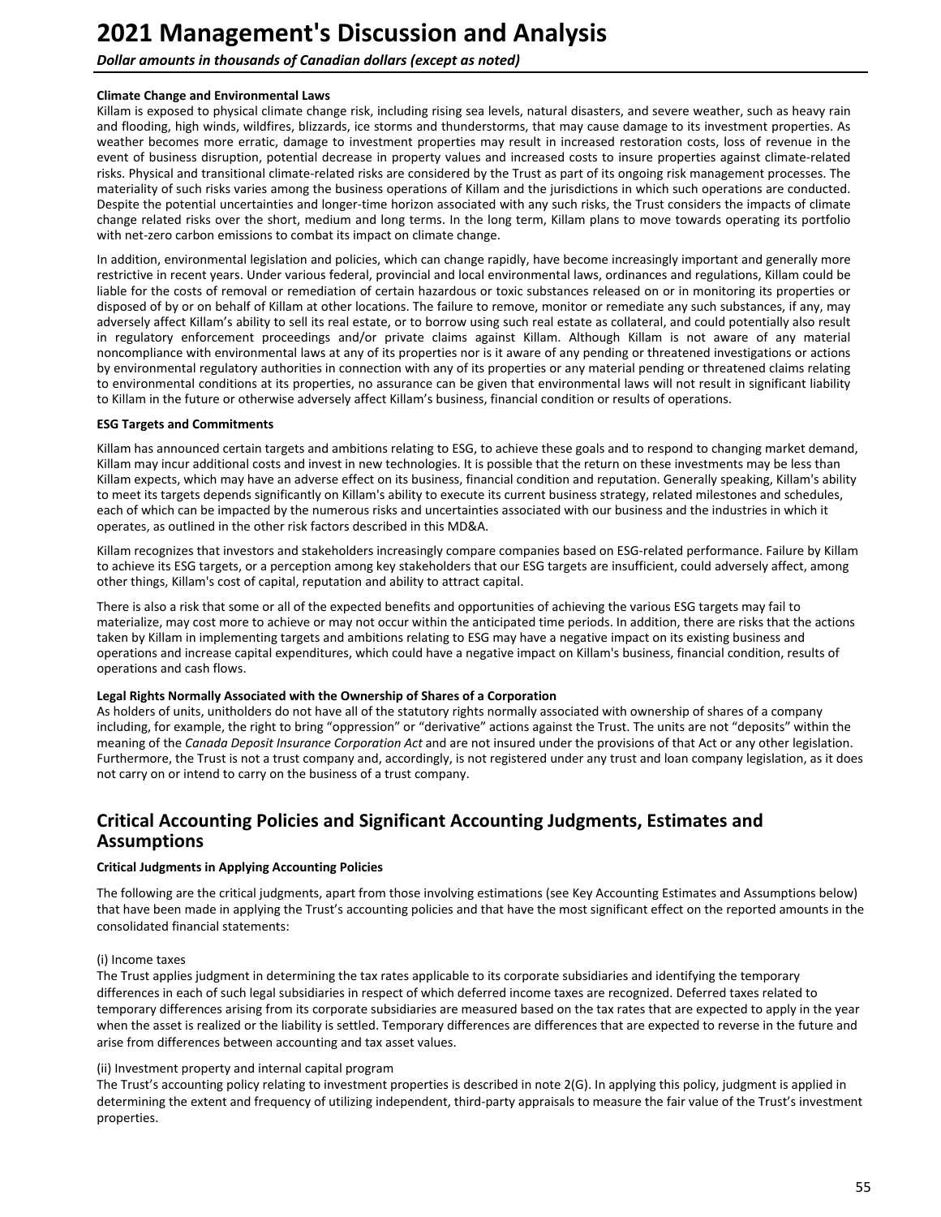**Climate Change and Environmental Laws**

Killam is exposed to physical climate change risk, including rising sea levels, natural disasters, and severe weather, such as heavy rain and flooding, high winds, wildfires, blizzards, ice storms and thunderstorms, that may cause damage to its investment properties. As weather becomes more erratic, damage to investment properties may result in increased restoration costs, loss of revenue in the event of business disruption, potential decrease in property values and increased costs to insure properties against climate-related risks. Physical and transitional climate-related risks are considered by the Trust as part of its ongoing risk management processes. The materiality of such risks varies among the business operations of Killam and the jurisdictions in which such operations are conducted. Despite the potential uncertainties and longer-time horizon associated with any such risks, the Trust considers the impacts of climate change related risks over the short, medium and long terms. In the long term, Killam plans to move towards operating its portfolio with net-zero carbon emissions to combat its impact on climate change.

In addition, environmental legislation and policies, which can change rapidly, have become increasingly important and generally more restrictive in recent years. Under various federal, provincial and local environmental laws, ordinances and regulations, Killam could be liable for the costs of removal or remediation of certain hazardous or toxic substances released on or in monitoring its properties or disposed of by or on behalf of Killam at other locations. The failure to remove, monitor or remediate any such substances, if any, may adversely affect Killam's ability to sell its real estate, or to borrow using such real estate as collateral, and could potentially also result in regulatory enforcement proceedings and/or private claims against Killam. Although Killam is not aware of any material noncompliance with environmental laws at any of its properties nor is it aware of any pending or threatened investigations or actions by environmental regulatory authorities in connection with any of its properties or any material pending or threatened claims relating to environmental conditions at its properties, no assurance can be given that environmental laws will not result in significant liability to Killam in the future or otherwise adversely affect Killam's business, financial condition or results of operations.

**ESG Targets and Commitments**

Killam has announced certain targets and ambitions relating to ESG, to achieve these goals and to respond to changing market demand, Killam may incur additional costs and invest in new technologies. It is possible that the return on these investments may be less than Killam expects, which may have an adverse effect on its business, financial condition and reputation. Generally speaking, Killam's ability to meet its targets depends significantly on Killam's ability to execute its current business strategy, related milestones and schedules, each of which can be impacted by the numerous risks and uncertainties associated with our business and the industries in which it operates, as outlined in the other risk factors described in this MD&A.

Killam recognizes that investors and stakeholders increasingly compare companies based on ESG-related performance. Failure by Killam to achieve its ESG targets, or a perception among key stakeholders that our ESG targets are insufficient, could adversely affect, among other things, Killam's cost of capital, reputation and ability to attract capital.

There is also a risk that some or all of the expected benefits and opportunities of achieving the various ESG targets may fail to materialize, may cost more to achieve or may not occur within the anticipated time periods. In addition, there are risks that the actions taken by Killam in implementing targets and ambitions relating to ESG may have a negative impact on its existing business and operations and increase capital expenditures, which could have a negative impact on Killam's business, financial condition, results of operations and cash flows.

**Legal Rights Normally Associated with the Ownership of Shares of a Corporation**

As holders of units, unitholders do not have all of the statutory rights normally associated with ownership of shares of a company including, for example, the right to bring "oppression" or "derivative" actions against the Trust. The units are not "deposits" within the meaning of the *Canada Deposit Insurance Corporation Act* and are not insured under the provisions of that Act or any other legislation. Furthermore, the Trust is not a trust company and, accordingly, is not registered under any trust and loan company legislation, as it does not carry on or intend to carry on the business of a trust company.

## Critical Accounting Policies and Significant Accounting Judgments, Estimates and Assumptions

**Critical Judgments in Applying Accounting Policies**

The following are the critical judgments, apart from those involving estimations (see Key Accounting Estimates and Assumptions below) that have been made in applying the Trust's accounting policies and that have the most significant effect on the reported amounts in the consolidated financial statements:

(i) Income taxes

The Trust applies judgment in determining the tax rates applicable to its corporate subsidiaries and identifying the temporary differences in each of such legal subsidiaries in respect of which deferred income taxes are recognized. Deferred taxes related to temporary differences arising from its corporate subsidiaries are measured based on the tax rates that are expected to apply in the year when the asset is realized or the liability is settled. Temporary differences are differences that are expected to reverse in the future and arise from differences between accounting and tax asset values.

(ii) Investment property and internal capital program

The Trust's accounting policy relating to investment properties is described in note 2(G). In applying this policy, judgment is applied in determining the extent and frequency of utilizing independent, third-party appraisals to measure the fair value of the Trust's investment properties.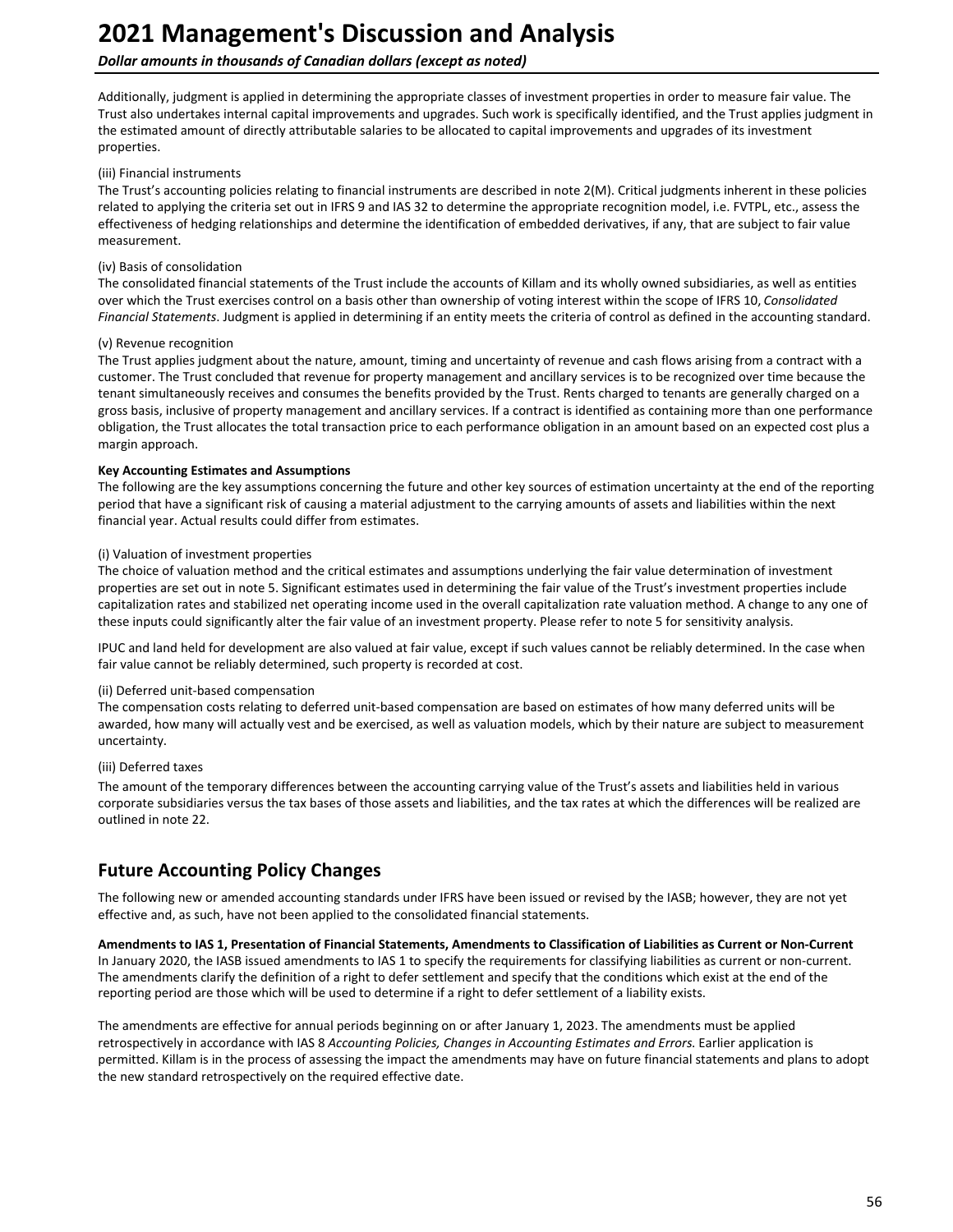Additionally, judgment is applied in determining the appropriate classes of investment properties in order to measure fair value. The Trust also undertakes internal capital improvements and upgrades. Such work is specifically identified, and the Trust applies judgment in the estimated amount of directly attributable salaries to be allocated to capital improvements and upgrades of its investment properties.

(iii) Financial instruments

The Trust's accounting policies relating to financial instruments are described in note 2(M). Critical judgments inherent in these policies related to applying the criteria set out in IFRS 9 and IAS 32 to determine the appropriate recognition model, i.e. FVTPL, etc., assess the effectiveness of hedging relationships and determine the identification of embedded derivatives, if any, that are subject to fair value measurement.

(iv) Basis of consolidation

The consolidated financial statements of the Trust include the accounts of Killam and its wholly owned subsidiaries, as well as entities over which the Trust exercises control on a basis other than ownership of voting interest within the scope of IFRS 10, *Consolidated Financial Statements*. Judgment is applied in determining if an entity meets the criteria of control as defined in the accounting standard.

(v) Revenue recognition

The Trust applies judgment about the nature, amount, timing and uncertainty of revenue and cash flows arising from a contract with a customer. The Trust concluded that revenue for property management and ancillary services is to be recognized over time because the tenant simultaneously receives and consumes the benefits provided by the Trust. Rents charged to tenants are generally charged on a gross basis, inclusive of property management and ancillary services. If a contract is identified as containing more than one performance obligation, the Trust allocates the total transaction price to each performance obligation in an amount based on an expected cost plus a margin approach.

**Key Accounting Estimates and Assumptions**

The following are the key assumptions concerning the future and other key sources of estimation uncertainty at the end of the reporting period that have a significant risk of causing a material adjustment to the carrying amounts of assets and liabilities within the next financial year. Actual results could differ from estimates.

(i) Valuation of investment properties

The choice of valuation method and the critical estimates and assumptions underlying the fair value determination of investment properties are set out in note 5. Significant estimates used in determining the fair value of the Trust's investment properties include capitalization rates and stabilized net operating income used in the overall capitalization rate valuation method. A change to any one of these inputs could significantly alter the fair value of an investment property. Please refer to note 5 for sensitivity analysis.

IPUC and land held for development are also valued at fair value, except if such values cannot be reliably determined. In the case when fair value cannot be reliably determined, such property is recorded at cost.

(ii) Deferred unit-based compensation

The compensation costs relating to deferred unit-based compensation are based on estimates of how many deferred units will be awarded, how many will actually vest and be exercised, as well as valuation models, which by their nature are subject to measurement uncertainty.

(iii) Deferred taxes

The amount of the temporary differences between the accounting carrying value of the Trust's assets and liabilities held in various corporate subsidiaries versus the tax bases of those assets and liabilities, and the tax rates at which the differences will be realized are outlined in note 22.

## Future Accounting Policy Changes

The following new or amended accounting standards under IFRS have been issued or revised by the IASB; however, they are not yet effective and, as such, have not been applied to the consolidated financial statements.

**Amendments to IAS 1, Presentation of Financial Statements, Amendments to Classification of Liabilities as Current or Non-Current**

In January 2020, the IASB issued amendments to IAS 1 to specify the requirements for classifying liabilities as current or non-current. The amendments clarify the definition of a right to defer settlement and specify that the conditions which exist at the end of the reporting period are those which will be used to determine if a right to defer settlement of a liability exists.

The amendments are effective for annual periods beginning on or after January 1, 2023. The amendments must be applied retrospectively in accordance with IAS 8 *Accounting Policies, Changes in Accounting Estimates and Errors.* Earlier application is permitted. Killam is in the process of assessing the impact the amendments may have on future financial statements and plans to adopt the new standard retrospectively on the required effective date.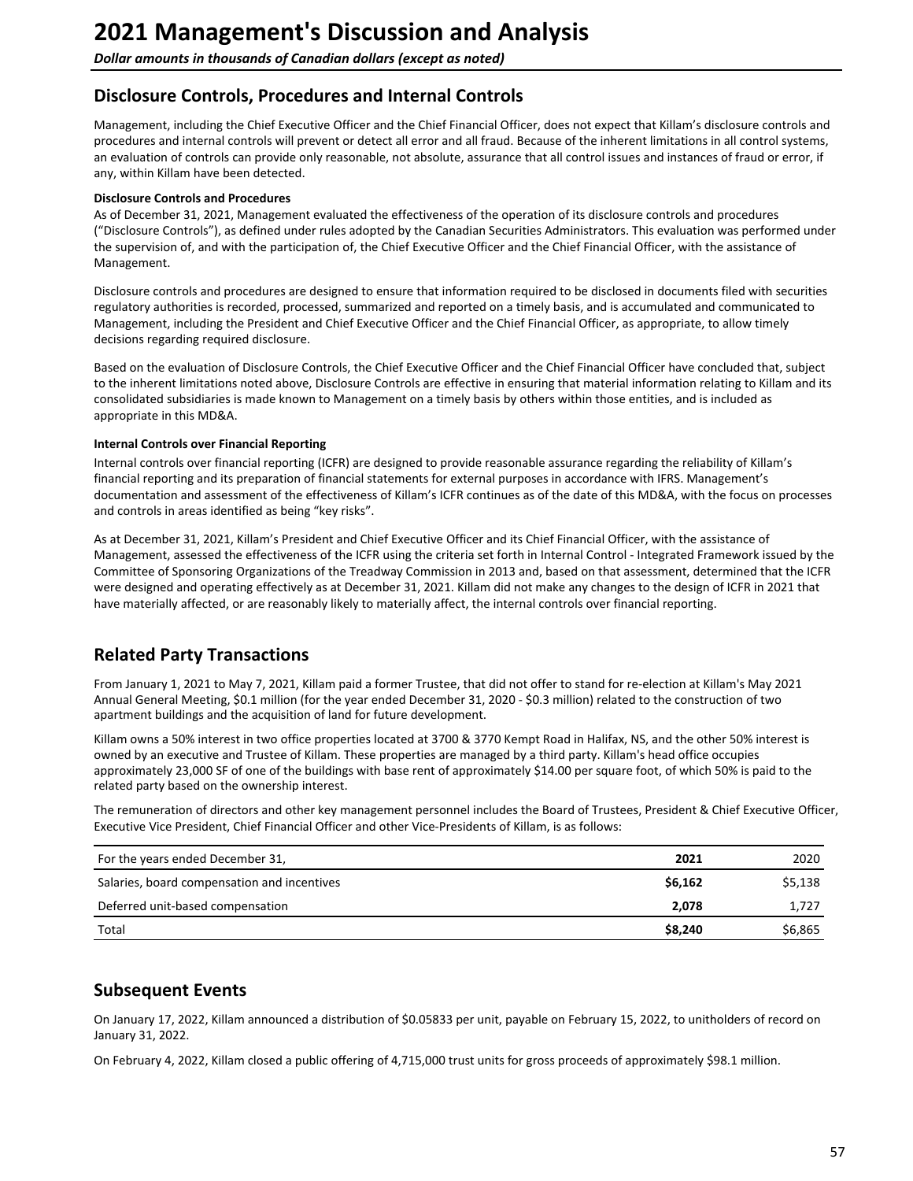# 2021 Management's Discussion and Analysis

*Dollar amounts in thousands of Canadian dollars (except as noted)*

## Disclosure Controls, Procedures and Internal Controls

Management, including the Chief Executive Officer and the Chief Financial Officer, does not expect that Killam's disclosure controls and procedures and internal controls will prevent or detect all error and all fraud. Because of the inherent limitations in all control systems, an evaluation of controls can provide only reasonable, not absolute, assurance that all control issues and instances of fraud or error, if any, within Killam have been detected.

**Disclosure Controls and Procedures**

As of December 31, 2021, Management evaluated the effectiveness of the operation of its disclosure controls and procedures ("Disclosure Controls"), as defined under rules adopted by the Canadian Securities Administrators. This evaluation was performed under the supervision of, and with the participation of, the Chief Executive Officer and the Chief Financial Officer, with the assistance of Management.

Disclosure controls and procedures are designed to ensure that information required to be disclosed in documents filed with securities regulatory authorities is recorded, processed, summarized and reported on a timely basis, and is accumulated and communicated to Management, including the President and Chief Executive Officer and the Chief Financial Officer, as appropriate, to allow timely decisions regarding required disclosure.

Based on the evaluation of Disclosure Controls, the Chief Executive Officer and the Chief Financial Officer have concluded that, subject to the inherent limitations noted above, Disclosure Controls are effective in ensuring that material information relating to Killam and its consolidated subsidiaries is made known to Management on a timely basis by others within those entities, and is included as appropriate in this MD&A.

**Internal Controls over Financial Reporting**

Internal controls over financial reporting (ICFR) are designed to provide reasonable assurance regarding the reliability of Killam's financial reporting and its preparation of financial statements for external purposes in accordance with IFRS. Management's documentation and assessment of the effectiveness of Killam's ICFR continues as of the date of this MD&A, with the focus on processes and controls in areas identified as being "key risks".

As at December 31, 2021, Killam's President and Chief Executive Officer and its Chief Financial Officer, with the assistance of Management, assessed the effectiveness of the ICFR using the criteria set forth in Internal Control - Integrated Framework issued by the Committee of Sponsoring Organizations of the Treadway Commission in 2013 and, based on that assessment, determined that the ICFR were designed and operating effectively as at December 31, 2021. Killam did not make any changes to the design of ICFR in 2021 that have materially affected, or are reasonably likely to materially affect, the internal controls over financial reporting.

## Related Party Transactions

From January 1, 2021 to May 7, 2021, Killam paid a former Trustee, that did not offer to stand for re-election at Killam's May 2021 Annual General Meeting, $0.1 million (for the year ended December 31, 2020 - $0.3 million) related to the construction of two apartment buildings and the acquisition of land for future development.

Killam owns a 50% interest in two office properties located at 3700 & 3770 Kempt Road in Halifax, NS, and the other 50% interest is owned by an executive and Trustee of Killam. These properties are managed by a third party. Killam's head office occupies approximately 23,000 SF of one of the buildings with base rent of approximately $14.00 per square foot, of which 50% is paid to the related party based on the ownership interest.

The remuneration of directors and other key management personnel includes the Board of Trustees, President & Chief Executive Officer, Executive Vice President, Chief Financial Officer and other Vice-Presidents of Killam, is as follows:

| For the years ended December 31, | 2021 | 2020 |
|---|---|---|
| Salaries, board compensation and incentives | **$6,162** | $5,138 |
| Deferred unit-based compensation | **2,078** | 1,727 |
| Total | **$8,240** | $6,865 |

## Subsequent Events

On January 17, 2022, Killam announced a distribution of $0.05833 per unit, payable on February 15, 2022, to unitholders of record on January 31, 2022.

On February 4, 2022, Killam closed a public offering of 4,715,000 trust units for gross proceeds of approximately $98.1 million.